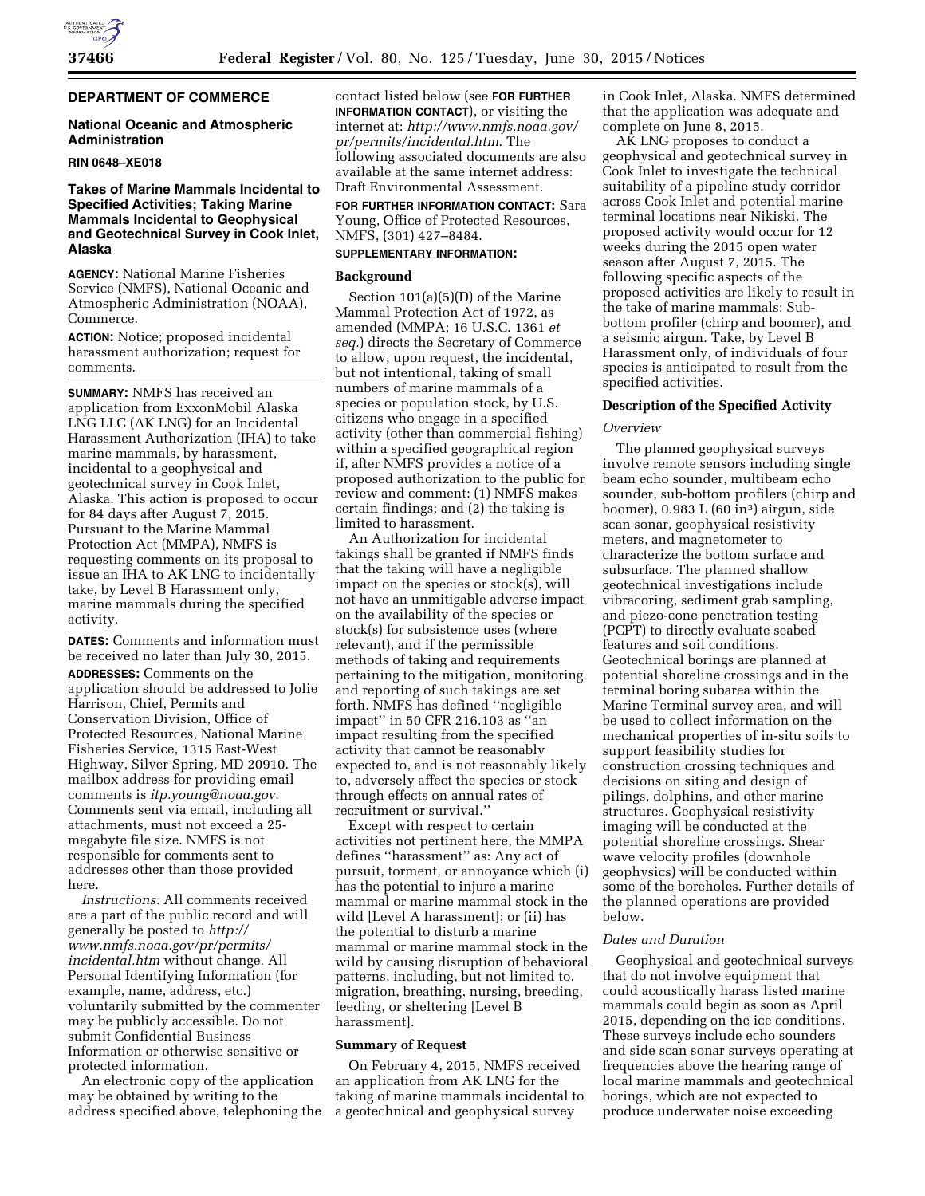## DEPARTMENT OF COMMERCE

### National Oceanic and Atmospheric Administration

**RIN 0648–XE018**

### Takes of Marine Mammals Incidental to Specified Activities; Taking Marine Mammals Incidental to Geophysical and Geotechnical Survey in Cook Inlet, Alaska

**AGENCY:** National Marine Fisheries Service (NMFS), National Oceanic and Atmospheric Administration (NOAA), Commerce.

**ACTION:** Notice; proposed incidental harassment authorization; request for comments.

**SUMMARY:** NMFS has received an application from ExxonMobil Alaska LNG LLC (AK LNG) for an Incidental Harassment Authorization (IHA) to take marine mammals, by harassment, incidental to a geophysical and geotechnical survey in Cook Inlet, Alaska. This action is proposed to occur for 84 days after August 7, 2015. Pursuant to the Marine Mammal Protection Act (MMPA), NMFS is requesting comments on its proposal to issue an IHA to AK LNG to incidentally take, by Level B Harassment only, marine mammals during the specified activity.

**DATES:** Comments and information must be received no later than July 30, 2015.

**ADDRESSES:** Comments on the application should be addressed to Jolie Harrison, Chief, Permits and Conservation Division, Office of Protected Resources, National Marine Fisheries Service, 1315 East-West Highway, Silver Spring, MD 20910. The mailbox address for providing email comments is *itp.young@noaa.gov*. Comments sent via email, including all attachments, must not exceed a 25-megabyte file size. NMFS is not responsible for comments sent to addresses other than those provided here.

*Instructions:* All comments received are a part of the public record and will generally be posted to *http://www.nmfs.noaa.gov/pr/permits/incidental.htm* without change. All Personal Identifying Information (for example, name, address, etc.) voluntarily submitted by the commenter may be publicly accessible. Do not submit Confidential Business Information or otherwise sensitive or protected information.

An electronic copy of the application may be obtained by writing to the address specified above, telephoning the contact listed below (see **FOR FURTHER INFORMATION CONTACT**), or visiting the internet at: *http://www.nmfs.noaa.gov/pr/permits/incidental.htm*. The following associated documents are also available at the same internet address: Draft Environmental Assessment.

**FOR FURTHER INFORMATION CONTACT:** Sara Young, Office of Protected Resources, NMFS, (301) 427–8484.

**SUPPLEMENTARY INFORMATION:**

## Background

Section 101(a)(5)(D) of the Marine Mammal Protection Act of 1972, as amended (MMPA; 16 U.S.C. 1361 *et seq.*) directs the Secretary of Commerce to allow, upon request, the incidental, but not intentional, taking of small numbers of marine mammals of a species or population stock, by U.S. citizens who engage in a specified activity (other than commercial fishing) within a specified geographical region if, after NMFS provides a notice of a proposed authorization to the public for review and comment: (1) NMFS makes certain findings; and (2) the taking is limited to harassment.

An Authorization for incidental takings shall be granted if NMFS finds that the taking will have a negligible impact on the species or stock(s), will not have an unmitigable adverse impact on the availability of the species or stock(s) for subsistence uses (where relevant), and if the permissible methods of taking and requirements pertaining to the mitigation, monitoring and reporting of such takings are set forth. NMFS has defined "negligible impact" in 50 CFR 216.103 as "an impact resulting from the specified activity that cannot be reasonably expected to, and is not reasonably likely to, adversely affect the species or stock through effects on annual rates of recruitment or survival."

Except with respect to certain activities not pertinent here, the MMPA defines "harassment" as: Any act of pursuit, torment, or annoyance which (i) has the potential to injure a marine mammal or marine mammal stock in the wild [Level A harassment]; or (ii) has the potential to disturb a marine mammal or marine mammal stock in the wild by causing disruption of behavioral patterns, including, but not limited to, migration, breathing, nursing, breeding, feeding, or sheltering [Level B harassment].

## Summary of Request

On February 4, 2015, NMFS received an application from AK LNG for the taking of marine mammals incidental to a geotechnical and geophysical survey in Cook Inlet, Alaska. NMFS determined that the application was adequate and complete on June 8, 2015.

AK LNG proposes to conduct a geophysical and geotechnical survey in Cook Inlet to investigate the technical suitability of a pipeline study corridor across Cook Inlet and potential marine terminal locations near Nikiski. The proposed activity would occur for 12 weeks during the 2015 open water season after August 7, 2015. The following specific aspects of the proposed activities are likely to result in the take of marine mammals: Sub-bottom profiler (chirp and boomer), and a seismic airgun. Take, by Level B Harassment only, of individuals of four species is anticipated to result from the specified activities.

## Description of the Specified Activity

### *Overview*

The planned geophysical surveys involve remote sensors including single beam echo sounder, multibeam echo sounder, sub-bottom profilers (chirp and boomer), 0.983 L (60 in$^3$) airgun, side scan sonar, geophysical resistivity meters, and magnetometer to characterize the bottom surface and subsurface. The planned shallow geotechnical investigations include vibracoring, sediment grab sampling, and piezo-cone penetration testing (PCPT) to directly evaluate seabed features and soil conditions. Geotechnical borings are planned at potential shoreline crossings and in the terminal boring subarea within the Marine Terminal survey area, and will be used to collect information on the mechanical properties of in-situ soils to support feasibility studies for construction crossing techniques and decisions on siting and design of pilings, dolphins, and other marine structures. Geophysical resistivity imaging will be conducted at the potential shoreline crossings. Shear wave velocity profiles (downhole geophysics) will be conducted within some of the boreholes. Further details of the planned operations are provided below.

### *Dates and Duration*

Geophysical and geotechnical surveys that do not involve equipment that could acoustically harass listed marine mammals could begin as soon as April 2015, depending on the ice conditions. These surveys include echo sounders and side scan sonar surveys operating at frequencies above the hearing range of local marine mammals and geotechnical borings, which are not expected to produce underwater noise exceeding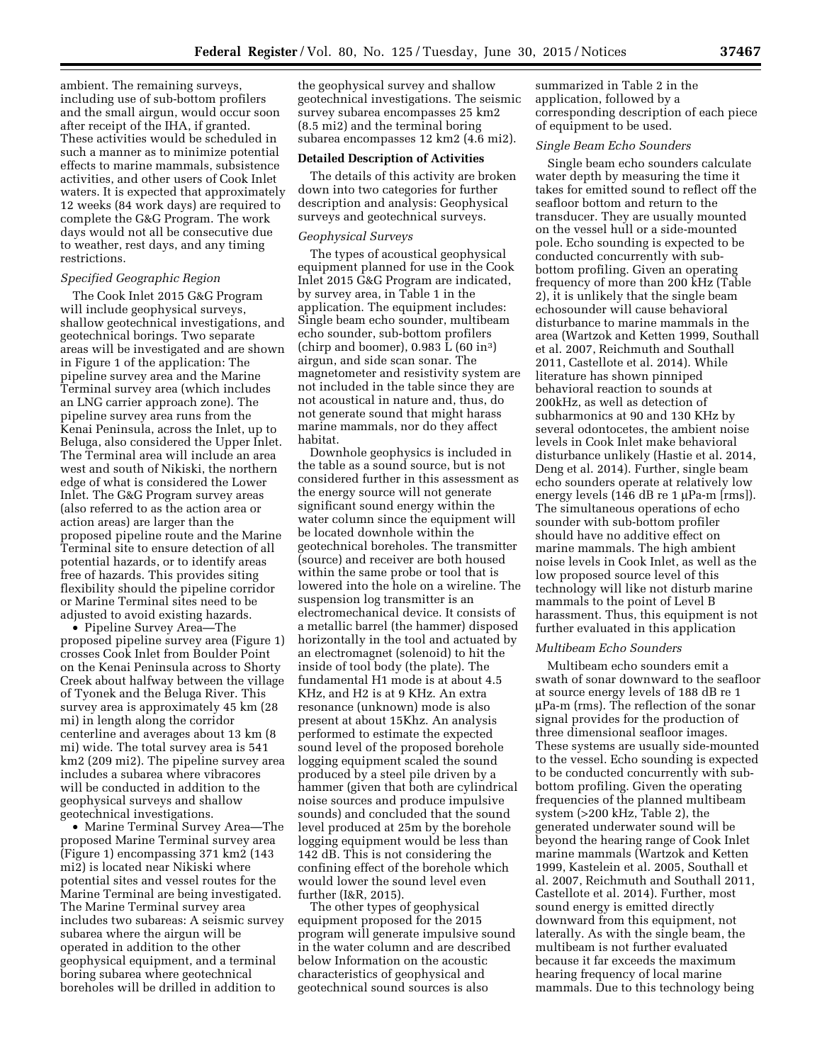ambient. The remaining surveys, including use of sub-bottom profilers and the small airgun, would occur soon after receipt of the IHA, if granted. These activities would be scheduled in such a manner as to minimize potential effects to marine mammals, subsistence activities, and other users of Cook Inlet waters. It is expected that approximately 12 weeks (84 work days) are required to complete the G&G Program. The work days would not all be consecutive due to weather, rest days, and any timing restrictions.

*Specified Geographic Region*

The Cook Inlet 2015 G&G Program will include geophysical surveys, shallow geotechnical investigations, and geotechnical borings. Two separate areas will be investigated and are shown in Figure 1 of the application: The pipeline survey area and the Marine Terminal survey area (which includes an LNG carrier approach zone). The pipeline survey area runs from the Kenai Peninsula, across the Inlet, up to Beluga, also considered the Upper Inlet. The Terminal area will include an area west and south of Nikiski, the northern edge of what is considered the Lower Inlet. The G&G Program survey areas (also referred to as the action area or action areas) are larger than the proposed pipeline route and the Marine Terminal site to ensure detection of all potential hazards, or to identify areas free of hazards. This provides siting flexibility should the pipeline corridor or Marine Terminal sites need to be adjusted to avoid existing hazards.

- Pipeline Survey Area—The proposed pipeline survey area (Figure 1) crosses Cook Inlet from Boulder Point on the Kenai Peninsula across to Shorty Creek about halfway between the village of Tyonek and the Beluga River. This survey area is approximately 45 km (28 mi) in length along the corridor centerline and averages about 13 km (8 mi) wide. The total survey area is 541 km2 (209 mi2). The pipeline survey area includes a subarea where vibracores will be conducted in addition to the geophysical surveys and shallow geotechnical investigations.
- Marine Terminal Survey Area—The proposed Marine Terminal survey area (Figure 1) encompassing 371 km2 (143 mi2) is located near Nikiski where potential sites and vessel routes for the Marine Terminal are being investigated. The Marine Terminal survey area includes two subareas: A seismic survey subarea where the airgun will be operated in addition to the other geophysical equipment, and a terminal boring subarea where geotechnical boreholes will be drilled in addition to the geophysical survey and shallow geotechnical investigations. The seismic survey subarea encompasses 25 km2 (8.5 mi2) and the terminal boring subarea encompasses 12 km2 (4.6 mi2).

**Detailed Description of Activities**

The details of this activity are broken down into two categories for further description and analysis: Geophysical surveys and geotechnical surveys.

*Geophysical Surveys*

The types of acoustical geophysical equipment planned for use in the Cook Inlet 2015 G&G Program are indicated, by survey area, in Table 1 in the application. The equipment includes: Single beam echo sounder, multibeam echo sounder, sub-bottom profilers (chirp and boomer), 0.983 L (60 in$^3$) airgun, and side scan sonar. The magnetometer and resistivity system are not included in the table since they are not acoustical in nature and, thus, do not generate sound that might harass marine mammals, nor do they affect habitat.

Downhole geophysics is included in the table as a sound source, but is not considered further in this assessment as the energy source will not generate significant sound energy within the water column since the equipment will be located downhole within the geotechnical boreholes. The transmitter (source) and receiver are both housed within the same probe or tool that is lowered into the hole on a wireline. The suspension log transmitter is an electromechanical device. It consists of a metallic barrel (the hammer) disposed horizontally in the tool and actuated by an electromagnet (solenoid) to hit the inside of tool body (the plate). The fundamental H1 mode is at about 4.5 KHz, and H2 is at 9 KHz. An extra resonance (unknown) mode is also present at about 15Khz. An analysis performed to estimate the expected sound level of the proposed borehole logging equipment scaled the sound produced by a steel pile driven by a hammer (given that both are cylindrical noise sources and produce impulsive sounds) and concluded that the sound level produced at 25m by the borehole logging equipment would be less than 142 dB. This is not considering the confining effect of the borehole which would lower the sound level even further (I&R, 2015).

The other types of geophysical equipment proposed for the 2015 program will generate impulsive sound in the water column and are described below Information on the acoustic characteristics of geophysical and geotechnical sound sources is also summarized in Table 2 in the application, followed by a corresponding description of each piece of equipment to be used.

*Single Beam Echo Sounders*

Single beam echo sounders calculate water depth by measuring the time it takes for emitted sound to reflect off the seafloor bottom and return to the transducer. They are usually mounted on the vessel hull or a side-mounted pole. Echo sounding is expected to be conducted concurrently with sub-bottom profiling. Given an operating frequency of more than 200 kHz (Table 2), it is unlikely that the single beam echosounder will cause behavioral disturbance to marine mammals in the area (Wartzok and Ketten 1999, Southall et al. 2007, Reichmuth and Southall 2011, Castellote et al. 2014). While literature has shown pinniped behavioral reaction to sounds at 200kHz, as well as detection of subharmonics at 90 and 130 KHz by several odontocetes, the ambient noise levels in Cook Inlet make behavioral disturbance unlikely (Hastie et al. 2014, Deng et al. 2014). Further, single beam echo sounders operate at relatively low energy levels (146 dB re 1 µPa-m [rms]). The simultaneous operations of echo sounder with sub-bottom profiler should have no additive effect on marine mammals. The high ambient noise levels in Cook Inlet, as well as the low proposed source level of this technology will like not disturb marine mammals to the point of Level B harassment. Thus, this equipment is not further evaluated in this application

*Multibeam Echo Sounders*

Multibeam echo sounders emit a swath of sonar downward to the seafloor at source energy levels of 188 dB re 1 µPa-m (rms). The reflection of the sonar signal provides for the production of three dimensional seafloor images. These systems are usually side-mounted to the vessel. Echo sounding is expected to be conducted concurrently with sub-bottom profiling. Given the operating frequencies of the planned multibeam system (>200 kHz, Table 2), the generated underwater sound will be beyond the hearing range of Cook Inlet marine mammals (Wartzok and Ketten 1999, Kastelein et al. 2005, Southall et al. 2007, Reichmuth and Southall 2011, Castellote et al. 2014). Further, most sound energy is emitted directly downward from this equipment, not laterally. As with the single beam, the multibeam is not further evaluated because it far exceeds the maximum hearing frequency of local marine mammals. Due to this technology being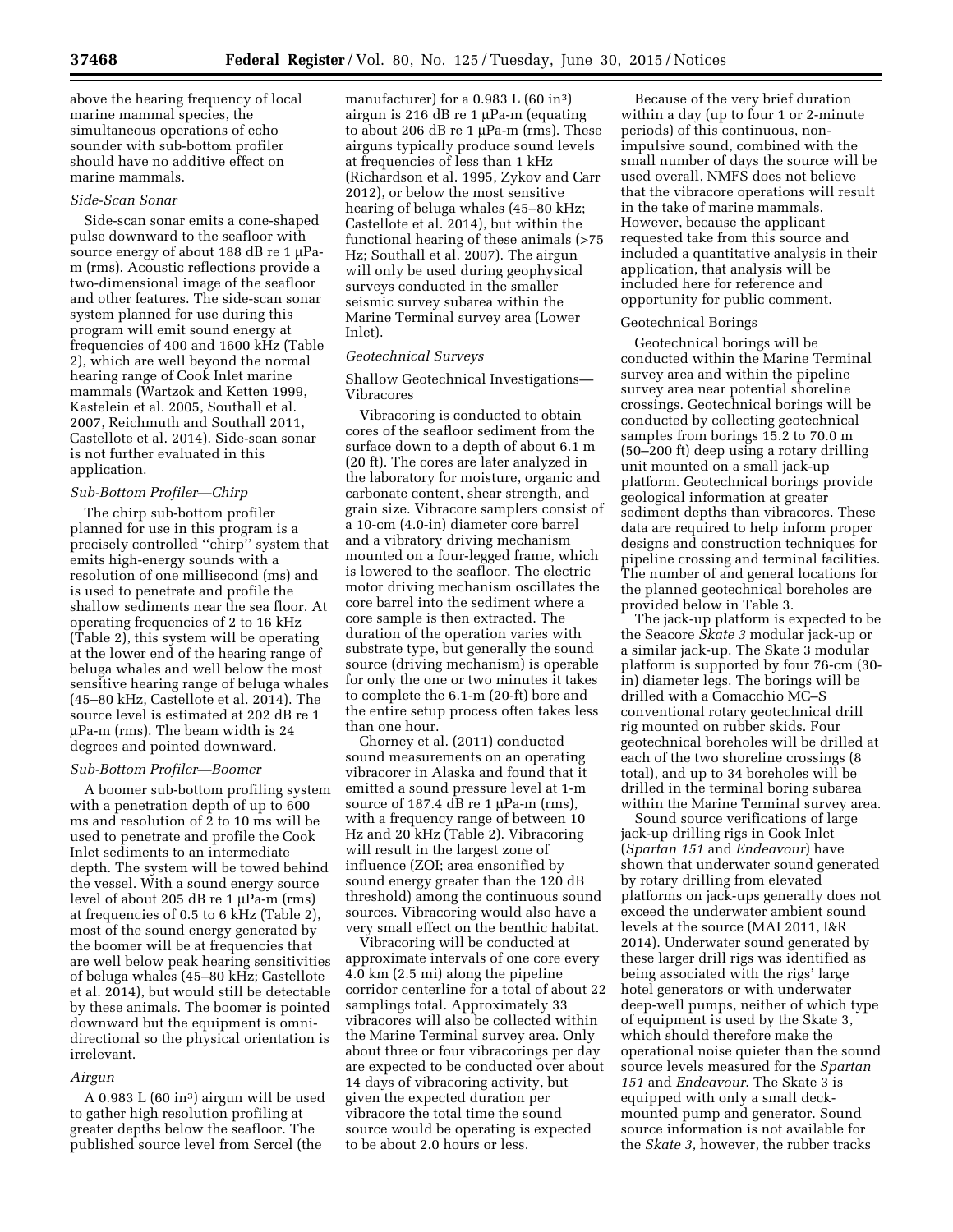above the hearing frequency of local marine mammal species, the simultaneous operations of echo sounder with sub-bottom profiler should have no additive effect on marine mammals.

*Side-Scan Sonar*

Side-scan sonar emits a cone-shaped pulse downward to the seafloor with source energy of about 188 dB re 1 µPa-m (rms). Acoustic reflections provide a two-dimensional image of the seafloor and other features. The side-scan sonar system planned for use during this program will emit sound energy at frequencies of 400 and 1600 kHz (Table 2), which are well beyond the normal hearing range of Cook Inlet marine mammals (Wartzok and Ketten 1999, Kastelein et al. 2005, Southall et al. 2007, Reichmuth and Southall 2011, Castellote et al. 2014). Side-scan sonar is not further evaluated in this application.

*Sub-Bottom Profiler—Chirp*

The chirp sub-bottom profiler planned for use in this program is a precisely controlled "chirp" system that emits high-energy sounds with a resolution of one millisecond (ms) and is used to penetrate and profile the shallow sediments near the sea floor. At operating frequencies of 2 to 16 kHz (Table 2), this system will be operating at the lower end of the hearing range of beluga whales and well below the most sensitive hearing range of beluga whales (45–80 kHz, Castellote et al. 2014). The source level is estimated at 202 dB re 1 µPa-m (rms). The beam width is 24 degrees and pointed downward.

*Sub-Bottom Profiler—Boomer*

A boomer sub-bottom profiling system with a penetration depth of up to 600 ms and resolution of 2 to 10 ms will be used to penetrate and profile the Cook Inlet sediments to an intermediate depth. The system will be towed behind the vessel. With a sound energy source level of about 205 dB re 1 µPa-m (rms) at frequencies of 0.5 to 6 kHz (Table 2), most of the sound energy generated by the boomer will be at frequencies that are well below peak hearing sensitivities of beluga whales (45–80 kHz; Castellote et al. 2014), but would still be detectable by these animals. The boomer is pointed downward but the equipment is omni-directional so the physical orientation is irrelevant.

*Airgun*

A 0.983 L (60 in$^3$) airgun will be used to gather high resolution profiling at greater depths below the seafloor. The published source level from Sercel (the manufacturer) for a 0.983 L (60 in$^3$) airgun is 216 dB re 1 µPa-m (equating to about 206 dB re 1 µPa-m (rms). These airguns typically produce sound levels at frequencies of less than 1 kHz (Richardson et al. 1995, Zykov and Carr 2012), or below the most sensitive hearing of beluga whales (45–80 kHz; Castellote et al. 2014), but within the functional hearing of these animals (>75 Hz; Southall et al. 2007). The airgun will only be used during geophysical surveys conducted in the smaller seismic survey subarea within the Marine Terminal survey area (Lower Inlet).

*Geotechnical Surveys*

Shallow Geotechnical Investigations—Vibracores

Vibracoring is conducted to obtain cores of the seafloor sediment from the surface down to a depth of about 6.1 m (20 ft). The cores are later analyzed in the laboratory for moisture, organic and carbonate content, shear strength, and grain size. Vibracore samplers consist of a 10-cm (4.0-in) diameter core barrel and a vibratory driving mechanism mounted on a four-legged frame, which is lowered to the seafloor. The electric motor driving mechanism oscillates the core barrel into the sediment where a core sample is then extracted. The duration of the operation varies with substrate type, but generally the sound source (driving mechanism) is operable for only the one or two minutes it takes to complete the 6.1-m (20-ft) bore and the entire setup process often takes less than one hour.

Chorney et al. (2011) conducted sound measurements on an operating vibracorer in Alaska and found that it emitted a sound pressure level at 1-m source of 187.4 dB re 1 µPa-m (rms), with a frequency range of between 10 Hz and 20 kHz (Table 2). Vibracoring will result in the largest zone of influence (ZOI; area ensonified by sound energy greater than the 120 dB threshold) among the continuous sound sources. Vibracoring would also have a very small effect on the benthic habitat.

Vibracoring will be conducted at approximate intervals of one core every 4.0 km (2.5 mi) along the pipeline corridor centerline for a total of about 22 samplings total. Approximately 33 vibracores will also be collected within the Marine Terminal survey area. Only about three or four vibracorings per day are expected to be conducted over about 14 days of vibracoring activity, but given the expected duration per vibracore the total time the sound source would be operating is expected to be about 2.0 hours or less.

Because of the very brief duration within a day (up to four 1 or 2-minute periods) of this continuous, non-impulsive sound, combined with the small number of days the source will be used overall, NMFS does not believe that the vibracore operations will result in the take of marine mammals. However, because the applicant requested take from this source and included a quantitative analysis in their application, that analysis will be included here for reference and opportunity for public comment.

Geotechnical Borings

Geotechnical borings will be conducted within the Marine Terminal survey area and within the pipeline survey area near potential shoreline crossings. Geotechnical borings will be conducted by collecting geotechnical samples from borings 15.2 to 70.0 m (50–200 ft) deep using a rotary drilling unit mounted on a small jack-up platform. Geotechnical borings provide geological information at greater sediment depths than vibracores. These data are required to help inform proper designs and construction techniques for pipeline crossing and terminal facilities. The number of and general locations for the planned geotechnical boreholes are provided below in Table 3.

The jack-up platform is expected to be the Seacore *Skate 3* modular jack-up or a similar jack-up. The Skate 3 modular platform is supported by four 76-cm (30-in) diameter legs. The borings will be drilled with a Comacchio MC–S conventional rotary geotechnical drill rig mounted on rubber skids. Four geotechnical boreholes will be drilled at each of the two shoreline crossings (8 total), and up to 34 boreholes will be drilled in the terminal boring subarea within the Marine Terminal survey area.

Sound source verifications of large jack-up drilling rigs in Cook Inlet (*Spartan 151* and *Endeavour*) have shown that underwater sound generated by rotary drilling from elevated platforms on jack-ups generally does not exceed the underwater ambient sound levels at the source (MAI 2011, I&R 2014). Underwater sound generated by these larger drill rigs was identified as being associated with the rigs' large hotel generators or with underwater deep-well pumps, neither of which type of equipment is used by the Skate 3, which should therefore make the operational noise quieter than the sound source levels measured for the *Spartan 151* and *Endeavour*. The Skate 3 is equipped with only a small deck-mounted pump and generator. Sound source information is not available for the *Skate 3,* however, the rubber tracks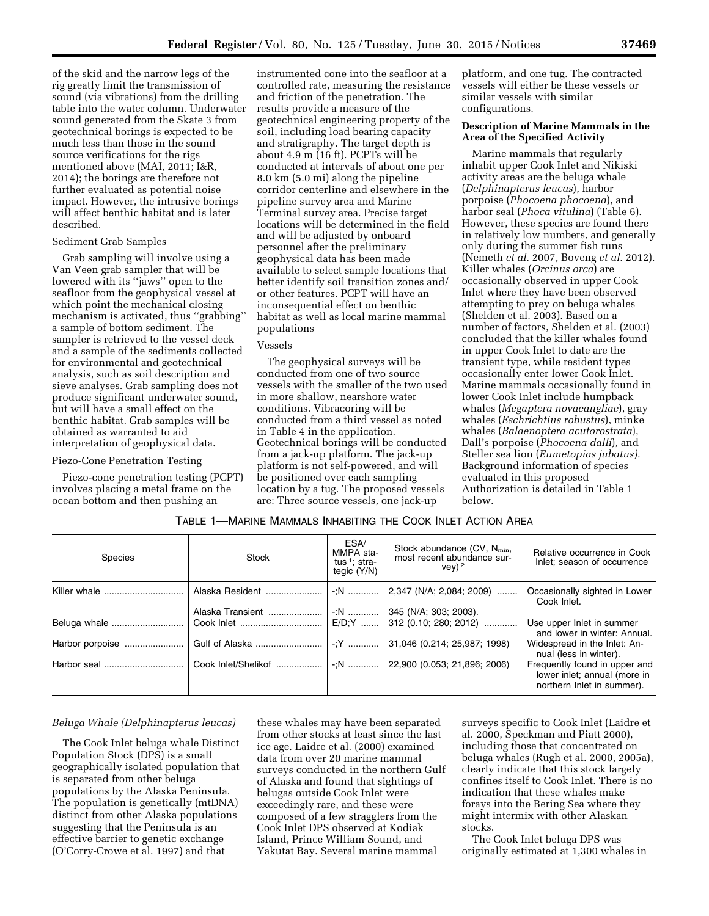of the skid and the narrow legs of the rig greatly limit the transmission of sound (via vibrations) from the drilling table into the water column. Underwater sound generated from the Skate 3 from geotechnical borings is expected to be much less than those in the sound source verifications for the rigs mentioned above (MAI, 2011; I&R, 2014); the borings are therefore not further evaluated as potential noise impact. However, the intrusive borings will affect benthic habitat and is later described.

Sediment Grab Samples

Grab sampling will involve using a Van Veen grab sampler that will be lowered with its ''jaws'' open to the seafloor from the geophysical vessel at which point the mechanical closing mechanism is activated, thus ''grabbing'' a sample of bottom sediment. The sampler is retrieved to the vessel deck and a sample of the sediments collected for environmental and geotechnical analysis, such as soil description and sieve analyses. Grab sampling does not produce significant underwater sound, but will have a small effect on the benthic habitat. Grab samples will be obtained as warranted to aid interpretation of geophysical data.

Piezo-Cone Penetration Testing

Piezo-cone penetration testing (PCPT) involves placing a metal frame on the ocean bottom and then pushing an instrumented cone into the seafloor at a controlled rate, measuring the resistance and friction of the penetration. The results provide a measure of the geotechnical engineering property of the soil, including load bearing capacity and stratigraphy. The target depth is about 4.9 m (16 ft). PCPTs will be conducted at intervals of about one per 8.0 km (5.0 mi) along the pipeline corridor centerline and elsewhere in the pipeline survey area and Marine Terminal survey area. Precise target locations will be determined in the field and will be adjusted by onboard personnel after the preliminary geophysical data has been made available to select sample locations that better identify soil transition zones and/or other features. PCPT will have an inconsequential effect on benthic habitat as well as local marine mammal populations

Vessels

The geophysical surveys will be conducted from one of two source vessels with the smaller of the two used in more shallow, nearshore water conditions. Vibracoring will be conducted from a third vessel as noted in Table 4 in the application. Geotechnical borings will be conducted from a jack-up platform. The jack-up platform is not self-powered, and will be positioned over each sampling location by a tug. The proposed vessels are: Three source vessels, one jack-up platform, and one tug. The contracted vessels will either be these vessels or similar vessels with similar configurations.

**Description of Marine Mammals in the Area of the Specified Activity**

Marine mammals that regularly inhabit upper Cook Inlet and Nikiski activity areas are the beluga whale (*Delphinapterus leucas*), harbor porpoise (*Phocoena phocoena*), and harbor seal (*Phoca vitulina*) (Table 6). However, these species are found there in relatively low numbers, and generally only during the summer fish runs (Nemeth *et al.* 2007, Boveng *et al.* 2012). Killer whales (*Orcinus orca*) are occasionally observed in upper Cook Inlet where they have been observed attempting to prey on beluga whales (Shelden et al. 2003). Based on a number of factors, Shelden et al. (2003) concluded that the killer whales found in upper Cook Inlet to date are the transient type, while resident types occasionally enter lower Cook Inlet. Marine mammals occasionally found in lower Cook Inlet include humpback whales (*Megaptera novaeangliae*), gray whales (*Eschrichtius robustus*), minke whales (*Balaenoptera acutorostrata*), Dall's porpoise (*Phocoena dalli*), and Steller sea lion (*Eumetopias jubatus).* Background information of species evaluated in this proposed Authorization is detailed in Table 1 below.

TABLE 1—MARINE MAMMALS INHABITING THE COOK INLET ACTION AREA

| Species | Stock | ESA/MMPA status [1]; strategic (Y/N) | Stock abundance (CV, $N_{min}$, most recent abundance survey) [2] | Relative occurrence in Cook Inlet; season of occurrence |
|---|---|---|---|---|
| Killer whale | Alaska Resident | -;N | 2,347 (N/A; 2,084; 2009) | Occasionally sighted in Lower Cook Inlet. |
| | Alaska Transient | -:N | 345 (N/A; 303; 2003). | |
| Beluga whale | Cook Inlet | E/D;Y | 312 (0.10; 280; 2012) | Use upper Inlet in summer and lower in winter: Annual. |
| Harbor porpoise | Gulf of Alaska | -;Y | 31,046 (0.214; 25,987; 1998) | Widespread in the Inlet: Annual (less in winter). |
| Harbor seal | Cook Inlet/Shelikof | -;N | 22,900 (0.053; 21,896; 2006) | Frequently found in upper and lower inlet; annual (more in northern Inlet in summer). |

*Beluga Whale (Delphinapterus leucas)*

The Cook Inlet beluga whale Distinct Population Stock (DPS) is a small geographically isolated population that is separated from other beluga populations by the Alaska Peninsula. The population is genetically (mtDNA) distinct from other Alaska populations suggesting that the Peninsula is an effective barrier to genetic exchange (O'Corry-Crowe et al. 1997) and that these whales may have been separated from other stocks at least since the last ice age. Laidre et al. (2000) examined data from over 20 marine mammal surveys conducted in the northern Gulf of Alaska and found that sightings of belugas outside Cook Inlet were exceedingly rare, and these were composed of a few stragglers from the Cook Inlet DPS observed at Kodiak Island, Prince William Sound, and Yakutat Bay. Several marine mammal surveys specific to Cook Inlet (Laidre et al. 2000, Speckman and Piatt 2000), including those that concentrated on beluga whales (Rugh et al. 2000, 2005a), clearly indicate that this stock largely confines itself to Cook Inlet. There is no indication that these whales make forays into the Bering Sea where they might intermix with other Alaskan stocks.

The Cook Inlet beluga DPS was originally estimated at 1,300 whales in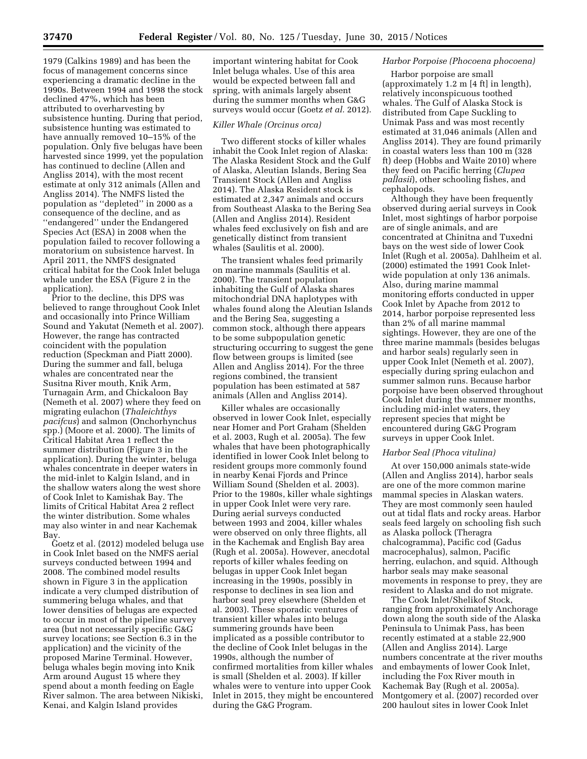1979 (Calkins 1989) and has been the focus of management concerns since experiencing a dramatic decline in the 1990s. Between 1994 and 1998 the stock declined 47%, which has been attributed to overharvesting by subsistence hunting. During that period, subsistence hunting was estimated to have annually removed 10–15% of the population. Only five belugas have been harvested since 1999, yet the population has continued to decline (Allen and Angliss 2014), with the most recent estimate at only 312 animals (Allen and Angliss 2014). The NMFS listed the population as ''depleted'' in 2000 as a consequence of the decline, and as ''endangered'' under the Endangered Species Act (ESA) in 2008 when the population failed to recover following a moratorium on subsistence harvest. In April 2011, the NMFS designated critical habitat for the Cook Inlet beluga whale under the ESA (Figure 2 in the application).

Prior to the decline, this DPS was believed to range throughout Cook Inlet and occasionally into Prince William Sound and Yakutat (Nemeth et al. 2007). However, the range has contracted coincident with the population reduction (Speckman and Piatt 2000). During the summer and fall, beluga whales are concentrated near the Susitna River mouth, Knik Arm, Turnagain Arm, and Chickaloon Bay (Nemeth et al. 2007) where they feed on migrating eulachon (*Thaleichthys pacifcus*) and salmon (Onchorhynchus spp.) (Moore et al. 2000). The limits of Critical Habitat Area 1 reflect the summer distribution (Figure 3 in the application). During the winter, beluga whales concentrate in deeper waters in the mid-inlet to Kalgin Island, and in the shallow waters along the west shore of Cook Inlet to Kamishak Bay. The limits of Critical Habitat Area 2 reflect the winter distribution. Some whales may also winter in and near Kachemak Bay.

Goetz et al. (2012) modeled beluga use in Cook Inlet based on the NMFS aerial surveys conducted between 1994 and 2008. The combined model results shown in Figure 3 in the application indicate a very clumped distribution of summering beluga whales, and that lower densities of belugas are expected to occur in most of the pipeline survey area (but not necessarily specific G&G survey locations; see Section 6.3 in the application) and the vicinity of the proposed Marine Terminal. However, beluga whales begin moving into Knik Arm around August 15 where they spend about a month feeding on Eagle River salmon. The area between Nikiski, Kenai, and Kalgin Island provides important wintering habitat for Cook Inlet beluga whales. Use of this area would be expected between fall and spring, with animals largely absent during the summer months when G&G surveys would occur (Goetz *et al.* 2012).

### *Killer Whale (Orcinus orca)*

Two different stocks of killer whales inhabit the Cook Inlet region of Alaska: The Alaska Resident Stock and the Gulf of Alaska, Aleutian Islands, Bering Sea Transient Stock (Allen and Angliss 2014). The Alaska Resident stock is estimated at 2,347 animals and occurs from Southeast Alaska to the Bering Sea (Allen and Angliss 2014). Resident whales feed exclusively on fish and are genetically distinct from transient whales (Saulitis et al. 2000).

The transient whales feed primarily on marine mammals (Saulitis et al. 2000). The transient population inhabiting the Gulf of Alaska shares mitochondrial DNA haplotypes with whales found along the Aleutian Islands and the Bering Sea, suggesting a common stock, although there appears to be some subpopulation genetic structuring occurring to suggest the gene flow between groups is limited (see Allen and Angliss 2014). For the three regions combined, the transient population has been estimated at 587 animals (Allen and Angliss 2014).

Killer whales are occasionally observed in lower Cook Inlet, especially near Homer and Port Graham (Shelden et al. 2003, Rugh et al. 2005a). The few whales that have been photographically identified in lower Cook Inlet belong to resident groups more commonly found in nearby Kenai Fjords and Prince William Sound (Shelden et al. 2003). Prior to the 1980s, killer whale sightings in upper Cook Inlet were very rare. During aerial surveys conducted between 1993 and 2004, killer whales were observed on only three flights, all in the Kachemak and English Bay area (Rugh et al. 2005a). However, anecdotal reports of killer whales feeding on belugas in upper Cook Inlet began increasing in the 1990s, possibly in response to declines in sea lion and harbor seal prey elsewhere (Shelden et al. 2003). These sporadic ventures of transient killer whales into beluga summering grounds have been implicated as a possible contributor to the decline of Cook Inlet belugas in the 1990s, although the number of confirmed mortalities from killer whales is small (Shelden et al. 2003). If killer whales were to venture into upper Cook Inlet in 2015, they might be encountered during the G&G Program.

### *Harbor Porpoise (Phocoena phocoena)*

Harbor porpoise are small (approximately 1.2 m [4 ft] in length), relatively inconspicuous toothed whales. The Gulf of Alaska Stock is distributed from Cape Suckling to Unimak Pass and was most recently estimated at 31,046 animals (Allen and Angliss 2014). They are found primarily in coastal waters less than 100 m (328 ft) deep (Hobbs and Waite 2010) where they feed on Pacific herring (*Clupea pallasii*), other schooling fishes, and cephalopods.

Although they have been frequently observed during aerial surveys in Cook Inlet, most sightings of harbor porpoise are of single animals, and are concentrated at Chinitna and Tuxedni bays on the west side of lower Cook Inlet (Rugh et al. 2005a). Dahlheim et al. (2000) estimated the 1991 Cook Inlet-wide population at only 136 animals. Also, during marine mammal monitoring efforts conducted in upper Cook Inlet by Apache from 2012 to 2014, harbor porpoise represented less than 2% of all marine mammal sightings. However, they are one of the three marine mammals (besides belugas and harbor seals) regularly seen in upper Cook Inlet (Nemeth et al. 2007), especially during spring eulachon and summer salmon runs. Because harbor porpoise have been observed throughout Cook Inlet during the summer months, including mid-inlet waters, they represent species that might be encountered during G&G Program surveys in upper Cook Inlet.

### *Harbor Seal (Phoca vitulina)*

At over 150,000 animals state-wide (Allen and Angliss 2014), harbor seals are one of the more common marine mammal species in Alaskan waters. They are most commonly seen hauled out at tidal flats and rocky areas. Harbor seals feed largely on schooling fish such as Alaska pollock (Theragra chalcogramma), Pacific cod (Gadus macrocephalus), salmon, Pacific herring, eulachon, and squid. Although harbor seals may make seasonal movements in response to prey, they are resident to Alaska and do not migrate.

The Cook Inlet/Shelikof Stock, ranging from approximately Anchorage down along the south side of the Alaska Peninsula to Unimak Pass, has been recently estimated at a stable 22,900 (Allen and Angliss 2014). Large numbers concentrate at the river mouths and embayments of lower Cook Inlet, including the Fox River mouth in Kachemak Bay (Rugh et al. 2005a). Montgomery et al. (2007) recorded over 200 haulout sites in lower Cook Inlet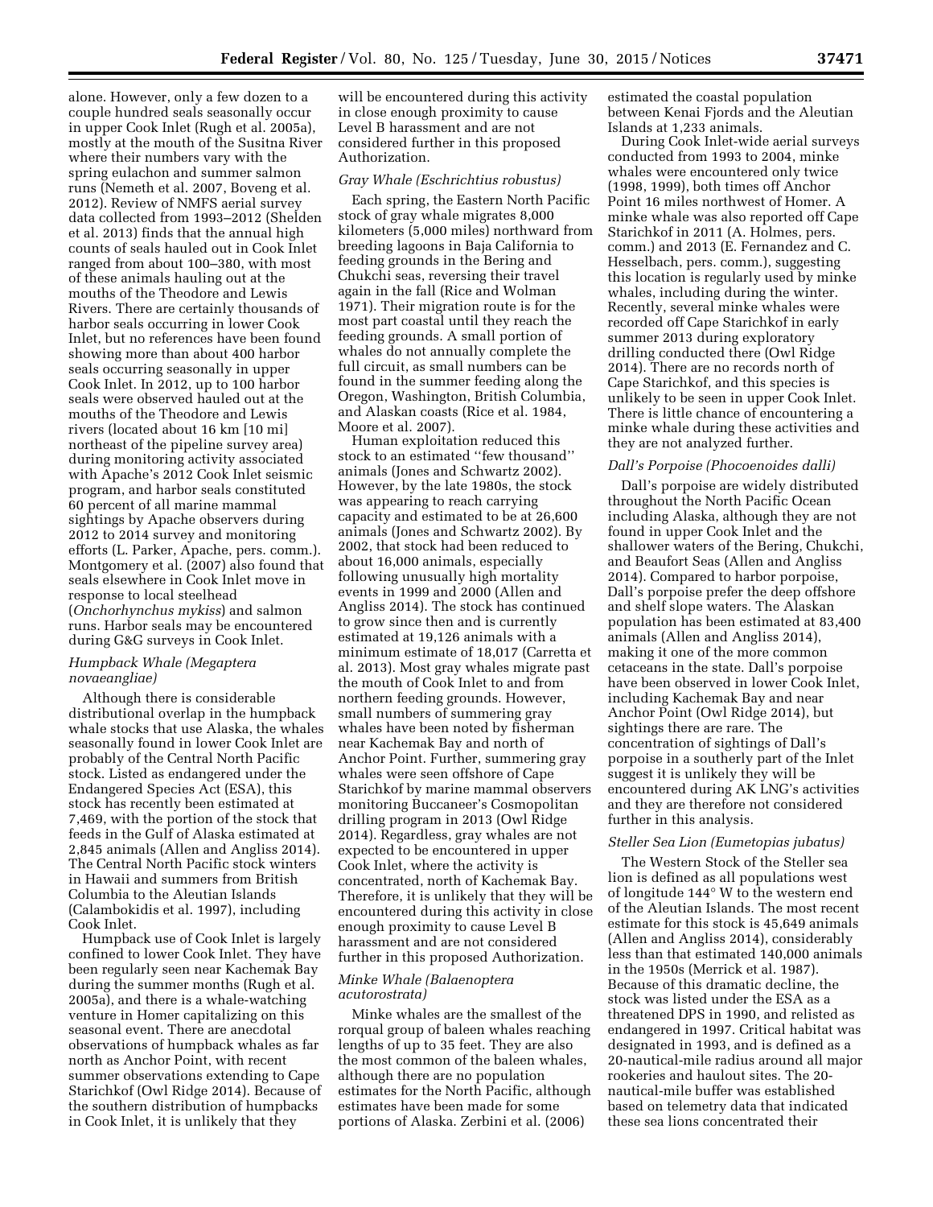alone. However, only a few dozen to a couple hundred seals seasonally occur in upper Cook Inlet (Rugh et al. 2005a), mostly at the mouth of the Susitna River where their numbers vary with the spring eulachon and summer salmon runs (Nemeth et al. 2007, Boveng et al. 2012). Review of NMFS aerial survey data collected from 1993–2012 (Shelden et al. 2013) finds that the annual high counts of seals hauled out in Cook Inlet ranged from about 100–380, with most of these animals hauling out at the mouths of the Theodore and Lewis Rivers. There are certainly thousands of harbor seals occurring in lower Cook Inlet, but no references have been found showing more than about 400 harbor seals occurring seasonally in upper Cook Inlet. In 2012, up to 100 harbor seals were observed hauled out at the mouths of the Theodore and Lewis rivers (located about 16 km [10 mi] northeast of the pipeline survey area) during monitoring activity associated with Apache's 2012 Cook Inlet seismic program, and harbor seals constituted 60 percent of all marine mammal sightings by Apache observers during 2012 to 2014 survey and monitoring efforts (L. Parker, Apache, pers. comm.). Montgomery et al. (2007) also found that seals elsewhere in Cook Inlet move in response to local steelhead (*Onchorhynchus mykiss*) and salmon runs. Harbor seals may be encountered during G&G surveys in Cook Inlet.

### *Humpback Whale (Megaptera novaeangliae)*

Although there is considerable distributional overlap in the humpback whale stocks that use Alaska, the whales seasonally found in lower Cook Inlet are probably of the Central North Pacific stock. Listed as endangered under the Endangered Species Act (ESA), this stock has recently been estimated at 7,469, with the portion of the stock that feeds in the Gulf of Alaska estimated at 2,845 animals (Allen and Angliss 2014). The Central North Pacific stock winters in Hawaii and summers from British Columbia to the Aleutian Islands (Calambokidis et al. 1997), including Cook Inlet.

Humpback use of Cook Inlet is largely confined to lower Cook Inlet. They have been regularly seen near Kachemak Bay during the summer months (Rugh et al. 2005a), and there is a whale-watching venture in Homer capitalizing on this seasonal event. There are anecdotal observations of humpback whales as far north as Anchor Point, with recent summer observations extending to Cape Starichkof (Owl Ridge 2014). Because of the southern distribution of humpbacks in Cook Inlet, it is unlikely that they will be encountered during this activity in close enough proximity to cause Level B harassment and are not considered further in this proposed Authorization.

### *Gray Whale (Eschrichtius robustus)*

Each spring, the Eastern North Pacific stock of gray whale migrates 8,000 kilometers (5,000 miles) northward from breeding lagoons in Baja California to feeding grounds in the Bering and Chukchi seas, reversing their travel again in the fall (Rice and Wolman 1971). Their migration route is for the most part coastal until they reach the feeding grounds. A small portion of whales do not annually complete the full circuit, as small numbers can be found in the summer feeding along the Oregon, Washington, British Columbia, and Alaskan coasts (Rice et al. 1984, Moore et al. 2007).

Human exploitation reduced this stock to an estimated ''few thousand'' animals (Jones and Schwartz 2002). However, by the late 1980s, the stock was appearing to reach carrying capacity and estimated to be at 26,600 animals (Jones and Schwartz 2002). By 2002, that stock had been reduced to about 16,000 animals, especially following unusually high mortality events in 1999 and 2000 (Allen and Angliss 2014). The stock has continued to grow since then and is currently estimated at 19,126 animals with a minimum estimate of 18,017 (Carretta et al. 2013). Most gray whales migrate past the mouth of Cook Inlet to and from northern feeding grounds. However, small numbers of summering gray whales have been noted by fisherman near Kachemak Bay and north of Anchor Point. Further, summering gray whales were seen offshore of Cape Starichkof by marine mammal observers monitoring Buccaneer's Cosmopolitan drilling program in 2013 (Owl Ridge 2014). Regardless, gray whales are not expected to be encountered in upper Cook Inlet, where the activity is concentrated, north of Kachemak Bay. Therefore, it is unlikely that they will be encountered during this activity in close enough proximity to cause Level B harassment and are not considered further in this proposed Authorization.

### *Minke Whale (Balaenoptera acutorostrata)*

Minke whales are the smallest of the rorqual group of baleen whales reaching lengths of up to 35 feet. They are also the most common of the baleen whales, although there are no population estimates for the North Pacific, although estimates have been made for some portions of Alaska. Zerbini et al. (2006) estimated the coastal population between Kenai Fjords and the Aleutian Islands at 1,233 animals.

During Cook Inlet-wide aerial surveys conducted from 1993 to 2004, minke whales were encountered only twice (1998, 1999), both times off Anchor Point 16 miles northwest of Homer. A minke whale was also reported off Cape Starichkof in 2011 (A. Holmes, pers. comm.) and 2013 (E. Fernandez and C. Hesselbach, pers. comm.), suggesting this location is regularly used by minke whales, including during the winter. Recently, several minke whales were recorded off Cape Starichkof in early summer 2013 during exploratory drilling conducted there (Owl Ridge 2014). There are no records north of Cape Starichkof, and this species is unlikely to be seen in upper Cook Inlet. There is little chance of encountering a minke whale during these activities and they are not analyzed further.

### *Dall's Porpoise (Phocoenoides dalli)*

Dall's porpoise are widely distributed throughout the North Pacific Ocean including Alaska, although they are not found in upper Cook Inlet and the shallower waters of the Bering, Chukchi, and Beaufort Seas (Allen and Angliss 2014). Compared to harbor porpoise, Dall's porpoise prefer the deep offshore and shelf slope waters. The Alaskan population has been estimated at 83,400 animals (Allen and Angliss 2014), making it one of the more common cetaceans in the state. Dall's porpoise have been observed in lower Cook Inlet, including Kachemak Bay and near Anchor Point (Owl Ridge 2014), but sightings there are rare. The concentration of sightings of Dall's porpoise in a southerly part of the Inlet suggest it is unlikely they will be encountered during AK LNG's activities and they are therefore not considered further in this analysis.

### *Steller Sea Lion (Eumetopias jubatus)*

The Western Stock of the Steller sea lion is defined as all populations west of longitude 144° W to the western end of the Aleutian Islands. The most recent estimate for this stock is 45,649 animals (Allen and Angliss 2014), considerably less than that estimated 140,000 animals in the 1950s (Merrick et al. 1987). Because of this dramatic decline, the stock was listed under the ESA as a threatened DPS in 1990, and relisted as endangered in 1997. Critical habitat was designated in 1993, and is defined as a 20-nautical-mile radius around all major rookeries and haulout sites. The 20-nautical-mile buffer was established based on telemetry data that indicated these sea lions concentrated their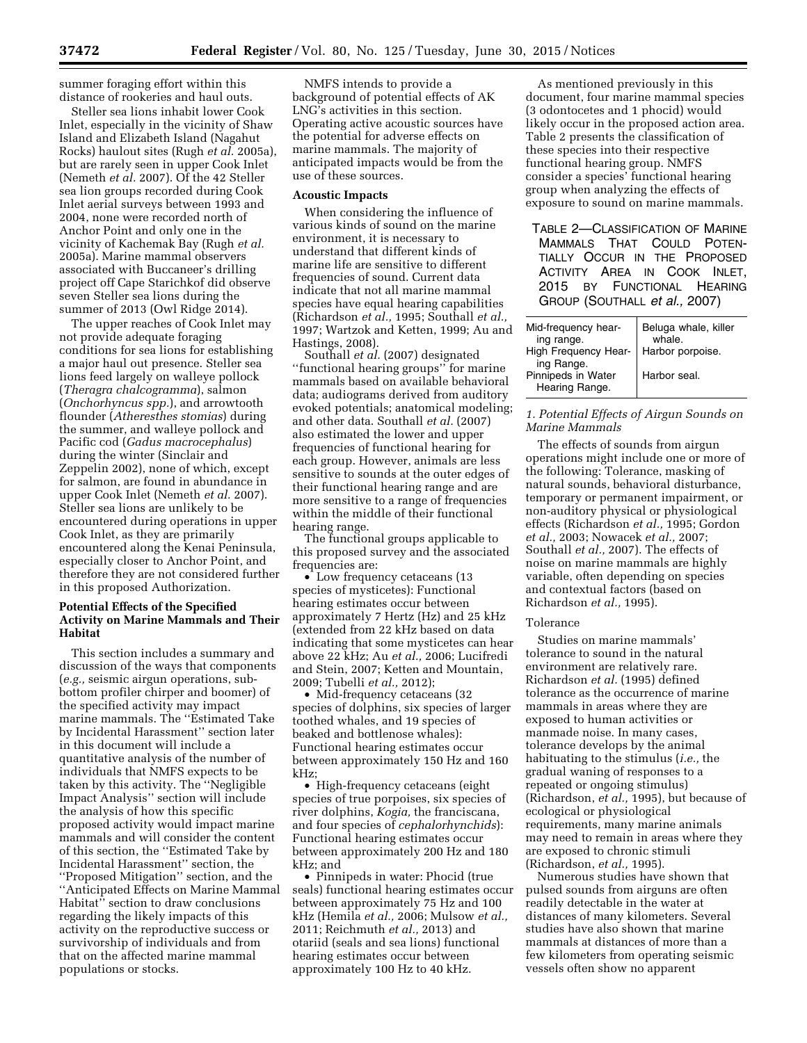summer foraging effort within this distance of rookeries and haul outs.

Steller sea lions inhabit lower Cook Inlet, especially in the vicinity of Shaw Island and Elizabeth Island (Nagahut Rocks) haulout sites (Rugh *et al.* 2005a), but are rarely seen in upper Cook Inlet (Nemeth *et al.* 2007). Of the 42 Steller sea lion groups recorded during Cook Inlet aerial surveys between 1993 and 2004, none were recorded north of Anchor Point and only one in the vicinity of Kachemak Bay (Rugh *et al.* 2005a). Marine mammal observers associated with Buccaneer's drilling project off Cape Starichkof did observe seven Steller sea lions during the summer of 2013 (Owl Ridge 2014).

The upper reaches of Cook Inlet may not provide adequate foraging conditions for sea lions for establishing a major haul out presence. Steller sea lions feed largely on walleye pollock (*Theragra chalcogramma*), salmon (*Onchorhyncus spp.*), and arrowtooth flounder (*Atheresthes stomias*) during the summer, and walleye pollock and Pacific cod (*Gadus macrocephalus*) during the winter (Sinclair and Zeppelin 2002), none of which, except for salmon, are found in abundance in upper Cook Inlet (Nemeth *et al.* 2007). Steller sea lions are unlikely to be encountered during operations in upper Cook Inlet, as they are primarily encountered along the Kenai Peninsula, especially closer to Anchor Point, and therefore they are not considered further in this proposed Authorization.

## Potential Effects of the Specified Activity on Marine Mammals and Their Habitat

This section includes a summary and discussion of the ways that components (*e.g.,* seismic airgun operations, sub-bottom profiler chirper and boomer) of the specified activity may impact marine mammals. The ''Estimated Take by Incidental Harassment'' section later in this document will include a quantitative analysis of the number of individuals that NMFS expects to be taken by this activity. The ''Negligible Impact Analysis'' section will include the analysis of how this specific proposed activity would impact marine mammals and will consider the content of this section, the ''Estimated Take by Incidental Harassment'' section, the ''Proposed Mitigation'' section, and the ''Anticipated Effects on Marine Mammal Habitat'' section to draw conclusions regarding the likely impacts of this activity on the reproductive success or survivorship of individuals and from that on the affected marine mammal populations or stocks.

NMFS intends to provide a background of potential effects of AK LNG's activities in this section. Operating active acoustic sources have the potential for adverse effects on marine mammals. The majority of anticipated impacts would be from the use of these sources.

### Acoustic Impacts

When considering the influence of various kinds of sound on the marine environment, it is necessary to understand that different kinds of marine life are sensitive to different frequencies of sound. Current data indicate that not all marine mammal species have equal hearing capabilities (Richardson *et al.,* 1995; Southall *et al.,* 1997; Wartzok and Ketten, 1999; Au and Hastings, 2008).

Southall *et al.* (2007) designated ''functional hearing groups'' for marine mammals based on available behavioral data; audiograms derived from auditory evoked potentials; anatomical modeling; and other data. Southall *et al.* (2007) also estimated the lower and upper frequencies of functional hearing for each group. However, animals are less sensitive to sounds at the outer edges of their functional hearing range and are more sensitive to a range of frequencies within the middle of their functional hearing range.

The functional groups applicable to this proposed survey and the associated frequencies are:

- Low frequency cetaceans (13 species of mysticetes): Functional hearing estimates occur between approximately 7 Hertz (Hz) and 25 kHz (extended from 22 kHz based on data indicating that some mysticetes can hear above 22 kHz; Au *et al.,* 2006; Lucifredi and Stein, 2007; Ketten and Mountain, 2009; Tubelli *et al.,* 2012);
- Mid-frequency cetaceans (32 species of dolphins, six species of larger toothed whales, and 19 species of beaked and bottlenose whales): Functional hearing estimates occur between approximately 150 Hz and 160 kHz;
- High-frequency cetaceans (eight species of true porpoises, six species of river dolphins, *Kogia,* the franciscana, and four species of *cephalorhynchids*): Functional hearing estimates occur between approximately 200 Hz and 180 kHz; and
- Pinnipeds in water: Phocid (true seals) functional hearing estimates occur between approximately 75 Hz and 100 kHz (Hemila *et al.,* 2006; Mulsow *et al.,* 2011; Reichmuth *et al.,* 2013) and otariid (seals and sea lions) functional hearing estimates occur between approximately 100 Hz to 40 kHz.

As mentioned previously in this document, four marine mammal species (3 odontocetes and 1 phocid) would likely occur in the proposed action area. Table 2 presents the classification of these species into their respective functional hearing group. NMFS consider a species' functional hearing group when analyzing the effects of exposure to sound on marine mammals.

TABLE 2—CLASSIFICATION OF MARINE MAMMALS THAT COULD POTENTIALLY OCCUR IN THE PROPOSED ACTIVITY AREA IN COOK INLET, 2015 BY FUNCTIONAL HEARING GROUP (SOUTHALL *et al.,* 2007)

| | |
|---|---|
| Mid-frequency hearing range. | Beluga whale, killer whale. |
| High Frequency Hearing Range. | Harbor porpoise. |
| Pinnipeds in Water Hearing Range. | Harbor seal. |

### *1. Potential Effects of Airgun Sounds on Marine Mammals*

The effects of sounds from airgun operations might include one or more of the following: Tolerance, masking of natural sounds, behavioral disturbance, temporary or permanent impairment, or non-auditory physical or physiological effects (Richardson *et al.,* 1995; Gordon *et al.,* 2003; Nowacek *et al.,* 2007; Southall *et al.,* 2007). The effects of noise on marine mammals are highly variable, often depending on species and contextual factors (based on Richardson *et al.,* 1995).

#### Tolerance

Studies on marine mammals' tolerance to sound in the natural environment are relatively rare. Richardson *et al.* (1995) defined tolerance as the occurrence of marine mammals in areas where they are exposed to human activities or manmade noise. In many cases, tolerance develops by the animal habituating to the stimulus (*i.e.,* the gradual waning of responses to a repeated or ongoing stimulus) (Richardson, *et al.,* 1995), but because of ecological or physiological requirements, many marine animals may need to remain in areas where they are exposed to chronic stimuli (Richardson, *et al.,* 1995).

Numerous studies have shown that pulsed sounds from airguns are often readily detectable in the water at distances of many kilometers. Several studies have also shown that marine mammals at distances of more than a few kilometers from operating seismic vessels often show no apparent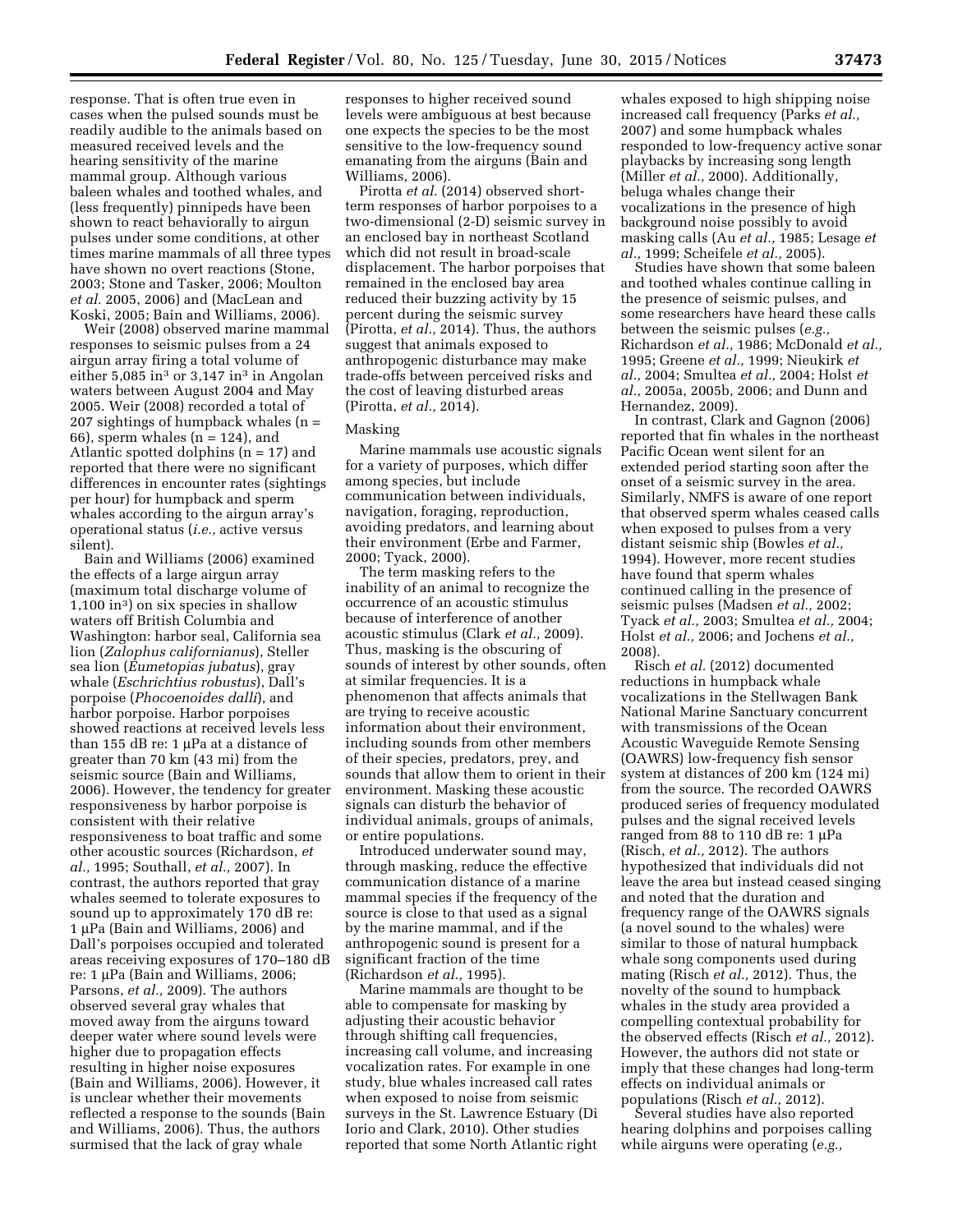response. That is often true even in cases when the pulsed sounds must be readily audible to the animals based on measured received levels and the hearing sensitivity of the marine mammal group. Although various baleen whales and toothed whales, and (less frequently) pinnipeds have been shown to react behaviorally to airgun pulses under some conditions, at other times marine mammals of all three types have shown no overt reactions (Stone, 2003; Stone and Tasker, 2006; Moulton *et al.* 2005, 2006) and (MacLean and Koski, 2005; Bain and Williams, 2006).

Weir (2008) observed marine mammal responses to seismic pulses from a 24 airgun array firing a total volume of either 5,085 in$^3$ or 3,147 in$^3$ in Angolan waters between August 2004 and May 2005. Weir (2008) recorded a total of 207 sightings of humpback whales (n = 66), sperm whales (n = 124), and Atlantic spotted dolphins (n = 17) and reported that there were no significant differences in encounter rates (sightings per hour) for humpback and sperm whales according to the airgun array's operational status (*i.e.,* active versus silent).

Bain and Williams (2006) examined the effects of a large airgun array (maximum total discharge volume of 1,100 in$^3$) on six species in shallow waters off British Columbia and Washington: harbor seal, California sea lion (*Zalophus californianus*), Steller sea lion (*Eumetopias jubatus*), gray whale (*Eschrichtius robustus*), Dall's porpoise (*Phocoenoides dalli*), and harbor porpoise. Harbor porpoises showed reactions at received levels less than 155 dB re: 1 μPa at a distance of greater than 70 km (43 mi) from the seismic source (Bain and Williams, 2006). However, the tendency for greater responsiveness by harbor porpoise is consistent with their relative responsiveness to boat traffic and some other acoustic sources (Richardson, *et al.,* 1995; Southall, *et al.,* 2007). In contrast, the authors reported that gray whales seemed to tolerate exposures to sound up to approximately 170 dB re: 1 μPa (Bain and Williams, 2006) and Dall's porpoises occupied and tolerated areas receiving exposures of 170–180 dB re: 1 μPa (Bain and Williams, 2006; Parsons, *et al.,* 2009). The authors observed several gray whales that moved away from the airguns toward deeper water where sound levels were higher due to propagation effects resulting in higher noise exposures (Bain and Williams, 2006). However, it is unclear whether their movements reflected a response to the sounds (Bain and Williams, 2006). Thus, the authors surmised that the lack of gray whale responses to higher received sound levels were ambiguous at best because one expects the species to be the most sensitive to the low-frequency sound emanating from the airguns (Bain and Williams, 2006).

Pirotta *et al.* (2014) observed short-term responses of harbor porpoises to a two-dimensional (2-D) seismic survey in an enclosed bay in northeast Scotland which did not result in broad-scale displacement. The harbor porpoises that remained in the enclosed bay area reduced their buzzing activity by 15 percent during the seismic survey (Pirotta, *et al.,* 2014). Thus, the authors suggest that animals exposed to anthropogenic disturbance may make trade-offs between perceived risks and the cost of leaving disturbed areas (Pirotta, *et al.,* 2014).

Masking

Marine mammals use acoustic signals for a variety of purposes, which differ among species, but include communication between individuals, navigation, foraging, reproduction, avoiding predators, and learning about their environment (Erbe and Farmer, 2000; Tyack, 2000).

The term masking refers to the inability of an animal to recognize the occurrence of an acoustic stimulus because of interference of another acoustic stimulus (Clark *et al.,* 2009). Thus, masking is the obscuring of sounds of interest by other sounds, often at similar frequencies. It is a phenomenon that affects animals that are trying to receive acoustic information about their environment, including sounds from other members of their species, predators, prey, and sounds that allow them to orient in their environment. Masking these acoustic signals can disturb the behavior of individual animals, groups of animals, or entire populations.

Introduced underwater sound may, through masking, reduce the effective communication distance of a marine mammal species if the frequency of the source is close to that used as a signal by the marine mammal, and if the anthropogenic sound is present for a significant fraction of the time (Richardson *et al.,* 1995).

Marine mammals are thought to be able to compensate for masking by adjusting their acoustic behavior through shifting call frequencies, increasing call volume, and increasing vocalization rates. For example in one study, blue whales increased call rates when exposed to noise from seismic surveys in the St. Lawrence Estuary (Di Iorio and Clark, 2010). Other studies reported that some North Atlantic right whales exposed to high shipping noise increased call frequency (Parks *et al.,* 2007) and some humpback whales responded to low-frequency active sonar playbacks by increasing song length (Miller *et al.,* 2000). Additionally, beluga whales change their vocalizations in the presence of high background noise possibly to avoid masking calls (Au *et al.,* 1985; Lesage *et al.,* 1999; Scheifele *et al.,* 2005).

Studies have shown that some baleen and toothed whales continue calling in the presence of seismic pulses, and some researchers have heard these calls between the seismic pulses (*e.g.,* Richardson *et al.,* 1986; McDonald *et al.,* 1995; Greene *et al.,* 1999; Nieukirk *et al.,* 2004; Smultea *et al.,* 2004; Holst *et al.,* 2005a, 2005b, 2006; and Dunn and Hernandez, 2009).

In contrast, Clark and Gagnon (2006) reported that fin whales in the northeast Pacific Ocean went silent for an extended period starting soon after the onset of a seismic survey in the area. Similarly, NMFS is aware of one report that observed sperm whales ceased calls when exposed to pulses from a very distant seismic ship (Bowles *et al.,* 1994). However, more recent studies have found that sperm whales continued calling in the presence of seismic pulses (Madsen *et al.,* 2002; Tyack *et al.,* 2003; Smultea *et al.,* 2004; Holst *et al.,* 2006; and Jochens *et al.,* 2008).

Risch *et al.* (2012) documented reductions in humpback whale vocalizations in the Stellwagen Bank National Marine Sanctuary concurrent with transmissions of the Ocean Acoustic Waveguide Remote Sensing (OAWRS) low-frequency fish sensor system at distances of 200 km (124 mi) from the source. The recorded OAWRS produced series of frequency modulated pulses and the signal received levels ranged from 88 to 110 dB re: 1 μPa (Risch, *et al.,* 2012). The authors hypothesized that individuals did not leave the area but instead ceased singing and noted that the duration and frequency range of the OAWRS signals (a novel sound to the whales) were similar to those of natural humpback whale song components used during mating (Risch *et al.,* 2012). Thus, the novelty of the sound to humpback whales in the study area provided a compelling contextual probability for the observed effects (Risch *et al.,* 2012). However, the authors did not state or imply that these changes had long-term effects on individual animals or populations (Risch *et al.,* 2012).

Several studies have also reported hearing dolphins and porpoises calling while airguns were operating (*e.g.,*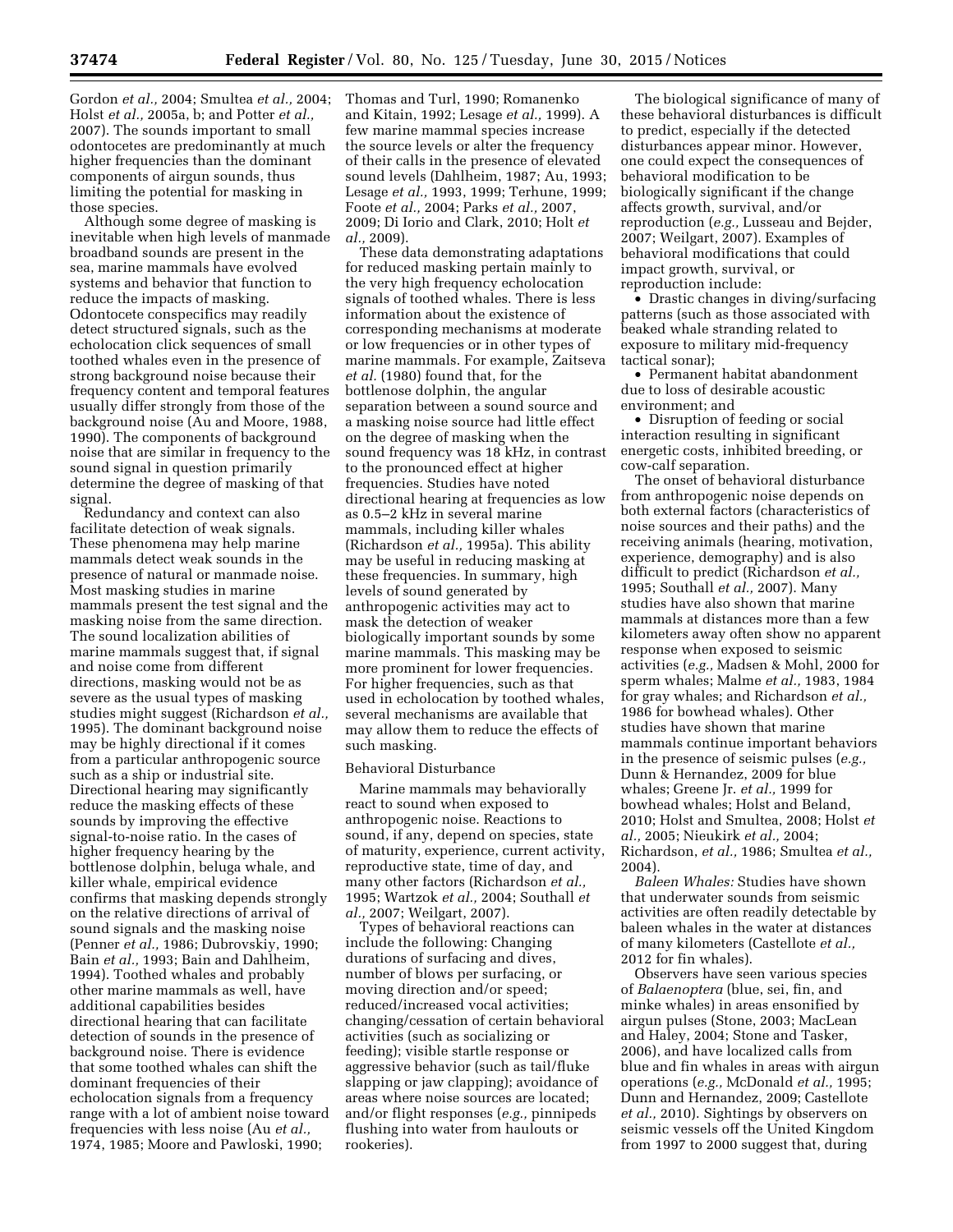Gordon *et al.,* 2004; Smultea *et al.,* 2004; Holst *et al.,* 2005a, b; and Potter *et al.,* 2007). The sounds important to small odontocetes are predominantly at much higher frequencies than the dominant components of airgun sounds, thus limiting the potential for masking in those species.

Although some degree of masking is inevitable when high levels of manmade broadband sounds are present in the sea, marine mammals have evolved systems and behavior that function to reduce the impacts of masking. Odontocete conspecifics may readily detect structured signals, such as the echolocation click sequences of small toothed whales even in the presence of strong background noise because their frequency content and temporal features usually differ strongly from those of the background noise (Au and Moore, 1988, 1990). The components of background noise that are similar in frequency to the sound signal in question primarily determine the degree of masking of that signal.

Redundancy and context can also facilitate detection of weak signals. These phenomena may help marine mammals detect weak sounds in the presence of natural or manmade noise. Most masking studies in marine mammals present the test signal and the masking noise from the same direction. The sound localization abilities of marine mammals suggest that, if signal and noise come from different directions, masking would not be as severe as the usual types of masking studies might suggest (Richardson *et al.,* 1995). The dominant background noise may be highly directional if it comes from a particular anthropogenic source such as a ship or industrial site. Directional hearing may significantly reduce the masking effects of these sounds by improving the effective signal-to-noise ratio. In the cases of higher frequency hearing by the bottlenose dolphin, beluga whale, and killer whale, empirical evidence confirms that masking depends strongly on the relative directions of arrival of sound signals and the masking noise (Penner *et al.,* 1986; Dubrovskiy, 1990; Bain *et al.,* 1993; Bain and Dahlheim, 1994). Toothed whales and probably other marine mammals as well, have additional capabilities besides directional hearing that can facilitate detection of sounds in the presence of background noise. There is evidence that some toothed whales can shift the dominant frequencies of their echolocation signals from a frequency range with a lot of ambient noise toward frequencies with less noise (Au *et al.,* 1974, 1985; Moore and Pawloski, 1990; Thomas and Turl, 1990; Romanenko and Kitain, 1992; Lesage *et al.,* 1999). A few marine mammal species increase the source levels or alter the frequency of their calls in the presence of elevated sound levels (Dahlheim, 1987; Au, 1993; Lesage *et al.,* 1993, 1999; Terhune, 1999; Foote *et al.,* 2004; Parks *et al.,* 2007, 2009; Di Iorio and Clark, 2010; Holt *et al.,* 2009).

These data demonstrating adaptations for reduced masking pertain mainly to the very high frequency echolocation signals of toothed whales. There is less information about the existence of corresponding mechanisms at moderate or low frequencies or in other types of marine mammals. For example, Zaitseva *et al.* (1980) found that, for the bottlenose dolphin, the angular separation between a sound source and a masking noise source had little effect on the degree of masking when the sound frequency was 18 kHz, in contrast to the pronounced effect at higher frequencies. Studies have noted directional hearing at frequencies as low as 0.5–2 kHz in several marine mammals, including killer whales (Richardson *et al.,* 1995a). This ability may be useful in reducing masking at these frequencies. In summary, high levels of sound generated by anthropogenic activities may act to mask the detection of weaker biologically important sounds by some marine mammals. This masking may be more prominent for lower frequencies. For higher frequencies, such as that used in echolocation by toothed whales, several mechanisms are available that may allow them to reduce the effects of such masking.

Behavioral Disturbance

Marine mammals may behaviorally react to sound when exposed to anthropogenic noise. Reactions to sound, if any, depend on species, state of maturity, experience, current activity, reproductive state, time of day, and many other factors (Richardson *et al.,* 1995; Wartzok *et al.,* 2004; Southall *et al.,* 2007; Weilgart, 2007).

Types of behavioral reactions can include the following: Changing durations of surfacing and dives, number of blows per surfacing, or moving direction and/or speed; reduced/increased vocal activities; changing/cessation of certain behavioral activities (such as socializing or feeding); visible startle response or aggressive behavior (such as tail/fluke slapping or jaw clapping); avoidance of areas where noise sources are located; and/or flight responses (*e.g.,* pinnipeds flushing into water from haulouts or rookeries).

The biological significance of many of these behavioral disturbances is difficult to predict, especially if the detected disturbances appear minor. However, one could expect the consequences of behavioral modification to be biologically significant if the change affects growth, survival, and/or reproduction (*e.g.,* Lusseau and Bejder, 2007; Weilgart, 2007). Examples of behavioral modifications that could impact growth, survival, or reproduction include:

- Drastic changes in diving/surfacing patterns (such as those associated with beaked whale stranding related to exposure to military mid-frequency tactical sonar);
- Permanent habitat abandonment due to loss of desirable acoustic environment; and
- Disruption of feeding or social interaction resulting in significant energetic costs, inhibited breeding, or cow-calf separation.

The onset of behavioral disturbance from anthropogenic noise depends on both external factors (characteristics of noise sources and their paths) and the receiving animals (hearing, motivation, experience, demography) and is also difficult to predict (Richardson *et al.,* 1995; Southall *et al.,* 2007). Many studies have also shown that marine mammals at distances more than a few kilometers away often show no apparent response when exposed to seismic activities (*e.g.,* Madsen & Mohl, 2000 for sperm whales; Malme *et al.,* 1983, 1984 for gray whales; and Richardson *et al.,* 1986 for bowhead whales). Other studies have shown that marine mammals continue important behaviors in the presence of seismic pulses (*e.g.,* Dunn & Hernandez, 2009 for blue whales; Greene Jr. *et al.,* 1999 for bowhead whales; Holst and Beland, 2010; Holst and Smultea, 2008; Holst *et al.,* 2005; Nieukirk *et al.,* 2004; Richardson, *et al.,* 1986; Smultea *et al.,* 2004).

*Baleen Whales:* Studies have shown that underwater sounds from seismic activities are often readily detectable by baleen whales in the water at distances of many kilometers (Castellote *et al.,* 2012 for fin whales).

Observers have seen various species of *Balaenoptera* (blue, sei, fin, and minke whales) in areas ensonified by airgun pulses (Stone, 2003; MacLean and Haley, 2004; Stone and Tasker, 2006), and have localized calls from blue and fin whales in areas with airgun operations (*e.g.,* McDonald *et al.,* 1995; Dunn and Hernandez, 2009; Castellote *et al.,* 2010). Sightings by observers on seismic vessels off the United Kingdom from 1997 to 2000 suggest that, during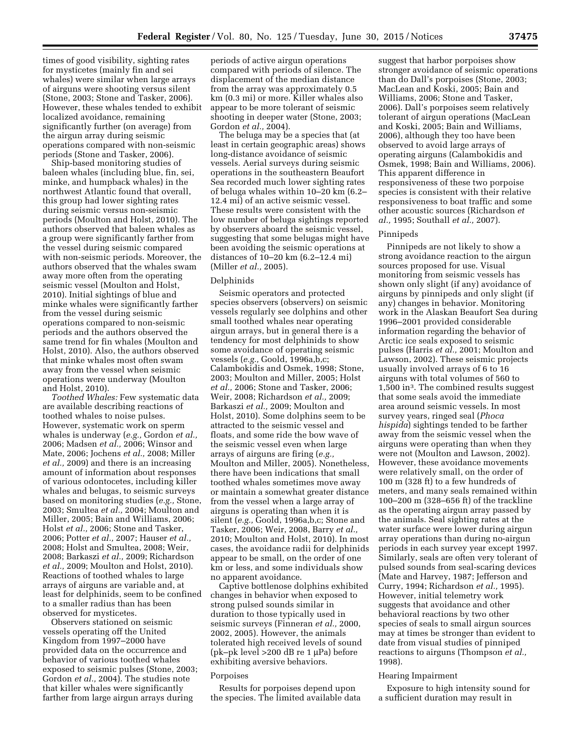times of good visibility, sighting rates for mysticetes (mainly fin and sei whales) were similar when large arrays of airguns were shooting versus silent (Stone, 2003; Stone and Tasker, 2006). However, these whales tended to exhibit localized avoidance, remaining significantly further (on average) from the airgun array during seismic operations compared with non-seismic periods (Stone and Tasker, 2006).

Ship-based monitoring studies of baleen whales (including blue, fin, sei, minke, and humpback whales) in the northwest Atlantic found that overall, this group had lower sighting rates during seismic versus non-seismic periods (Moulton and Holst, 2010). The authors observed that baleen whales as a group were significantly farther from the vessel during seismic compared with non-seismic periods. Moreover, the authors observed that the whales swam away more often from the operating seismic vessel (Moulton and Holst, 2010). Initial sightings of blue and minke whales were significantly farther from the vessel during seismic operations compared to non-seismic periods and the authors observed the same trend for fin whales (Moulton and Holst, 2010). Also, the authors observed that minke whales most often swam away from the vessel when seismic operations were underway (Moulton and Holst, 2010).

*Toothed Whales:* Few systematic data are available describing reactions of toothed whales to noise pulses. However, systematic work on sperm whales is underway (*e.g.,* Gordon *et al.,* 2006; Madsen *et al.,* 2006; Winsor and Mate, 2006; Jochens *et al.,* 2008; Miller *et al.,* 2009) and there is an increasing amount of information about responses of various odontocetes, including killer whales and belugas, to seismic surveys based on monitoring studies (*e.g.,* Stone, 2003; Smultea *et al.,* 2004; Moulton and Miller, 2005; Bain and Williams, 2006; Holst *et al.,* 2006; Stone and Tasker, 2006; Potter *et al.,* 2007; Hauser *et al.,* 2008; Holst and Smultea, 2008; Weir, 2008; Barkaszi *et al.,* 2009; Richardson *et al.,* 2009; Moulton and Holst, 2010). Reactions of toothed whales to large arrays of airguns are variable and, at least for delphinids, seem to be confined to a smaller radius than has been observed for mysticetes.

Observers stationed on seismic vessels operating off the United Kingdom from 1997–2000 have provided data on the occurrence and behavior of various toothed whales exposed to seismic pulses (Stone, 2003; Gordon *et al.,* 2004). The studies note that killer whales were significantly farther from large airgun arrays during periods of active airgun operations compared with periods of silence. The displacement of the median distance from the array was approximately 0.5 km (0.3 mi) or more. Killer whales also appear to be more tolerant of seismic shooting in deeper water (Stone, 2003; Gordon *et al.,* 2004).

The beluga may be a species that (at least in certain geographic areas) shows long-distance avoidance of seismic vessels. Aerial surveys during seismic operations in the southeastern Beaufort Sea recorded much lower sighting rates of beluga whales within 10–20 km (6.2–12.4 mi) of an active seismic vessel. These results were consistent with the low number of beluga sightings reported by observers aboard the seismic vessel, suggesting that some belugas might have been avoiding the seismic operations at distances of 10–20 km (6.2–12.4 mi) (Miller *et al.,* 2005).

Delphinids

Seismic operators and protected species observers (observers) on seismic vessels regularly see dolphins and other small toothed whales near operating airgun arrays, but in general there is a tendency for most delphinids to show some avoidance of operating seismic vessels (*e.g.,* Goold, 1996a,b,c; Calambokidis and Osmek, 1998; Stone, 2003; Moulton and Miller, 2005; Holst *et al.,* 2006; Stone and Tasker, 2006; Weir, 2008; Richardson *et al.,* 2009; Barkaszi *et al.,* 2009; Moulton and Holst, 2010). Some dolphins seem to be attracted to the seismic vessel and floats, and some ride the bow wave of the seismic vessel even when large arrays of airguns are firing (*e.g.,* Moulton and Miller, 2005). Nonetheless, there have been indications that small toothed whales sometimes move away or maintain a somewhat greater distance from the vessel when a large array of airguns is operating than when it is silent (*e.g.,* Goold, 1996a,b,c; Stone and Tasker, 2006; Weir, 2008, Barry *et al.,* 2010; Moulton and Holst, 2010). In most cases, the avoidance radii for delphinids appear to be small, on the order of one km or less, and some individuals show no apparent avoidance.

Captive bottlenose dolphins exhibited changes in behavior when exposed to strong pulsed sounds similar in duration to those typically used in seismic surveys (Finneran *et al.,* 2000, 2002, 2005). However, the animals tolerated high received levels of sound (pk–pk level >200 dB re 1 μPa) before exhibiting aversive behaviors.

Porpoises

Results for porpoises depend upon the species. The limited available data suggest that harbor porpoises show stronger avoidance of seismic operations than do Dall's porpoises (Stone, 2003; MacLean and Koski, 2005; Bain and Williams, 2006; Stone and Tasker, 2006). Dall's porpoises seem relatively tolerant of airgun operations (MacLean and Koski, 2005; Bain and Williams, 2006), although they too have been observed to avoid large arrays of operating airguns (Calambokidis and Osmek, 1998; Bain and Williams, 2006). This apparent difference in responsiveness of these two porpoise species is consistent with their relative responsiveness to boat traffic and some other acoustic sources (Richardson *et al.,* 1995; Southall *et al.,* 2007).

Pinnipeds

Pinnipeds are not likely to show a strong avoidance reaction to the airgun sources proposed for use. Visual monitoring from seismic vessels has shown only slight (if any) avoidance of airguns by pinnipeds and only slight (if any) changes in behavior. Monitoring work in the Alaskan Beaufort Sea during 1996–2001 provided considerable information regarding the behavior of Arctic ice seals exposed to seismic pulses (Harris *et al.,* 2001; Moulton and Lawson, 2002). These seismic projects usually involved arrays of 6 to 16 airguns with total volumes of 560 to 1,500 in$^3$. The combined results suggest that some seals avoid the immediate area around seismic vessels. In most survey years, ringed seal (*Phoca hispida*) sightings tended to be farther away from the seismic vessel when the airguns were operating than when they were not (Moulton and Lawson, 2002). However, these avoidance movements were relatively small, on the order of 100 m (328 ft) to a few hundreds of meters, and many seals remained within 100–200 m (328–656 ft) of the trackline as the operating airgun array passed by the animals. Seal sighting rates at the water surface were lower during airgun array operations than during no-airgun periods in each survey year except 1997. Similarly, seals are often very tolerant of pulsed sounds from seal-scaring devices (Mate and Harvey, 1987; Jefferson and Curry, 1994; Richardson *et al.,* 1995). However, initial telemetry work suggests that avoidance and other behavioral reactions by two other species of seals to small airgun sources may at times be stronger than evident to date from visual studies of pinniped reactions to airguns (Thompson *et al.,* 1998).

Hearing Impairment

Exposure to high intensity sound for a sufficient duration may result in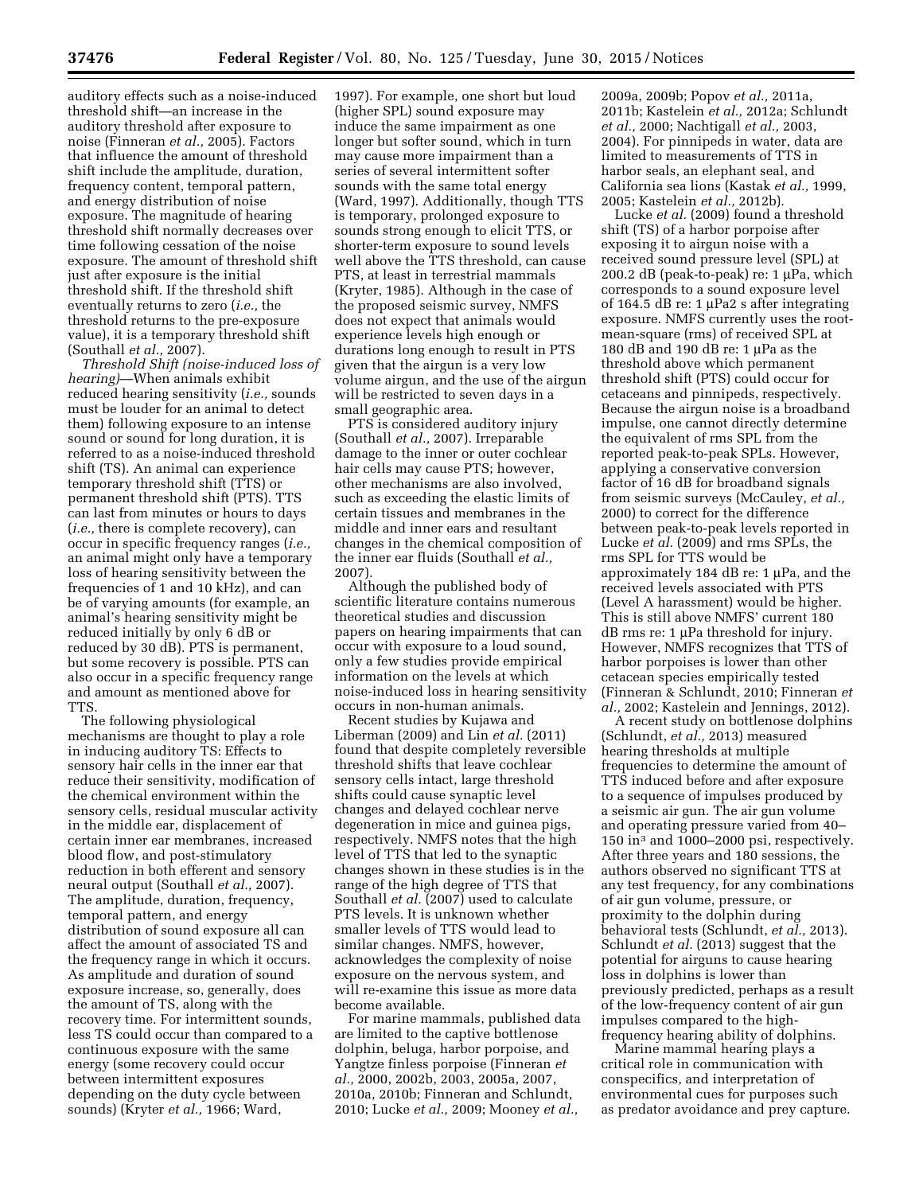auditory effects such as a noise-induced threshold shift—an increase in the auditory threshold after exposure to noise (Finneran *et al.,* 2005). Factors that influence the amount of threshold shift include the amplitude, duration, frequency content, temporal pattern, and energy distribution of noise exposure. The magnitude of hearing threshold shift normally decreases over time following cessation of the noise exposure. The amount of threshold shift just after exposure is the initial threshold shift. If the threshold shift eventually returns to zero (*i.e.,* the threshold returns to the pre-exposure value), it is a temporary threshold shift (Southall *et al.,* 2007).

*Threshold Shift (noise-induced loss of hearing)*—When animals exhibit reduced hearing sensitivity (*i.e.,* sounds must be louder for an animal to detect them) following exposure to an intense sound or sound for long duration, it is referred to as a noise-induced threshold shift (TS). An animal can experience temporary threshold shift (TTS) or permanent threshold shift (PTS). TTS can last from minutes or hours to days (*i.e.,* there is complete recovery), can occur in specific frequency ranges (*i.e.,* an animal might only have a temporary loss of hearing sensitivity between the frequencies of 1 and 10 kHz), and can be of varying amounts (for example, an animal's hearing sensitivity might be reduced initially by only 6 dB or reduced by 30 dB). PTS is permanent, but some recovery is possible. PTS can also occur in a specific frequency range and amount as mentioned above for TTS.

The following physiological mechanisms are thought to play a role in inducing auditory TS: Effects to sensory hair cells in the inner ear that reduce their sensitivity, modification of the chemical environment within the sensory cells, residual muscular activity in the middle ear, displacement of certain inner ear membranes, increased blood flow, and post-stimulatory reduction in both efferent and sensory neural output (Southall *et al.,* 2007). The amplitude, duration, frequency, temporal pattern, and energy distribution of sound exposure all can affect the amount of associated TS and the frequency range in which it occurs. As amplitude and duration of sound exposure increase, so, generally, does the amount of TS, along with the recovery time. For intermittent sounds, less TS could occur than compared to a continuous exposure with the same energy (some recovery could occur between intermittent exposures depending on the duty cycle between sounds) (Kryter *et al.,* 1966; Ward, 1997). For example, one short but loud (higher SPL) sound exposure may induce the same impairment as one longer but softer sound, which in turn may cause more impairment than a series of several intermittent softer sounds with the same total energy (Ward, 1997). Additionally, though TTS is temporary, prolonged exposure to sounds strong enough to elicit TTS, or shorter-term exposure to sound levels well above the TTS threshold, can cause PTS, at least in terrestrial mammals (Kryter, 1985). Although in the case of the proposed seismic survey, NMFS does not expect that animals would experience levels high enough or durations long enough to result in PTS given that the airgun is a very low volume airgun, and the use of the airgun will be restricted to seven days in a small geographic area.

PTS is considered auditory injury (Southall *et al.,* 2007). Irreparable damage to the inner or outer cochlear hair cells may cause PTS; however, other mechanisms are also involved, such as exceeding the elastic limits of certain tissues and membranes in the middle and inner ears and resultant changes in the chemical composition of the inner ear fluids (Southall *et al.,* 2007).

Although the published body of scientific literature contains numerous theoretical studies and discussion papers on hearing impairments that can occur with exposure to a loud sound, only a few studies provide empirical information on the levels at which noise-induced loss in hearing sensitivity occurs in non-human animals.

Recent studies by Kujawa and Liberman (2009) and Lin *et al.* (2011) found that despite completely reversible threshold shifts that leave cochlear sensory cells intact, large threshold shifts could cause synaptic level changes and delayed cochlear nerve degeneration in mice and guinea pigs, respectively. NMFS notes that the high level of TTS that led to the synaptic changes shown in these studies is in the range of the high degree of TTS that Southall *et al.* (2007) used to calculate PTS levels. It is unknown whether smaller levels of TTS would lead to similar changes. NMFS, however, acknowledges the complexity of noise exposure on the nervous system, and will re-examine this issue as more data become available.

For marine mammals, published data are limited to the captive bottlenose dolphin, beluga, harbor porpoise, and Yangtze finless porpoise (Finneran *et al.,* 2000, 2002b, 2003, 2005a, 2007, 2010a, 2010b; Finneran and Schlundt, 2010; Lucke *et al.,* 2009; Mooney *et al.,* 2009a, 2009b; Popov *et al.,* 2011a, 2011b; Kastelein *et al.,* 2012a; Schlundt *et al.,* 2000; Nachtigall *et al.,* 2003, 2004). For pinnipeds in water, data are limited to measurements of TTS in harbor seals, an elephant seal, and California sea lions (Kastak *et al.,* 1999, 2005; Kastelein *et al.,* 2012b).

Lucke *et al.* (2009) found a threshold shift (TS) of a harbor porpoise after exposing it to airgun noise with a received sound pressure level (SPL) at 200.2 dB (peak-to-peak) re: 1 μPa, which corresponds to a sound exposure level of 164.5 dB re: 1 μPa2 s after integrating exposure. NMFS currently uses the root-mean-square (rms) of received SPL at 180 dB and 190 dB re: 1 μPa as the threshold above which permanent threshold shift (PTS) could occur for cetaceans and pinnipeds, respectively. Because the airgun noise is a broadband impulse, one cannot directly determine the equivalent of rms SPL from the reported peak-to-peak SPLs. However, applying a conservative conversion factor of 16 dB for broadband signals from seismic surveys (McCauley, *et al.,* 2000) to correct for the difference between peak-to-peak levels reported in Lucke *et al.* (2009) and rms SPLs, the rms SPL for TTS would be approximately 184 dB re: 1 μPa, and the received levels associated with PTS (Level A harassment) would be higher. This is still above NMFS' current 180 dB rms re: 1 μPa threshold for injury. However, NMFS recognizes that TTS of harbor porpoises is lower than other cetacean species empirically tested (Finneran & Schlundt, 2010; Finneran *et al.,* 2002; Kastelein and Jennings, 2012).

A recent study on bottlenose dolphins (Schlundt, *et al.,* 2013) measured hearing thresholds at multiple frequencies to determine the amount of TTS induced before and after exposure to a sequence of impulses produced by a seismic air gun. The air gun volume and operating pressure varied from 40–150 in$^3$ and 1000–2000 psi, respectively. After three years and 180 sessions, the authors observed no significant TTS at any test frequency, for any combinations of air gun volume, pressure, or proximity to the dolphin during behavioral tests (Schlundt, *et al.,* 2013). Schlundt *et al.* (2013) suggest that the potential for airguns to cause hearing loss in dolphins is lower than previously predicted, perhaps as a result of the low-frequency content of air gun impulses compared to the high-frequency hearing ability of dolphins.

Marine mammal hearing plays a critical role in communication with conspecifics, and interpretation of environmental cues for purposes such as predator avoidance and prey capture.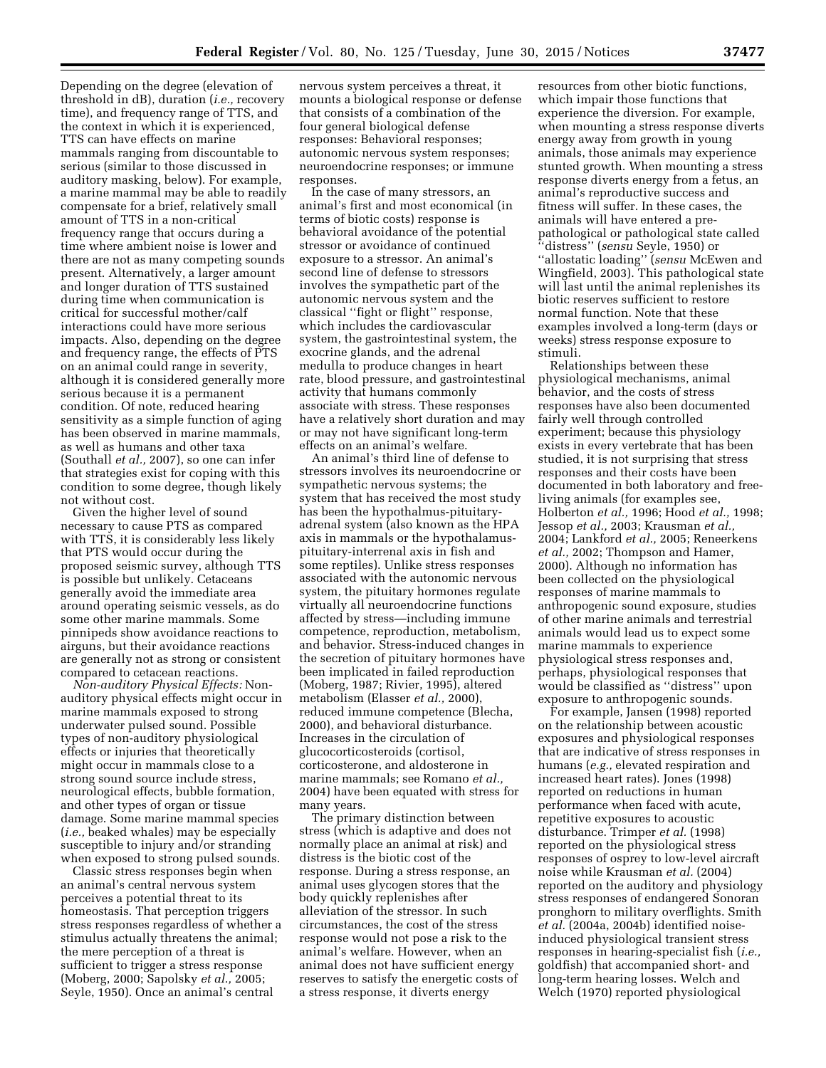Depending on the degree (elevation of threshold in dB), duration (*i.e.,* recovery time), and frequency range of TTS, and the context in which it is experienced, TTS can have effects on marine mammals ranging from discountable to serious (similar to those discussed in auditory masking, below). For example, a marine mammal may be able to readily compensate for a brief, relatively small amount of TTS in a non-critical frequency range that occurs during a time where ambient noise is lower and there are not as many competing sounds present. Alternatively, a larger amount and longer duration of TTS sustained during time when communication is critical for successful mother/calf interactions could have more serious impacts. Also, depending on the degree and frequency range, the effects of PTS on an animal could range in severity, although it is considered generally more serious because it is a permanent condition. Of note, reduced hearing sensitivity as a simple function of aging has been observed in marine mammals, as well as humans and other taxa (Southall *et al.,* 2007), so one can infer that strategies exist for coping with this condition to some degree, though likely not without cost.

Given the higher level of sound necessary to cause PTS as compared with TTS, it is considerably less likely that PTS would occur during the proposed seismic survey, although TTS is possible but unlikely. Cetaceans generally avoid the immediate area around operating seismic vessels, as do some other marine mammals. Some pinnipeds show avoidance reactions to airguns, but their avoidance reactions are generally not as strong or consistent compared to cetacean reactions.

*Non-auditory Physical Effects:* Non-auditory physical effects might occur in marine mammals exposed to strong underwater pulsed sound. Possible types of non-auditory physiological effects or injuries that theoretically might occur in mammals close to a strong sound source include stress, neurological effects, bubble formation, and other types of organ or tissue damage. Some marine mammal species (*i.e.,* beaked whales) may be especially susceptible to injury and/or stranding when exposed to strong pulsed sounds.

Classic stress responses begin when an animal's central nervous system perceives a potential threat to its homeostasis. That perception triggers stress responses regardless of whether a stimulus actually threatens the animal; the mere perception of a threat is sufficient to trigger a stress response (Moberg, 2000; Sapolsky *et al.,* 2005; Seyle, 1950). Once an animal's central nervous system perceives a threat, it mounts a biological response or defense that consists of a combination of the four general biological defense responses: Behavioral responses; autonomic nervous system responses; neuroendocrine responses; or immune responses.

In the case of many stressors, an animal's first and most economical (in terms of biotic costs) response is behavioral avoidance of the potential stressor or avoidance of continued exposure to a stressor. An animal's second line of defense to stressors involves the sympathetic part of the autonomic nervous system and the classical ''fight or flight'' response, which includes the cardiovascular system, the gastrointestinal system, the exocrine glands, and the adrenal medulla to produce changes in heart rate, blood pressure, and gastrointestinal activity that humans commonly associate with stress. These responses have a relatively short duration and may or may not have significant long-term effects on an animal's welfare.

An animal's third line of defense to stressors involves its neuroendocrine or sympathetic nervous systems; the system that has received the most study has been the hypothalmus-pituitary-adrenal system (also known as the HPA axis in mammals or the hypothalamus-pituitary-interrenal axis in fish and some reptiles). Unlike stress responses associated with the autonomic nervous system, the pituitary hormones regulate virtually all neuroendocrine functions affected by stress—including immune competence, reproduction, metabolism, and behavior. Stress-induced changes in the secretion of pituitary hormones have been implicated in failed reproduction (Moberg, 1987; Rivier, 1995), altered metabolism (Elasser *et al.,* 2000), reduced immune competence (Blecha, 2000), and behavioral disturbance. Increases in the circulation of glucocorticosteroids (cortisol, corticosterone, and aldosterone in marine mammals; see Romano *et al.,* 2004) have been equated with stress for many years.

The primary distinction between stress (which is adaptive and does not normally place an animal at risk) and distress is the biotic cost of the response. During a stress response, an animal uses glycogen stores that the body quickly replenishes after alleviation of the stressor. In such circumstances, the cost of the stress response would not pose a risk to the animal's welfare. However, when an animal does not have sufficient energy reserves to satisfy the energetic costs of a stress response, it diverts energy resources from other biotic functions, which impair those functions that experience the diversion. For example, when mounting a stress response diverts energy away from growth in young animals, those animals may experience stunted growth. When mounting a stress response diverts energy from a fetus, an animal's reproductive success and fitness will suffer. In these cases, the animals will have entered a pre-pathological or pathological state called ''distress'' (*sensu* Seyle, 1950) or ''allostatic loading'' (*sensu* McEwen and Wingfield, 2003). This pathological state will last until the animal replenishes its biotic reserves sufficient to restore normal function. Note that these examples involved a long-term (days or weeks) stress response exposure to stimuli.

Relationships between these physiological mechanisms, animal behavior, and the costs of stress responses have also been documented fairly well through controlled experiment; because this physiology exists in every vertebrate that has been studied, it is not surprising that stress responses and their costs have been documented in both laboratory and free-living animals (for examples see, Holberton *et al.,* 1996; Hood *et al.,* 1998; Jessop *et al.,* 2003; Krausman *et al.,* 2004; Lankford *et al.,* 2005; Reneerkens *et al.,* 2002; Thompson and Hamer, 2000). Although no information has been collected on the physiological responses of marine mammals to anthropogenic sound exposure, studies of other marine animals and terrestrial animals would lead us to expect some marine mammals to experience physiological stress responses and, perhaps, physiological responses that would be classified as ''distress'' upon exposure to anthropogenic sounds.

For example, Jansen (1998) reported on the relationship between acoustic exposures and physiological responses that are indicative of stress responses in humans (*e.g.,* elevated respiration and increased heart rates). Jones (1998) reported on reductions in human performance when faced with acute, repetitive exposures to acoustic disturbance. Trimper *et al.* (1998) reported on the physiological stress responses of osprey to low-level aircraft noise while Krausman *et al.* (2004) reported on the auditory and physiology stress responses of endangered Sonoran pronghorn to military overflights. Smith *et al.* (2004a, 2004b) identified noise-induced physiological transient stress responses in hearing-specialist fish (*i.e.,* goldfish) that accompanied short- and long-term hearing losses. Welch and Welch (1970) reported physiological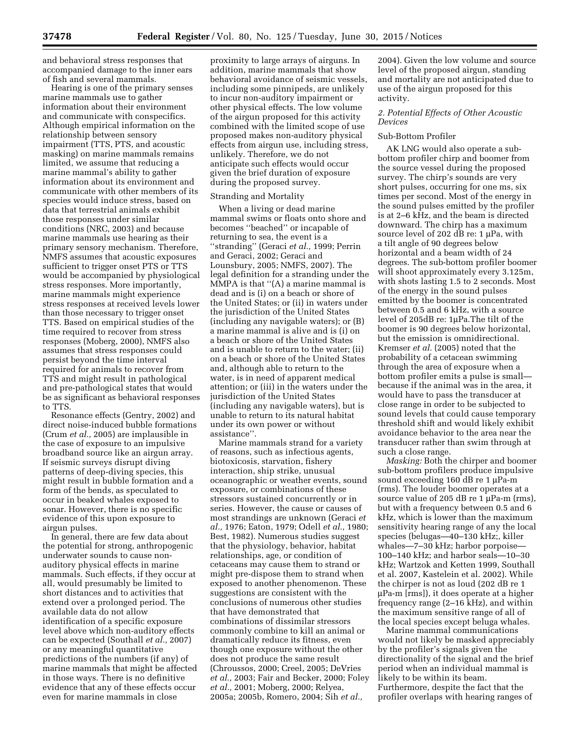and behavioral stress responses that accompanied damage to the inner ears of fish and several mammals.

Hearing is one of the primary senses marine mammals use to gather information about their environment and communicate with conspecifics. Although empirical information on the relationship between sensory impairment (TTS, PTS, and acoustic masking) on marine mammals remains limited, we assume that reducing a marine mammal's ability to gather information about its environment and communicate with other members of its species would induce stress, based on data that terrestrial animals exhibit those responses under similar conditions (NRC, 2003) and because marine mammals use hearing as their primary sensory mechanism. Therefore, NMFS assumes that acoustic exposures sufficient to trigger onset PTS or TTS would be accompanied by physiological stress responses. More importantly, marine mammals might experience stress responses at received levels lower than those necessary to trigger onset TTS. Based on empirical studies of the time required to recover from stress responses (Moberg, 2000), NMFS also assumes that stress responses could persist beyond the time interval required for animals to recover from TTS and might result in pathological and pre-pathological states that would be as significant as behavioral responses to TTS.

Resonance effects (Gentry, 2002) and direct noise-induced bubble formations (Crum *et al.,* 2005) are implausible in the case of exposure to an impulsive broadband source like an airgun array. If seismic surveys disrupt diving patterns of deep-diving species, this might result in bubble formation and a form of the bends, as speculated to occur in beaked whales exposed to sonar. However, there is no specific evidence of this upon exposure to airgun pulses.

In general, there are few data about the potential for strong, anthropogenic underwater sounds to cause non-auditory physical effects in marine mammals. Such effects, if they occur at all, would presumably be limited to short distances and to activities that extend over a prolonged period. The available data do not allow identification of a specific exposure level above which non-auditory effects can be expected (Southall *et al.,* 2007) or any meaningful quantitative predictions of the numbers (if any) of marine mammals that might be affected in those ways. There is no definitive evidence that any of these effects occur even for marine mammals in close proximity to large arrays of airguns. In addition, marine mammals that show behavioral avoidance of seismic vessels, including some pinnipeds, are unlikely to incur non-auditory impairment or other physical effects. The low volume of the airgun proposed for this activity combined with the limited scope of use proposed makes non-auditory physical effects from airgun use, including stress, unlikely. Therefore, we do not anticipate such effects would occur given the brief duration of exposure during the proposed survey.

Stranding and Mortality

When a living or dead marine mammal swims or floats onto shore and becomes ''beached'' or incapable of returning to sea, the event is a ''stranding'' (Geraci *et al.,* 1999; Perrin and Geraci, 2002; Geraci and Lounsbury, 2005; NMFS, 2007). The legal definition for a stranding under the MMPA is that ''(A) a marine mammal is dead and is (i) on a beach or shore of the United States; or (ii) in waters under the jurisdiction of the United States (including any navigable waters); or (B) a marine mammal is alive and is (i) on a beach or shore of the United States and is unable to return to the water; (ii) on a beach or shore of the United States and, although able to return to the water, is in need of apparent medical attention; or (iii) in the waters under the jurisdiction of the United States (including any navigable waters), but is unable to return to its natural habitat under its own power or without assistance''.

Marine mammals strand for a variety of reasons, such as infectious agents, biotoxicosis, starvation, fishery interaction, ship strike, unusual oceanographic or weather events, sound exposure, or combinations of these stressors sustained concurrently or in series. However, the cause or causes of most strandings are unknown (Geraci *et al.,* 1976; Eaton, 1979; Odell *et al.,* 1980; Best, 1982). Numerous studies suggest that the physiology, behavior, habitat relationships, age, or condition of cetaceans may cause them to strand or might pre-dispose them to strand when exposed to another phenomenon. These suggestions are consistent with the conclusions of numerous other studies that have demonstrated that combinations of dissimilar stressors commonly combine to kill an animal or dramatically reduce its fitness, even though one exposure without the other does not produce the same result (Chroussos, 2000; Creel, 2005; DeVries *et al.,* 2003; Fair and Becker, 2000; Foley *et al.,* 2001; Moberg, 2000; Relyea, 2005a; 2005b, Romero, 2004; Sih *et al.,* 2004). Given the low volume and source level of the proposed airgun, standing and mortality are not anticipated due to use of the airgun proposed for this activity.

*2. Potential Effects of Other Acoustic Devices*

Sub-Bottom Profiler

AK LNG would also operate a sub-bottom profiler chirp and boomer from the source vessel during the proposed survey. The chirp's sounds are very short pulses, occurring for one ms, six times per second. Most of the energy in the sound pulses emitted by the profiler is at 2–6 kHz, and the beam is directed downward. The chirp has a maximum source level of 202 dB re: 1 µPa, with a tilt angle of 90 degrees below horizontal and a beam width of 24 degrees. The sub-bottom profiler boomer will shoot approximately every 3.125m, with shots lasting 1.5 to 2 seconds. Most of the energy in the sound pulses emitted by the boomer is concentrated between 0.5 and 6 kHz, with a source level of 205dB re: 1µPa.The tilt of the boomer is 90 degrees below horizontal, but the emission is omnidirectional. Kremser *et al.* (2005) noted that the probability of a cetacean swimming through the area of exposure when a bottom profiler emits a pulse is small—because if the animal was in the area, it would have to pass the transducer at close range in order to be subjected to sound levels that could cause temporary threshold shift and would likely exhibit avoidance behavior to the area near the transducer rather than swim through at such a close range.

*Masking:* Both the chirper and boomer sub-bottom profilers produce impulsive sound exceeding 160 dB re 1 µPa-m (rms). The louder boomer operates at a source value of 205 dB re 1 µPa-m (rms), but with a frequency between 0.5 and 6 kHz, which is lower than the maximum sensitivity hearing range of any the local species (belugas—40–130 kHz;, killer whales—7–30 kHz; harbor porpoise—100–140 kHz; and harbor seals—10–30 kHz; Wartzok and Ketten 1999, Southall et al. 2007, Kastelein et al. 2002). While the chirper is not as loud (202 dB re 1 µPa-m [rms]), it does operate at a higher frequency range (2–16 kHz), and within the maximum sensitive range of all of the local species except beluga whales.

Marine mammal communications would not likely be masked appreciably by the profiler's signals given the directionality of the signal and the brief period when an individual mammal is likely to be within its beam. Furthermore, despite the fact that the profiler overlaps with hearing ranges of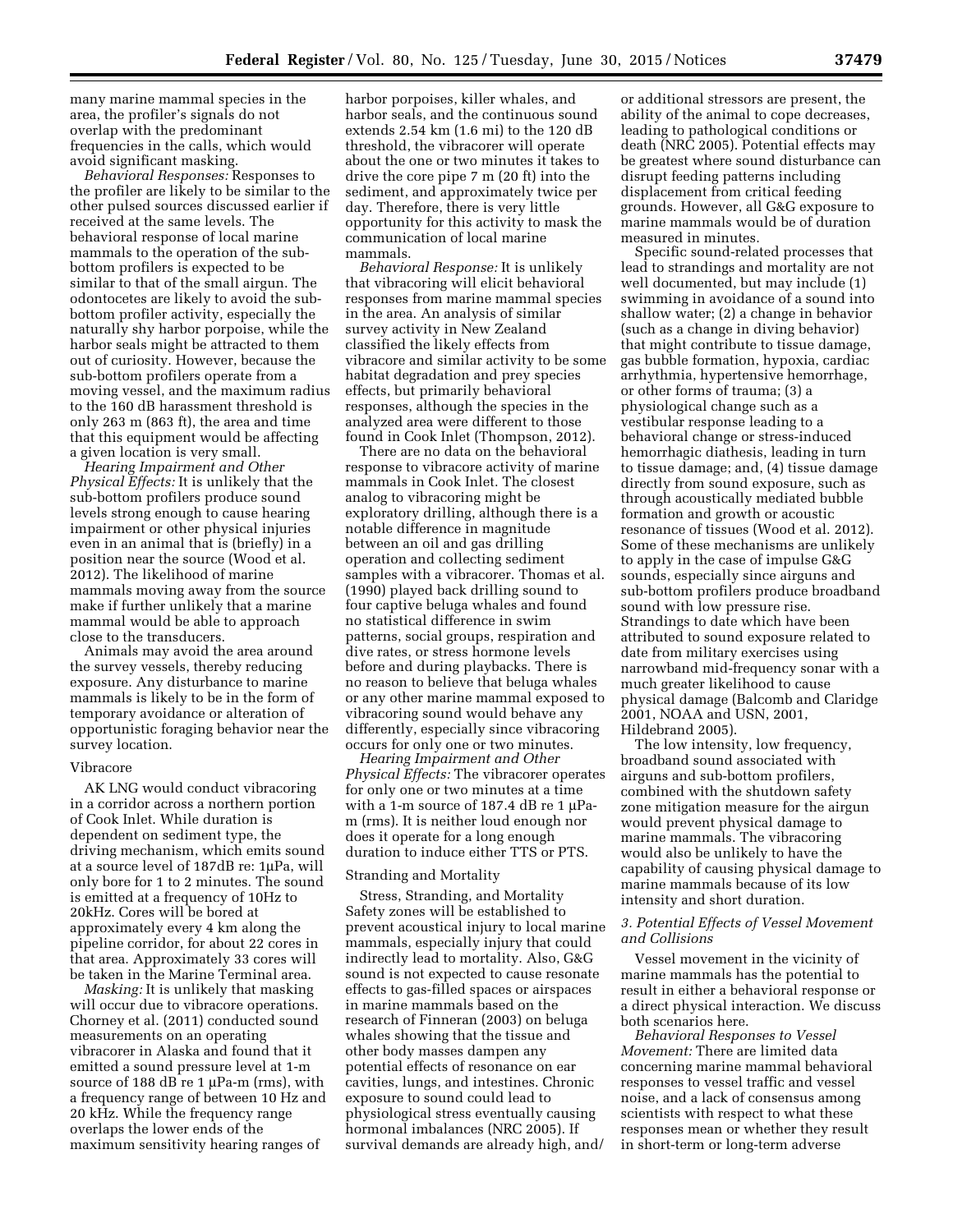many marine mammal species in the area, the profiler's signals do not overlap with the predominant frequencies in the calls, which would avoid significant masking.

*Behavioral Responses:* Responses to the profiler are likely to be similar to the other pulsed sources discussed earlier if received at the same levels. The behavioral response of local marine mammals to the operation of the sub-bottom profilers is expected to be similar to that of the small airgun. The odontocetes are likely to avoid the sub-bottom profiler activity, especially the naturally shy harbor porpoise, while the harbor seals might be attracted to them out of curiosity. However, because the sub-bottom profilers operate from a moving vessel, and the maximum radius to the 160 dB harassment threshold is only 263 m (863 ft), the area and time that this equipment would be affecting a given location is very small.

*Hearing Impairment and Other Physical Effects:* It is unlikely that the sub-bottom profilers produce sound levels strong enough to cause hearing impairment or other physical injuries even in an animal that is (briefly) in a position near the source (Wood et al. 2012). The likelihood of marine mammals moving away from the source make if further unlikely that a marine mammal would be able to approach close to the transducers.

Animals may avoid the area around the survey vessels, thereby reducing exposure. Any disturbance to marine mammals is likely to be in the form of temporary avoidance or alteration of opportunistic foraging behavior near the survey location.

Vibracore

AK LNG would conduct vibracoring in a corridor across a northern portion of Cook Inlet. While duration is dependent on sediment type, the driving mechanism, which emits sound at a source level of 187dB re: 1μPa, will only bore for 1 to 2 minutes. The sound is emitted at a frequency of 10Hz to 20kHz. Cores will be bored at approximately every 4 km along the pipeline corridor, for about 22 cores in that area. Approximately 33 cores will be taken in the Marine Terminal area.

*Masking:* It is unlikely that masking will occur due to vibracore operations. Chorney et al. (2011) conducted sound measurements on an operating vibracorer in Alaska and found that it emitted a sound pressure level at 1-m source of 188 dB re 1 μPa-m (rms), with a frequency range of between 10 Hz and 20 kHz. While the frequency range overlaps the lower ends of the maximum sensitivity hearing ranges of harbor porpoises, killer whales, and harbor seals, and the continuous sound extends 2.54 km (1.6 mi) to the 120 dB threshold, the vibracorer will operate about the one or two minutes it takes to drive the core pipe 7 m (20 ft) into the sediment, and approximately twice per day. Therefore, there is very little opportunity for this activity to mask the communication of local marine mammals.

*Behavioral Response:* It is unlikely that vibracoring will elicit behavioral responses from marine mammal species in the area. An analysis of similar survey activity in New Zealand classified the likely effects from vibracore and similar activity to be some habitat degradation and prey species effects, but primarily behavioral responses, although the species in the analyzed area were different to those found in Cook Inlet (Thompson, 2012).

There are no data on the behavioral response to vibracore activity of marine mammals in Cook Inlet. The closest analog to vibracoring might be exploratory drilling, although there is a notable difference in magnitude between an oil and gas drilling operation and collecting sediment samples with a vibracorer. Thomas et al. (1990) played back drilling sound to four captive beluga whales and found no statistical difference in swim patterns, social groups, respiration and dive rates, or stress hormone levels before and during playbacks. There is no reason to believe that beluga whales or any other marine mammal exposed to vibracoring sound would behave any differently, especially since vibracoring occurs for only one or two minutes.

*Hearing Impairment and Other Physical Effects:* The vibracorer operates for only one or two minutes at a time with a 1-m source of 187.4 dB re 1 μPa-m (rms). It is neither loud enough nor does it operate for a long enough duration to induce either TTS or PTS.

Stranding and Mortality

Stress, Stranding, and Mortality Safety zones will be established to prevent acoustical injury to local marine mammals, especially injury that could indirectly lead to mortality. Also, G&G sound is not expected to cause resonate effects to gas-filled spaces or airspaces in marine mammals based on the research of Finneran (2003) on beluga whales showing that the tissue and other body masses dampen any potential effects of resonance on ear cavities, lungs, and intestines. Chronic exposure to sound could lead to physiological stress eventually causing hormonal imbalances (NRC 2005). If survival demands are already high, and/or additional stressors are present, the ability of the animal to cope decreases, leading to pathological conditions or death (NRC 2005). Potential effects may be greatest where sound disturbance can disrupt feeding patterns including displacement from critical feeding grounds. However, all G&G exposure to marine mammals would be of duration measured in minutes.

Specific sound-related processes that lead to strandings and mortality are not well documented, but may include (1) swimming in avoidance of a sound into shallow water; (2) a change in behavior (such as a change in diving behavior) that might contribute to tissue damage, gas bubble formation, hypoxia, cardiac arrhythmia, hypertensive hemorrhage, or other forms of trauma; (3) a physiological change such as a vestibular response leading to a behavioral change or stress-induced hemorrhagic diathesis, leading in turn to tissue damage; and, (4) tissue damage directly from sound exposure, such as through acoustically mediated bubble formation and growth or acoustic resonance of tissues (Wood et al. 2012). Some of these mechanisms are unlikely to apply in the case of impulse G&G sounds, especially since airguns and sub-bottom profilers produce broadband sound with low pressure rise. Strandings to date which have been attributed to sound exposure related to date from military exercises using narrowband mid-frequency sonar with a much greater likelihood to cause physical damage (Balcomb and Claridge 2001, NOAA and USN, 2001, Hildebrand 2005).

The low intensity, low frequency, broadband sound associated with airguns and sub-bottom profilers, combined with the shutdown safety zone mitigation measure for the airgun would prevent physical damage to marine mammals. The vibracoring would also be unlikely to have the capability of causing physical damage to marine mammals because of its low intensity and short duration.

### *3. Potential Effects of Vessel Movement and Collisions*

Vessel movement in the vicinity of marine mammals has the potential to result in either a behavioral response or a direct physical interaction. We discuss both scenarios here.

*Behavioral Responses to Vessel Movement:* There are limited data concerning marine mammal behavioral responses to vessel traffic and vessel noise, and a lack of consensus among scientists with respect to what these responses mean or whether they result in short-term or long-term adverse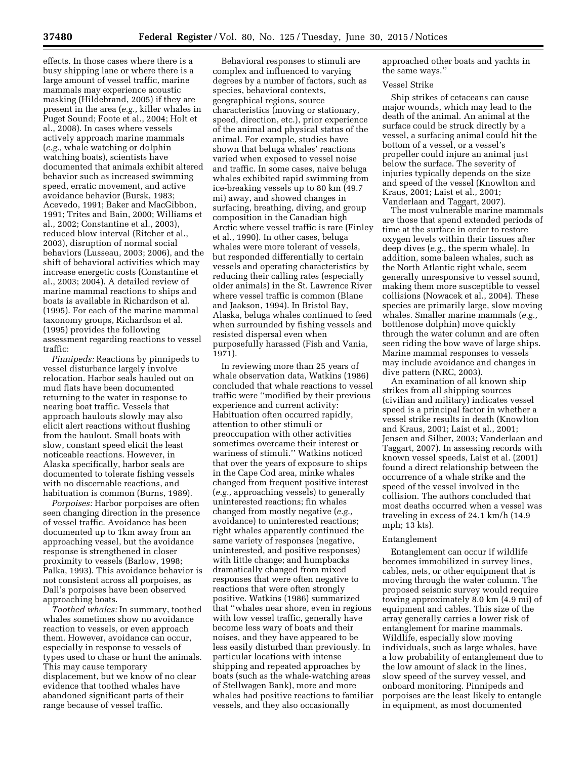effects. In those cases where there is a busy shipping lane or where there is a large amount of vessel traffic, marine mammals may experience acoustic masking (Hildebrand, 2005) if they are present in the area (*e.g.,* killer whales in Puget Sound; Foote et al., 2004; Holt et al., 2008). In cases where vessels actively approach marine mammals (*e.g.,* whale watching or dolphin watching boats), scientists have documented that animals exhibit altered behavior such as increased swimming speed, erratic movement, and active avoidance behavior (Bursk, 1983; Acevedo, 1991; Baker and MacGibbon, 1991; Trites and Bain, 2000; Williams et al., 2002; Constantine et al., 2003), reduced blow interval (Ritcher et al., 2003), disruption of normal social behaviors (Lusseau, 2003; 2006), and the shift of behavioral activities which may increase energetic costs (Constantine et al., 2003; 2004). A detailed review of marine mammal reactions to ships and boats is available in Richardson et al. (1995). For each of the marine mammal taxonomy groups, Richardson et al. (1995) provides the following assessment regarding reactions to vessel traffic:

*Pinnipeds:* Reactions by pinnipeds to vessel disturbance largely involve relocation. Harbor seals hauled out on mud flats have been documented returning to the water in response to nearing boat traffic. Vessels that approach haulouts slowly may also elicit alert reactions without flushing from the haulout. Small boats with slow, constant speed elicit the least noticeable reactions. However, in Alaska specifically, harbor seals are documented to tolerate fishing vessels with no discernable reactions, and habituation is common (Burns, 1989).

*Porpoises:* Harbor porpoises are often seen changing direction in the presence of vessel traffic. Avoidance has been documented up to 1km away from an approaching vessel, but the avoidance response is strengthened in closer proximity to vessels (Barlow, 1998; Palka, 1993). This avoidance behavior is not consistent across all porpoises, as Dall's porpoises have been observed approaching boats.

*Toothed whales:* In summary, toothed whales sometimes show no avoidance reaction to vessels, or even approach them. However, avoidance can occur, especially in response to vessels of types used to chase or hunt the animals. This may cause temporary displacement, but we know of no clear evidence that toothed whales have abandoned significant parts of their range because of vessel traffic.

Behavioral responses to stimuli are complex and influenced to varying degrees by a number of factors, such as species, behavioral contexts, geographical regions, source characteristics (moving or stationary, speed, direction, etc.), prior experience of the animal and physical status of the animal. For example, studies have shown that beluga whales' reactions varied when exposed to vessel noise and traffic. In some cases, naive beluga whales exhibited rapid swimming from ice-breaking vessels up to 80 km (49.7 mi) away, and showed changes in surfacing, breathing, diving, and group composition in the Canadian high Arctic where vessel traffic is rare (Finley et al., 1990). In other cases, beluga whales were more tolerant of vessels, but responded differentially to certain vessels and operating characteristics by reducing their calling rates (especially older animals) in the St. Lawrence River where vessel traffic is common (Blane and Jaakson, 1994). In Bristol Bay, Alaska, beluga whales continued to feed when surrounded by fishing vessels and resisted dispersal even when purposefully harassed (Fish and Vania, 1971).

In reviewing more than 25 years of whale observation data, Watkins (1986) concluded that whale reactions to vessel traffic were ''modified by their previous experience and current activity: Habituation often occurred rapidly, attention to other stimuli or preoccupation with other activities sometimes overcame their interest or wariness of stimuli.'' Watkins noticed that over the years of exposure to ships in the Cape Cod area, minke whales changed from frequent positive interest (*e.g.,* approaching vessels) to generally uninterested reactions; fin whales changed from mostly negative (*e.g.,* avoidance) to uninterested reactions; right whales apparently continued the same variety of responses (negative, uninterested, and positive responses) with little change; and humpbacks dramatically changed from mixed responses that were often negative to reactions that were often strongly positive. Watkins (1986) summarized that ''whales near shore, even in regions with low vessel traffic, generally have become less wary of boats and their noises, and they have appeared to be less easily disturbed than previously. In particular locations with intense shipping and repeated approaches by boats (such as the whale-watching areas of Stellwagen Bank), more and more whales had positive reactions to familiar vessels, and they also occasionally approached other boats and yachts in the same ways.''

Vessel Strike

Ship strikes of cetaceans can cause major wounds, which may lead to the death of the animal. An animal at the surface could be struck directly by a vessel, a surfacing animal could hit the bottom of a vessel, or a vessel's propeller could injure an animal just below the surface. The severity of injuries typically depends on the size and speed of the vessel (Knowlton and Kraus, 2001; Laist et al., 2001; Vanderlaan and Taggart, 2007).

The most vulnerable marine mammals are those that spend extended periods of time at the surface in order to restore oxygen levels within their tissues after deep dives (*e.g.,* the sperm whale). In addition, some baleen whales, such as the North Atlantic right whale, seem generally unresponsive to vessel sound, making them more susceptible to vessel collisions (Nowacek et al., 2004). These species are primarily large, slow moving whales. Smaller marine mammals (*e.g.,* bottlenose dolphin) move quickly through the water column and are often seen riding the bow wave of large ships. Marine mammal responses to vessels may include avoidance and changes in dive pattern (NRC, 2003).

An examination of all known ship strikes from all shipping sources (civilian and military) indicates vessel speed is a principal factor in whether a vessel strike results in death (Knowlton and Kraus, 2001; Laist et al., 2001; Jensen and Silber, 2003; Vanderlaan and Taggart, 2007). In assessing records with known vessel speeds, Laist et al. (2001) found a direct relationship between the occurrence of a whale strike and the speed of the vessel involved in the collision. The authors concluded that most deaths occurred when a vessel was traveling in excess of 24.1 km/h (14.9 mph; 13 kts).

Entanglement

Entanglement can occur if wildlife becomes immobilized in survey lines, cables, nets, or other equipment that is moving through the water column. The proposed seismic survey would require towing approximately 8.0 km (4.9 mi) of equipment and cables. This size of the array generally carries a lower risk of entanglement for marine mammals. Wildlife, especially slow moving individuals, such as large whales, have a low probability of entanglement due to the low amount of slack in the lines, slow speed of the survey vessel, and onboard monitoring. Pinnipeds and porpoises are the least likely to entangle in equipment, as most documented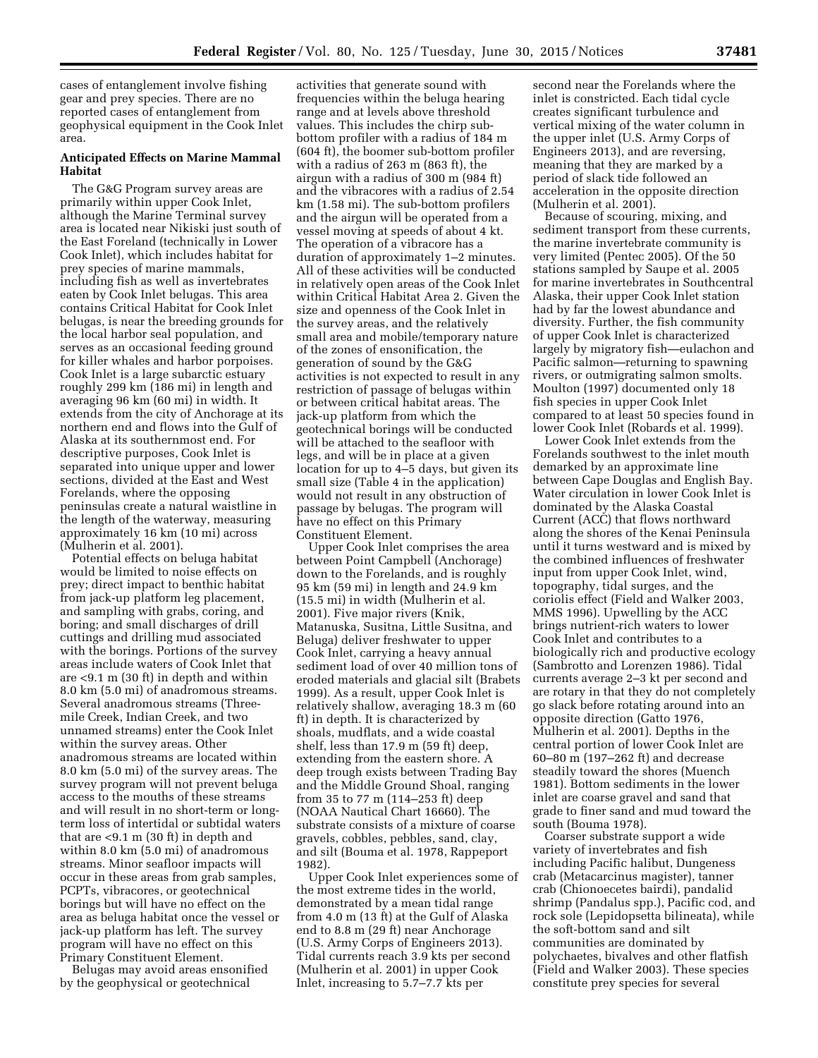cases of entanglement involve fishing gear and prey species. There are no reported cases of entanglement from geophysical equipment in the Cook Inlet area.

**Anticipated Effects on Marine Mammal Habitat**

The G&G Program survey areas are primarily within upper Cook Inlet, although the Marine Terminal survey area is located near Nikiski just south of the East Foreland (technically in Lower Cook Inlet), which includes habitat for prey species of marine mammals, including fish as well as invertebrates eaten by Cook Inlet belugas. This area contains Critical Habitat for Cook Inlet belugas, is near the breeding grounds for the local harbor seal population, and serves as an occasional feeding ground for killer whales and harbor porpoises. Cook Inlet is a large subarctic estuary roughly 299 km (186 mi) in length and averaging 96 km (60 mi) in width. It extends from the city of Anchorage at its northern end and flows into the Gulf of Alaska at its southernmost end. For descriptive purposes, Cook Inlet is separated into unique upper and lower sections, divided at the East and West Forelands, where the opposing peninsulas create a natural waistline in the length of the waterway, measuring approximately 16 km (10 mi) across (Mulherin et al. 2001).

Potential effects on beluga habitat would be limited to noise effects on prey; direct impact to benthic habitat from jack-up platform leg placement, and sampling with grabs, coring, and boring; and small discharges of drill cuttings and drilling mud associated with the borings. Portions of the survey areas include waters of Cook Inlet that are <9.1 m (30 ft) in depth and within 8.0 km (5.0 mi) of anadromous streams. Several anadromous streams (Three-mile Creek, Indian Creek, and two unnamed streams) enter the Cook Inlet within the survey areas. Other anadromous streams are located within 8.0 km (5.0 mi) of the survey areas. The survey program will not prevent beluga access to the mouths of these streams and will result in no short-term or long-term loss of intertidal or subtidal waters that are <9.1 m (30 ft) in depth and within 8.0 km (5.0 mi) of anadromous streams. Minor seafloor impacts will occur in these areas from grab samples, PCPTs, vibracores, or geotechnical borings but will have no effect on the area as beluga habitat once the vessel or jack-up platform has left. The survey program will have no effect on this Primary Constituent Element.

Belugas may avoid areas ensonified by the geophysical or geotechnical activities that generate sound with frequencies within the beluga hearing range and at levels above threshold values. This includes the chirp sub-bottom profiler with a radius of 184 m (604 ft), the boomer sub-bottom profiler with a radius of 263 m (863 ft), the airgun with a radius of 300 m (984 ft) and the vibracores with a radius of 2.54 km (1.58 mi). The sub-bottom profilers and the airgun will be operated from a vessel moving at speeds of about 4 kt. The operation of a vibracore has a duration of approximately 1–2 minutes. All of these activities will be conducted in relatively open areas of the Cook Inlet within Critical Habitat Area 2. Given the size and openness of the Cook Inlet in the survey areas, and the relatively small area and mobile/temporary nature of the zones of ensonification, the generation of sound by the G&G activities is not expected to result in any restriction of passage of belugas within or between critical habitat areas. The jack-up platform from which the geotechnical borings will be conducted will be attached to the seafloor with legs, and will be in place at a given location for up to 4–5 days, but given its small size (Table 4 in the application) would not result in any obstruction of passage by belugas. The program will have no effect on this Primary Constituent Element.

Upper Cook Inlet comprises the area between Point Campbell (Anchorage) down to the Forelands, and is roughly 95 km (59 mi) in length and 24.9 km (15.5 mi) in width (Mulherin et al. 2001). Five major rivers (Knik, Matanuska, Susitna, Little Susitna, and Beluga) deliver freshwater to upper Cook Inlet, carrying a heavy annual sediment load of over 40 million tons of eroded materials and glacial silt (Brabets 1999). As a result, upper Cook Inlet is relatively shallow, averaging 18.3 m (60 ft) in depth. It is characterized by shoals, mudflats, and a wide coastal shelf, less than 17.9 m (59 ft) deep, extending from the eastern shore. A deep trough exists between Trading Bay and the Middle Ground Shoal, ranging from 35 to 77 m (114–253 ft) deep (NOAA Nautical Chart 16660). The substrate consists of a mixture of coarse gravels, cobbles, pebbles, sand, clay, and silt (Bouma et al. 1978, Rappeport 1982).

Upper Cook Inlet experiences some of the most extreme tides in the world, demonstrated by a mean tidal range from 4.0 m (13 ft) at the Gulf of Alaska end to 8.8 m (29 ft) near Anchorage (U.S. Army Corps of Engineers 2013). Tidal currents reach 3.9 kts per second (Mulherin et al. 2001) in upper Cook Inlet, increasing to 5.7–7.7 kts per second near the Forelands where the inlet is constricted. Each tidal cycle creates significant turbulence and vertical mixing of the water column in the upper inlet (U.S. Army Corps of Engineers 2013), and are reversing, meaning that they are marked by a period of slack tide followed an acceleration in the opposite direction (Mulherin et al. 2001).

Because of scouring, mixing, and sediment transport from these currents, the marine invertebrate community is very limited (Pentec 2005). Of the 50 stations sampled by Saupe et al. 2005 for marine invertebrates in Southcentral Alaska, their upper Cook Inlet station had by far the lowest abundance and diversity. Further, the fish community of upper Cook Inlet is characterized largely by migratory fish—eulachon and Pacific salmon—returning to spawning rivers, or outmigrating salmon smolts. Moulton (1997) documented only 18 fish species in upper Cook Inlet compared to at least 50 species found in lower Cook Inlet (Robards et al. 1999).

Lower Cook Inlet extends from the Forelands southwest to the inlet mouth demarked by an approximate line between Cape Douglas and English Bay. Water circulation in lower Cook Inlet is dominated by the Alaska Coastal Current (ACC) that flows northward along the shores of the Kenai Peninsula until it turns westward and is mixed by the combined influences of freshwater input from upper Cook Inlet, wind, topography, tidal surges, and the coriolis effect (Field and Walker 2003, MMS 1996). Upwelling by the ACC brings nutrient-rich waters to lower Cook Inlet and contributes to a biologically rich and productive ecology (Sambrotto and Lorenzen 1986). Tidal currents average 2–3 kt per second and are rotary in that they do not completely go slack before rotating around into an opposite direction (Gatto 1976, Mulherin et al. 2001). Depths in the central portion of lower Cook Inlet are 60–80 m (197–262 ft) and decrease steadily toward the shores (Muench 1981). Bottom sediments in the lower inlet are coarse gravel and sand that grade to finer sand and mud toward the south (Bouma 1978).

Coarser substrate support a wide variety of invertebrates and fish including Pacific halibut, Dungeness crab (Metacarcinus magister), tanner crab (Chionoecetes bairdi), pandalid shrimp (Pandalus spp.), Pacific cod, and rock sole (Lepidopsetta bilineata), while the soft-bottom sand and silt communities are dominated by polychaetes, bivalves and other flatfish (Field and Walker 2003). These species constitute prey species for several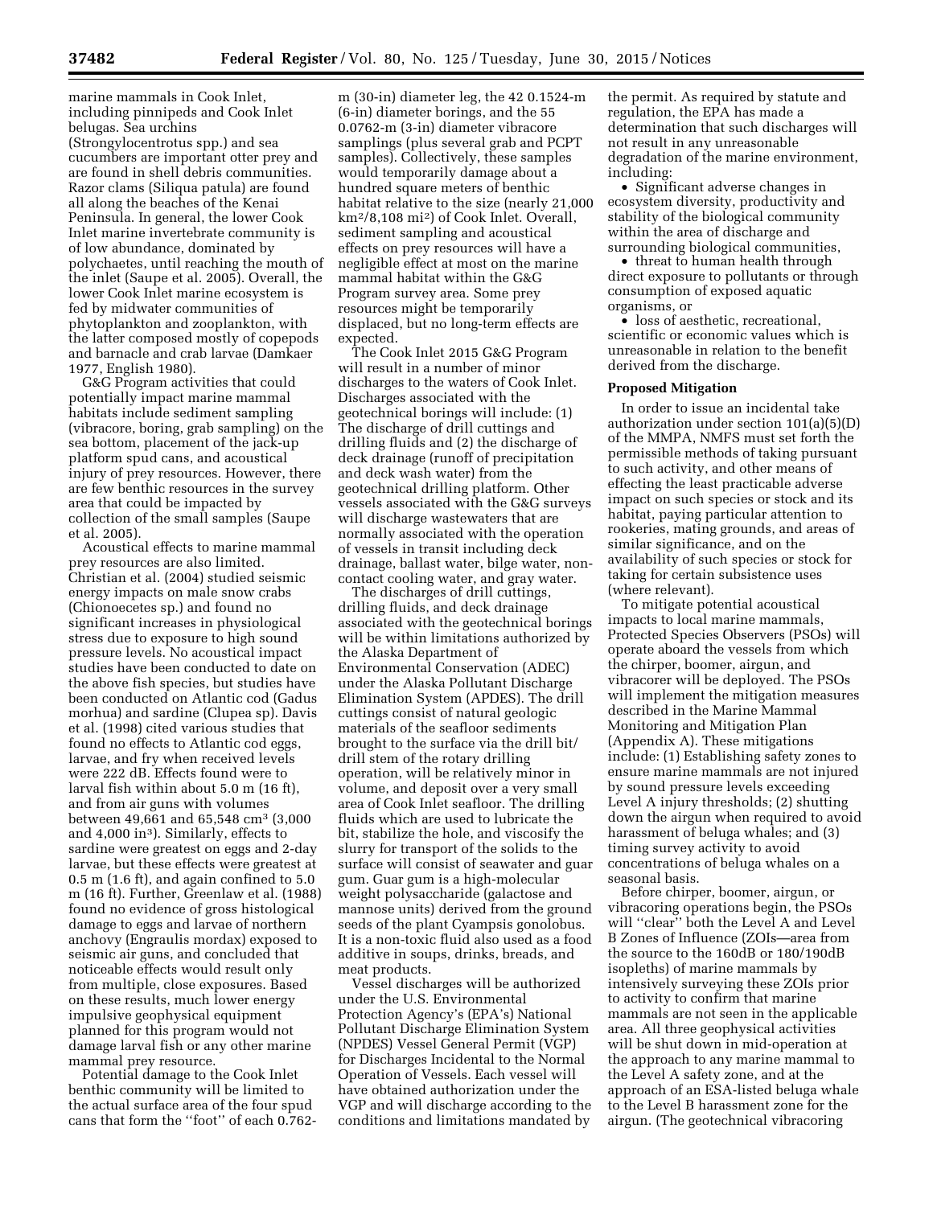marine mammals in Cook Inlet, including pinnipeds and Cook Inlet belugas. Sea urchins (Strongylocentrotus spp.) and sea cucumbers are important otter prey and are found in shell debris communities. Razor clams (Siliqua patula) are found all along the beaches of the Kenai Peninsula. In general, the lower Cook Inlet marine invertebrate community is of low abundance, dominated by polychaetes, until reaching the mouth of the inlet (Saupe et al. 2005). Overall, the lower Cook Inlet marine ecosystem is fed by midwater communities of phytoplankton and zooplankton, with the latter composed mostly of copepods and barnacle and crab larvae (Damkaer 1977, English 1980).

G&G Program activities that could potentially impact marine mammal habitats include sediment sampling (vibracore, boring, grab sampling) on the sea bottom, placement of the jack-up platform spud cans, and acoustical injury of prey resources. However, there are few benthic resources in the survey area that could be impacted by collection of the small samples (Saupe et al. 2005).

Acoustical effects to marine mammal prey resources are also limited. Christian et al. (2004) studied seismic energy impacts on male snow crabs (Chionoecetes sp.) and found no significant increases in physiological stress due to exposure to high sound pressure levels. No acoustical impact studies have been conducted to date on the above fish species, but studies have been conducted on Atlantic cod (Gadus morhua) and sardine (Clupea sp). Davis et al. (1998) cited various studies that found no effects to Atlantic cod eggs, larvae, and fry when received levels were 222 dB. Effects found were to larval fish within about 5.0 m (16 ft), and from air guns with volumes between 49,661 and 65,548 cm$^3$ (3,000 and 4,000 in$^3$). Similarly, effects to sardine were greatest on eggs and 2-day larvae, but these effects were greatest at 0.5 m (1.6 ft), and again confined to 5.0 m (16 ft). Further, Greenlaw et al. (1988) found no evidence of gross histological damage to eggs and larvae of northern anchovy (Engraulis mordax) exposed to seismic air guns, and concluded that noticeable effects would result only from multiple, close exposures. Based on these results, much lower energy impulsive geophysical equipment planned for this program would not damage larval fish or any other marine mammal prey resource.

Potential damage to the Cook Inlet benthic community will be limited to the actual surface area of the four spud cans that form the "foot" of each 0.762-m (30-in) diameter leg, the 42 0.1524-m (6-in) diameter borings, and the 55 0.0762-m (3-in) diameter vibracore samplings (plus several grab and PCPT samples). Collectively, these samples would temporarily damage about a hundred square meters of benthic habitat relative to the size (nearly 21,000 km$^2$/8,108 mi$^2$) of Cook Inlet. Overall, sediment sampling and acoustical effects on prey resources will have a negligible effect at most on the marine mammal habitat within the G&G Program survey area. Some prey resources might be temporarily displaced, but no long-term effects are expected.

The Cook Inlet 2015 G&G Program will result in a number of minor discharges to the waters of Cook Inlet. Discharges associated with the geotechnical borings will include: (1) The discharge of drill cuttings and drilling fluids and (2) the discharge of deck drainage (runoff of precipitation and deck wash water) from the geotechnical drilling platform. Other vessels associated with the G&G surveys will discharge wastewaters that are normally associated with the operation of vessels in transit including deck drainage, ballast water, bilge water, non-contact cooling water, and gray water.

The discharges of drill cuttings, drilling fluids, and deck drainage associated with the geotechnical borings will be within limitations authorized by the Alaska Department of Environmental Conservation (ADEC) under the Alaska Pollutant Discharge Elimination System (APDES). The drill cuttings consist of natural geologic materials of the seafloor sediments brought to the surface via the drill bit/drill stem of the rotary drilling operation, will be relatively minor in volume, and deposit over a very small area of Cook Inlet seafloor. The drilling fluids which are used to lubricate the bit, stabilize the hole, and viscosify the slurry for transport of the solids to the surface will consist of seawater and guar gum. Guar gum is a high-molecular weight polysaccharide (galactose and mannose units) derived from the ground seeds of the plant Cyampsis gonolobus. It is a non-toxic fluid also used as a food additive in soups, drinks, breads, and meat products.

Vessel discharges will be authorized under the U.S. Environmental Protection Agency's (EPA's) National Pollutant Discharge Elimination System (NPDES) Vessel General Permit (VGP) for Discharges Incidental to the Normal Operation of Vessels. Each vessel will have obtained authorization under the VGP and will discharge according to the conditions and limitations mandated by the permit. As required by statute and regulation, the EPA has made a determination that such discharges will not result in any unreasonable degradation of the marine environment, including:

- Significant adverse changes in ecosystem diversity, productivity and stability of the biological community within the area of discharge and surrounding biological communities,
- threat to human health through direct exposure to pollutants or through consumption of exposed aquatic organisms, or
- loss of aesthetic, recreational, scientific or economic values which is unreasonable in relation to the benefit derived from the discharge.

**Proposed Mitigation**

In order to issue an incidental take authorization under section 101(a)(5)(D) of the MMPA, NMFS must set forth the permissible methods of taking pursuant to such activity, and other means of effecting the least practicable adverse impact on such species or stock and its habitat, paying particular attention to rookeries, mating grounds, and areas of similar significance, and on the availability of such species or stock for taking for certain subsistence uses (where relevant).

To mitigate potential acoustical impacts to local marine mammals, Protected Species Observers (PSOs) will operate aboard the vessels from which the chirper, boomer, airgun, and vibracorer will be deployed. The PSOs will implement the mitigation measures described in the Marine Mammal Monitoring and Mitigation Plan (Appendix A). These mitigations include: (1) Establishing safety zones to ensure marine mammals are not injured by sound pressure levels exceeding Level A injury thresholds; (2) shutting down the airgun when required to avoid harassment of beluga whales; and (3) timing survey activity to avoid concentrations of beluga whales on a seasonal basis.

Before chirper, boomer, airgun, or vibracoring operations begin, the PSOs will "clear" both the Level A and Level B Zones of Influence (ZOIs—area from the source to the 160dB or 180/190dB isopleths) of marine mammals by intensively surveying these ZOIs prior to activity to confirm that marine mammals are not seen in the applicable area. All three geophysical activities will be shut down in mid-operation at the approach to any marine mammal to the Level A safety zone, and at the approach of an ESA-listed beluga whale to the Level B harassment zone for the airgun. (The geotechnical vibracoring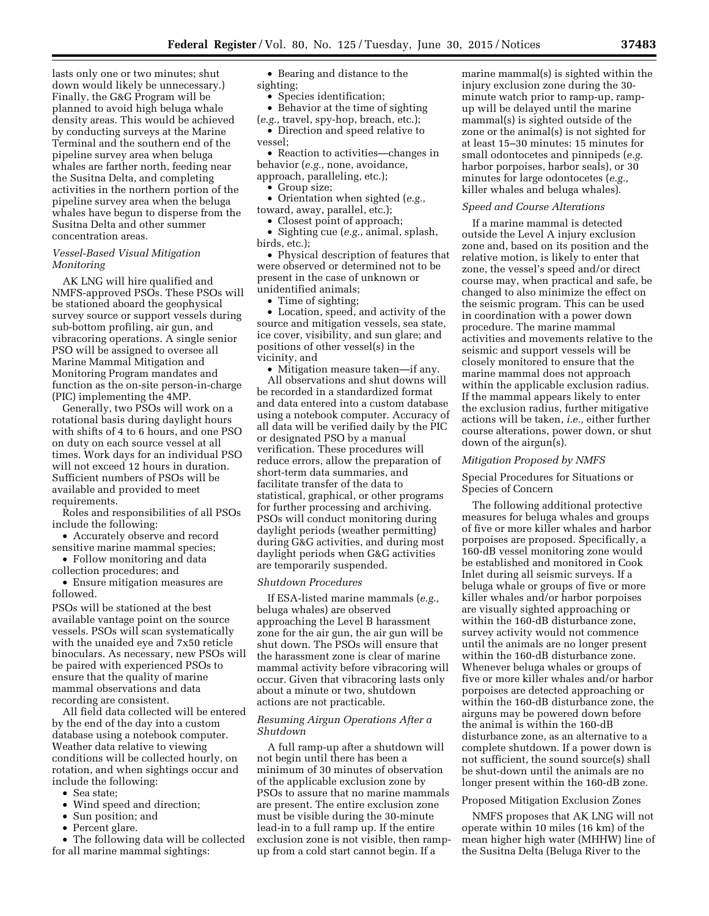lasts only one or two minutes; shut down would likely be unnecessary.) Finally, the G&G Program will be planned to avoid high beluga whale density areas. This would be achieved by conducting surveys at the Marine Terminal and the southern end of the pipeline survey area when beluga whales are farther north, feeding near the Susitna Delta, and completing activities in the northern portion of the pipeline survey area when the beluga whales have begun to disperse from the Susitna Delta and other summer concentration areas.

*Vessel-Based Visual Mitigation Monitoring*

AK LNG will hire qualified and NMFS-approved PSOs. These PSOs will be stationed aboard the geophysical survey source or support vessels during sub-bottom profiling, air gun, and vibracoring operations. A single senior PSO will be assigned to oversee all Marine Mammal Mitigation and Monitoring Program mandates and function as the on-site person-in-charge (PIC) implementing the 4MP.

Generally, two PSOs will work on a rotational basis during daylight hours with shifts of 4 to 6 hours, and one PSO on duty on each source vessel at all times. Work days for an individual PSO will not exceed 12 hours in duration. Sufficient numbers of PSOs will be available and provided to meet requirements.

Roles and responsibilities of all PSOs include the following:

- Accurately observe and record sensitive marine mammal species;
- Follow monitoring and data collection procedures; and
- Ensure mitigation measures are followed.

PSOs will be stationed at the best available vantage point on the source vessels. PSOs will scan systematically with the unaided eye and 7x50 reticle binoculars. As necessary, new PSOs will be paired with experienced PSOs to ensure that the quality of marine mammal observations and data recording are consistent.

All field data collected will be entered by the end of the day into a custom database using a notebook computer. Weather data relative to viewing conditions will be collected hourly, on rotation, and when sightings occur and include the following:

- Sea state;
- Wind speed and direction;
- Sun position; and
- Percent glare.

- The following data will be collected for all marine mammal sightings:

- Bearing and distance to the sighting;
- Species identification;
- Behavior at the time of sighting (*e.g.,* travel, spy-hop, breach, etc.);
- Direction and speed relative to vessel;
- Reaction to activities—changes in behavior (*e.g.,* none, avoidance, approach, paralleling, etc.);
- Group size;
- Orientation when sighted (*e.g.,* toward, away, parallel, etc.);
- Closest point of approach;
- Sighting cue (*e.g.,* animal, splash, birds, etc.);
- Physical description of features that were observed or determined not to be present in the case of unknown or unidentified animals;
- Time of sighting;
- Location, speed, and activity of the source and mitigation vessels, sea state, ice cover, visibility, and sun glare; and positions of other vessel(s) in the vicinity, and
- Mitigation measure taken—if any.

All observations and shut downs will be recorded in a standardized format and data entered into a custom database using a notebook computer. Accuracy of all data will be verified daily by the PIC or designated PSO by a manual verification. These procedures will reduce errors, allow the preparation of short-term data summaries, and facilitate transfer of the data to statistical, graphical, or other programs for further processing and archiving. PSOs will conduct monitoring during daylight periods (weather permitting) during G&G activities, and during most daylight periods when G&G activities are temporarily suspended.

*Shutdown Procedures*

If ESA-listed marine mammals (*e.g.,* beluga whales) are observed approaching the Level B harassment zone for the air gun, the air gun will be shut down. The PSOs will ensure that the harassment zone is clear of marine mammal activity before vibracoring will occur. Given that vibracoring lasts only about a minute or two, shutdown actions are not practicable.

*Resuming Airgun Operations After a Shutdown*

A full ramp-up after a shutdown will not begin until there has been a minimum of 30 minutes of observation of the applicable exclusion zone by PSOs to assure that no marine mammals are present. The entire exclusion zone must be visible during the 30-minute lead-in to a full ramp up. If the entire exclusion zone is not visible, then ramp-up from a cold start cannot begin. If a marine mammal(s) is sighted within the injury exclusion zone during the 30-minute watch prior to ramp-up, ramp-up will be delayed until the marine mammal(s) is sighted outside of the zone or the animal(s) is not sighted for at least 15–30 minutes: 15 minutes for small odontocetes and pinnipeds (*e.g.* harbor porpoises, harbor seals), or 30 minutes for large odontocetes (*e.g.,* killer whales and beluga whales).

*Speed and Course Alterations*

If a marine mammal is detected outside the Level A injury exclusion zone and, based on its position and the relative motion, is likely to enter that zone, the vessel's speed and/or direct course may, when practical and safe, be changed to also minimize the effect on the seismic program. This can be used in coordination with a power down procedure. The marine mammal activities and movements relative to the seismic and support vessels will be closely monitored to ensure that the marine mammal does not approach within the applicable exclusion radius. If the mammal appears likely to enter the exclusion radius, further mitigative actions will be taken, *i.e.,* either further course alterations, power down, or shut down of the airgun(s).

*Mitigation Proposed by NMFS*

Special Procedures for Situations or Species of Concern

The following additional protective measures for beluga whales and groups of five or more killer whales and harbor porpoises are proposed. Specifically, a 160-dB vessel monitoring zone would be established and monitored in Cook Inlet during all seismic surveys. If a beluga whale or groups of five or more killer whales and/or harbor porpoises are visually sighted approaching or within the 160-dB disturbance zone, survey activity would not commence until the animals are no longer present within the 160-dB disturbance zone. Whenever beluga whales or groups of five or more killer whales and/or harbor porpoises are detected approaching or within the 160-dB disturbance zone, the airguns may be powered down before the animal is within the 160-dB disturbance zone, as an alternative to a complete shutdown. If a power down is not sufficient, the sound source(s) shall be shut-down until the animals are no longer present within the 160-dB zone.

Proposed Mitigation Exclusion Zones

NMFS proposes that AK LNG will not operate within 10 miles (16 km) of the mean higher high water (MHHW) line of the Susitna Delta (Beluga River to the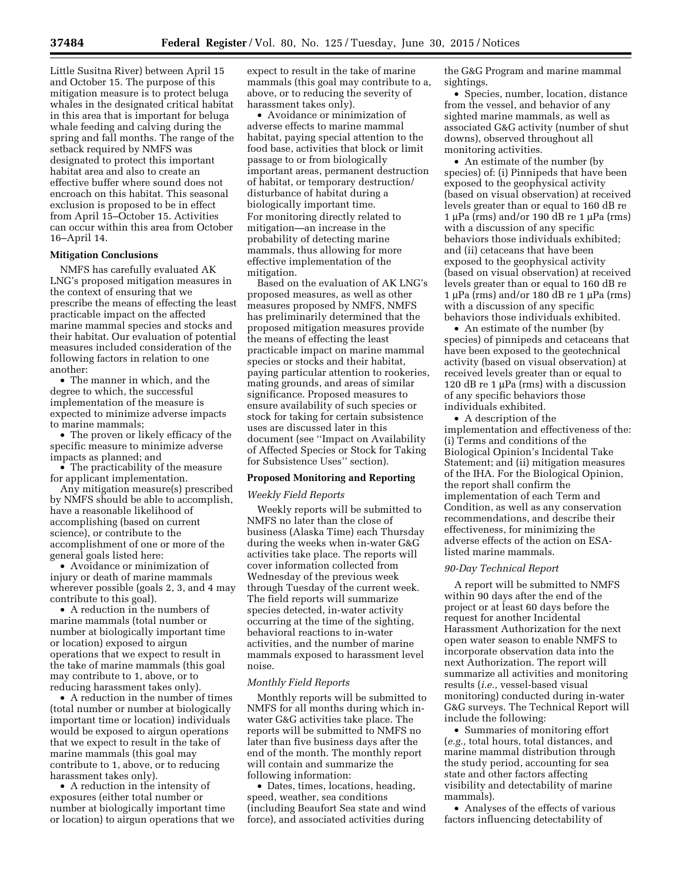Little Susitna River) between April 15 and October 15. The purpose of this mitigation measure is to protect beluga whales in the designated critical habitat in this area that is important for beluga whale feeding and calving during the spring and fall months. The range of the setback required by NMFS was designated to protect this important habitat area and also to create an effective buffer where sound does not encroach on this habitat. This seasonal exclusion is proposed to be in effect from April 15–October 15. Activities can occur within this area from October 16–April 14.

**Mitigation Conclusions**

NMFS has carefully evaluated AK LNG's proposed mitigation measures in the context of ensuring that we prescribe the means of effecting the least practicable impact on the affected marine mammal species and stocks and their habitat. Our evaluation of potential measures included consideration of the following factors in relation to one another:

• The manner in which, and the degree to which, the successful implementation of the measure is expected to minimize adverse impacts to marine mammals;

• The proven or likely efficacy of the specific measure to minimize adverse impacts as planned; and

• The practicability of the measure for applicant implementation.

Any mitigation measure(s) prescribed by NMFS should be able to accomplish, have a reasonable likelihood of accomplishing (based on current science), or contribute to the accomplishment of one or more of the general goals listed here:

• Avoidance or minimization of injury or death of marine mammals wherever possible (goals 2, 3, and 4 may contribute to this goal).

• A reduction in the numbers of marine mammals (total number or number at biologically important time or location) exposed to airgun operations that we expect to result in the take of marine mammals (this goal may contribute to 1, above, or to reducing harassment takes only).

• A reduction in the number of times (total number or number at biologically important time or location) individuals would be exposed to airgun operations that we expect to result in the take of marine mammals (this goal may contribute to 1, above, or to reducing harassment takes only).

• A reduction in the intensity of exposures (either total number or number at biologically important time or location) to airgun operations that we expect to result in the take of marine mammals (this goal may contribute to a, above, or to reducing the severity of harassment takes only).

• Avoidance or minimization of adverse effects to marine mammal habitat, paying special attention to the food base, activities that block or limit passage to or from biologically important areas, permanent destruction of habitat, or temporary destruction/disturbance of habitat during a biologically important time.

For monitoring directly related to mitigation—an increase in the probability of detecting marine mammals, thus allowing for more effective implementation of the mitigation.

Based on the evaluation of AK LNG's proposed measures, as well as other measures proposed by NMFS, NMFS has preliminarily determined that the proposed mitigation measures provide the means of effecting the least practicable impact on marine mammal species or stocks and their habitat, paying particular attention to rookeries, mating grounds, and areas of similar significance. Proposed measures to ensure availability of such species or stock for taking for certain subsistence uses are discussed later in this document (see "Impact on Availability of Affected Species or Stock for Taking for Subsistence Uses" section).

**Proposed Monitoring and Reporting**

*Weekly Field Reports*

Weekly reports will be submitted to NMFS no later than the close of business (Alaska Time) each Thursday during the weeks when in-water G&G activities take place. The reports will cover information collected from Wednesday of the previous week through Tuesday of the current week. The field reports will summarize species detected, in-water activity occurring at the time of the sighting, behavioral reactions to in-water activities, and the number of marine mammals exposed to harassment level noise.

*Monthly Field Reports*

Monthly reports will be submitted to NMFS for all months during which in-water G&G activities take place. The reports will be submitted to NMFS no later than five business days after the end of the month. The monthly report will contain and summarize the following information:

• Dates, times, locations, heading, speed, weather, sea conditions (including Beaufort Sea state and wind force), and associated activities during the G&G Program and marine mammal sightings.

• Species, number, location, distance from the vessel, and behavior of any sighted marine mammals, as well as associated G&G activity (number of shut downs), observed throughout all monitoring activities.

• An estimate of the number (by species) of: (i) Pinnipeds that have been exposed to the geophysical activity (based on visual observation) at received levels greater than or equal to 160 dB re 1 μPa (rms) and/or 190 dB re 1 μPa (rms) with a discussion of any specific behaviors those individuals exhibited; and (ii) cetaceans that have been exposed to the geophysical activity (based on visual observation) at received levels greater than or equal to 160 dB re 1 μPa (rms) and/or 180 dB re 1 μPa (rms) with a discussion of any specific behaviors those individuals exhibited.

• An estimate of the number (by species) of pinnipeds and cetaceans that have been exposed to the geotechnical activity (based on visual observation) at received levels greater than or equal to 120 dB re 1 μPa (rms) with a discussion of any specific behaviors those individuals exhibited.

• A description of the implementation and effectiveness of the: (i) Terms and conditions of the Biological Opinion's Incidental Take Statement; and (ii) mitigation measures of the IHA. For the Biological Opinion, the report shall confirm the implementation of each Term and Condition, as well as any conservation recommendations, and describe their effectiveness, for minimizing the adverse effects of the action on ESA-listed marine mammals.

*90-Day Technical Report*

A report will be submitted to NMFS within 90 days after the end of the project or at least 60 days before the request for another Incidental Harassment Authorization for the next open water season to enable NMFS to incorporate observation data into the next Authorization. The report will summarize all activities and monitoring results (*i.e.,* vessel-based visual monitoring) conducted during in-water G&G surveys. The Technical Report will include the following:

• Summaries of monitoring effort (*e.g.,* total hours, total distances, and marine mammal distribution through the study period, accounting for sea state and other factors affecting visibility and detectability of marine mammals).

• Analyses of the effects of various factors influencing detectability of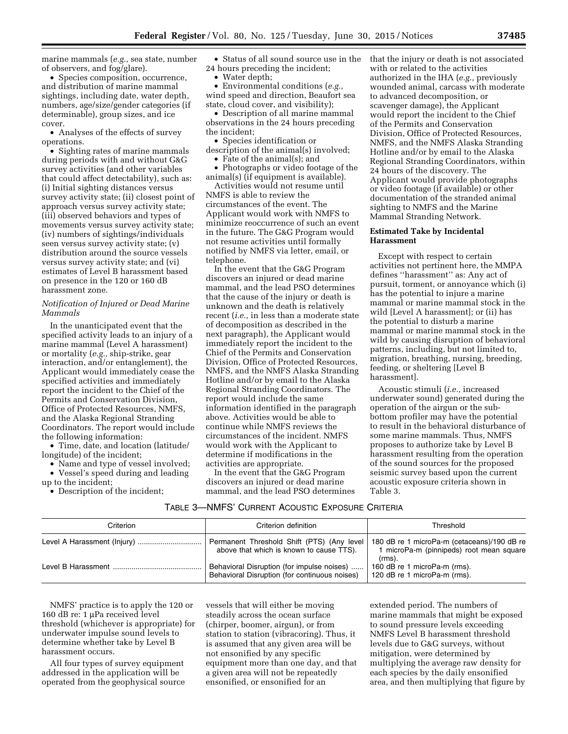marine mammals (*e.g.,* sea state, number of observers, and fog/glare).

- Species composition, occurrence, and distribution of marine mammal sightings, including date, water depth, numbers, age/size/gender categories (if determinable), group sizes, and ice cover.
- Analyses of the effects of survey operations.
- Sighting rates of marine mammals during periods with and without G&G survey activities (and other variables that could affect detectability), such as: (i) Initial sighting distances versus survey activity state; (ii) closest point of approach versus survey activity state; (iii) observed behaviors and types of movements versus survey activity state; (iv) numbers of sightings/individuals seen versus survey activity state; (v) distribution around the source vessels versus survey activity state; and (vi) estimates of Level B harassment based on presence in the 120 or 160 dB harassment zone.

*Notification of Injured or Dead Marine Mammals*

In the unanticipated event that the specified activity leads to an injury of a marine mammal (Level A harassment) or mortality (*e.g.,* ship-strike, gear interaction, and/or entanglement), the Applicant would immediately cease the specified activities and immediately report the incident to the Chief of the Permits and Conservation Division, Office of Protected Resources, NMFS, and the Alaska Regional Stranding Coordinators. The report would include the following information:

- Time, date, and location (latitude/longitude) of the incident;
- Name and type of vessel involved;
- Vessel's speed during and leading up to the incident;
- Description of the incident;
- Status of all sound source use in the 24 hours preceding the incident;
- Water depth;
- Environmental conditions (*e.g.,* wind speed and direction, Beaufort sea state, cloud cover, and visibility);
- Description of all marine mammal observations in the 24 hours preceding the incident;
- Species identification or description of the animal(s) involved;
- Fate of the animal(s); and
- Photographs or video footage of the animal(s) (if equipment is available).

Activities would not resume until NMFS is able to review the circumstances of the event. The Applicant would work with NMFS to minimize reoccurrence of such an event in the future. The G&G Program would not resume activities until formally notified by NMFS via letter, email, or telephone.

In the event that the G&G Program discovers an injured or dead marine mammal, and the lead PSO determines that the cause of the injury or death is unknown and the death is relatively recent (*i.e.,* in less than a moderate state of decomposition as described in the next paragraph), the Applicant would immediately report the incident to the Chief of the Permits and Conservation Division, Office of Protected Resources, NMFS, and the NMFS Alaska Stranding Hotline and/or by email to the Alaska Regional Stranding Coordinators. The report would include the same information identified in the paragraph above. Activities would be able to continue while NMFS reviews the circumstances of the incident. NMFS would work with the Applicant to determine if modifications in the activities are appropriate.

In the event that the G&G Program discovers an injured or dead marine mammal, and the lead PSO determines that the injury or death is not associated with or related to the activities authorized in the IHA (*e.g.,* previously wounded animal, carcass with moderate to advanced decomposition, or scavenger damage), the Applicant would report the incident to the Chief of the Permits and Conservation Division, Office of Protected Resources, NMFS, and the NMFS Alaska Stranding Hotline and/or by email to the Alaska Regional Stranding Coordinators, within 24 hours of the discovery. The Applicant would provide photographs or video footage (if available) or other documentation of the stranded animal sighting to NMFS and the Marine Mammal Stranding Network.

**Estimated Take by Incidental Harassment**

Except with respect to certain activities not pertinent here, the MMPA defines ''harassment'' as: Any act of pursuit, torment, or annoyance which (i) has the potential to injure a marine mammal or marine mammal stock in the wild [Level A harassment]; or (ii) has the potential to disturb a marine mammal or marine mammal stock in the wild by causing disruption of behavioral patterns, including, but not limited to, migration, breathing, nursing, breeding, feeding, or sheltering [Level B harassment].

Acoustic stimuli (*i.e.,* increased underwater sound) generated during the operation of the airgun or the sub-bottom profiler may have the potential to result in the behavioral disturbance of some marine mammals. Thus, NMFS proposes to authorize take by Level B harassment resulting from the operation of the sound sources for the proposed seismic survey based upon the current acoustic exposure criteria shown in Table 3.

TABLE 3—NMFS' CURRENT ACOUSTIC EXPOSURE CRITERIA

| Criterion | Criterion definition | Threshold |
|---|---|---|
| Level A Harassment (Injury) | Permanent Threshold Shift (PTS) (Any level above that which is known to cause TTS). | 180 dB re 1 microPa-m (cetaceans)/190 dB re 1 microPa-m (pinnipeds) root mean square (rms). |
| Level B Harassment | Behavioral Disruption (for impulse noises)<br>Behavioral Disruption (for continuous noises) | 160 dB re 1 microPa-m (rms).<br>120 dB re 1 microPa-m (rms). |

NMFS' practice is to apply the 120 or 160 dB re: 1 μPa received level threshold (whichever is appropriate) for underwater impulse sound levels to determine whether take by Level B harassment occurs.

All four types of survey equipment addressed in the application will be operated from the geophysical source vessels that will either be moving steadily across the ocean surface (chirper, boomer, airgun), or from station to station (vibracoring). Thus, it is assumed that any given area will be not ensonified by any specific equipment more than one day, and that a given area will not be repeatedly ensonified, or ensonified for an extended period. The numbers of marine mammals that might be exposed to sound pressure levels exceeding NMFS Level B harassment threshold levels due to G&G surveys, without mitigation, were determined by multiplying the average raw density for each species by the daily ensonified area, and then multiplying that figure by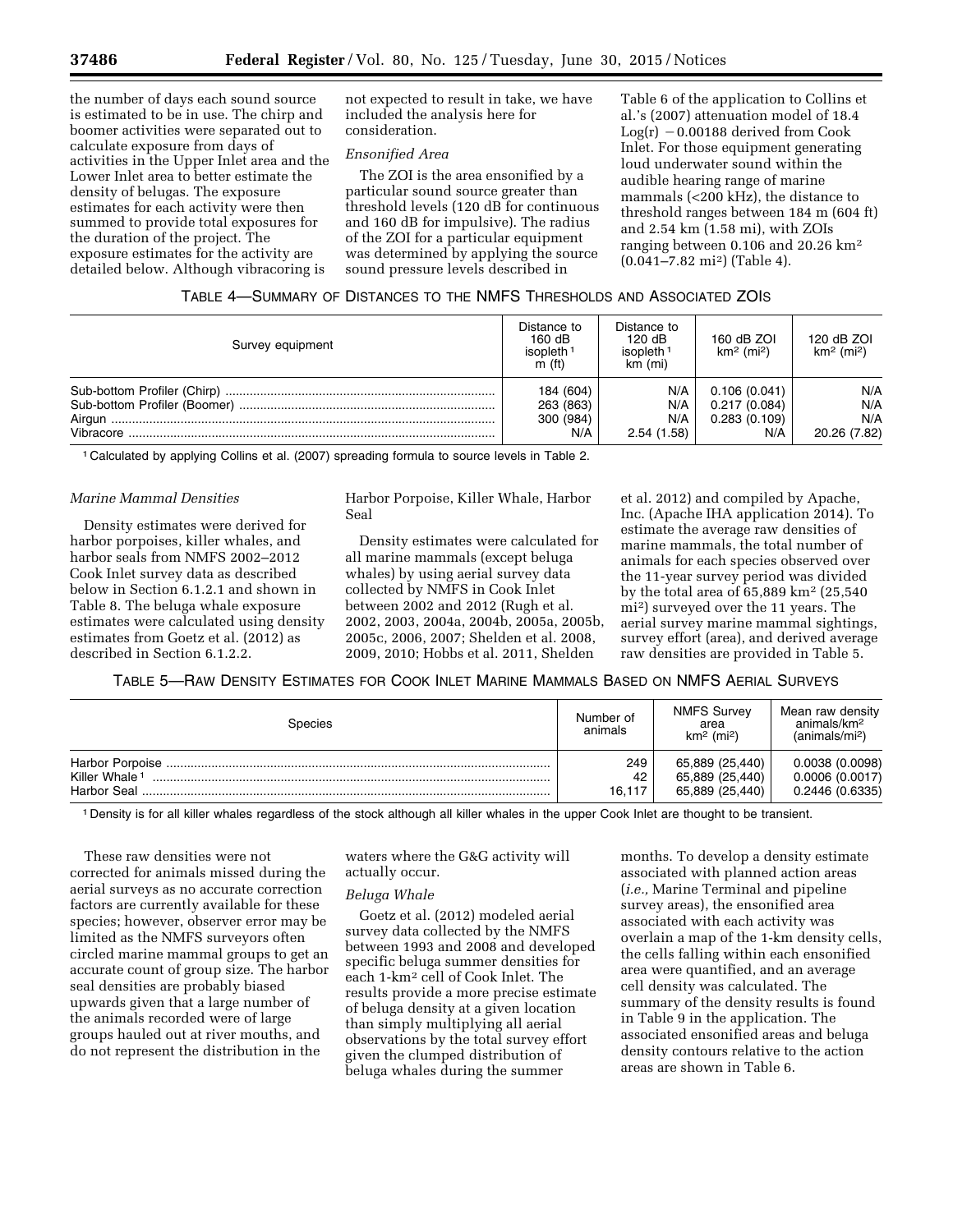the number of days each sound source is estimated to be in use. The chirp and boomer activities were separated out to calculate exposure from days of activities in the Upper Inlet area and the Lower Inlet area to better estimate the density of belugas. The exposure estimates for each activity were then summed to provide total exposures for the duration of the project. The exposure estimates for the activity are detailed below. Although vibracoring is not expected to result in take, we have included the analysis here for consideration.

*Ensonified Area*

The ZOI is the area ensonified by a particular sound source greater than threshold levels (120 dB for continuous and 160 dB for impulsive). The radius of the ZOI for a particular equipment was determined by applying the source sound pressure levels described in Table 6 of the application to Collins et al.'s (2007) attenuation model of 18.4 Log(r) −0.00188 derived from Cook Inlet. For those equipment generating loud underwater sound within the audible hearing range of marine mammals (<200 kHz), the distance to threshold ranges between 184 m (604 ft) and 2.54 km (1.58 mi), with ZOIs ranging between 0.106 and 20.26 km² (0.041–7.82 mi²) (Table 4).

TABLE 4—SUMMARY OF DISTANCES TO THE NMFS THRESHOLDS AND ASSOCIATED ZOIS

| Survey equipment | Distance to 160 dB isopleth [1] m (ft) | Distance to 120 dB isopleth [1] km (mi) | 160 dB ZOI km² (mi²) | 120 dB ZOI km² (mi²) |
|---|---|---|---|---|
| Sub-bottom Profiler (Chirp) | 184 (604) | N/A | 0.106 (0.041) | N/A |
| Sub-bottom Profiler (Boomer) | 263 (863) | N/A | 0.217 (0.084) | N/A |
| Airgun | 300 (984) | N/A | 0.283 (0.109) | N/A |
| Vibracore | N/A | 2.54 (1.58) | N/A | 20.26 (7.82) |

[1] Calculated by applying Collins et al. (2007) spreading formula to source levels in Table 2.

*Marine Mammal Densities*

Density estimates were derived for harbor porpoises, killer whales, and harbor seals from NMFS 2002–2012 Cook Inlet survey data as described below in Section 6.1.2.1 and shown in Table 8. The beluga whale exposure estimates were calculated using density estimates from Goetz et al. (2012) as described in Section 6.1.2.2.

*Harbor Porpoise, Killer Whale, Harbor Seal*

Density estimates were calculated for all marine mammals (except beluga whales) by using aerial survey data collected by NMFS in Cook Inlet between 2002 and 2012 (Rugh et al. 2002, 2003, 2004a, 2004b, 2005a, 2005b, 2005c, 2006, 2007; Shelden et al. 2008, 2009, 2010; Hobbs et al. 2011, Shelden et al. 2012) and compiled by Apache, Inc. (Apache IHA application 2014). To estimate the average raw densities of marine mammals, the total number of animals for each species observed over the 11-year survey period was divided by the total area of 65,889 km² (25,540 mi²) surveyed over the 11 years. The aerial survey marine mammal sightings, survey effort (area), and derived average raw densities are provided in Table 5.

TABLE 5—RAW DENSITY ESTIMATES FOR COOK INLET MARINE MAMMALS BASED ON NMFS AERIAL SURVEYS

| Species | Number of animals | NMFS Survey area km² (mi²) | Mean raw density animals/km² (animals/mi²) |
|---|---|---|---|
| Harbor Porpoise | 249 | 65,889 (25,440) | 0.0038 (0.0098) |
| Killer Whale [1] | 42 | 65,889 (25,440) | 0.0006 (0.0017) |
| Harbor Seal | 16,117 | 65,889 (25,440) | 0.2446 (0.6335) |

[1] Density is for all killer whales regardless of the stock although all killer whales in the upper Cook Inlet are thought to be transient.

These raw densities were not corrected for animals missed during the aerial surveys as no accurate correction factors are currently available for these species; however, observer error may be limited as the NMFS surveyors often circled marine mammal groups to get an accurate count of group size. The harbor seal densities are probably biased upwards given that a large number of the animals recorded were of large groups hauled out at river mouths, and do not represent the distribution in the waters where the G&G activity will actually occur.

*Beluga Whale*

Goetz et al. (2012) modeled aerial survey data collected by the NMFS between 1993 and 2008 and developed specific beluga summer densities for each 1-km² cell of Cook Inlet. The results provide a more precise estimate of beluga density at a given location than simply multiplying all aerial observations by the total survey effort given the clumped distribution of beluga whales during the summer months. To develop a density estimate associated with planned action areas (*i.e.,* Marine Terminal and pipeline survey areas), the ensonified area associated with each activity was overlain a map of the 1-km density cells, the cells falling within each ensonified area were quantified, and an average cell density was calculated. The summary of the density results is found in Table 9 in the application. The associated ensonified areas and beluga density contours relative to the action areas are shown in Table 6.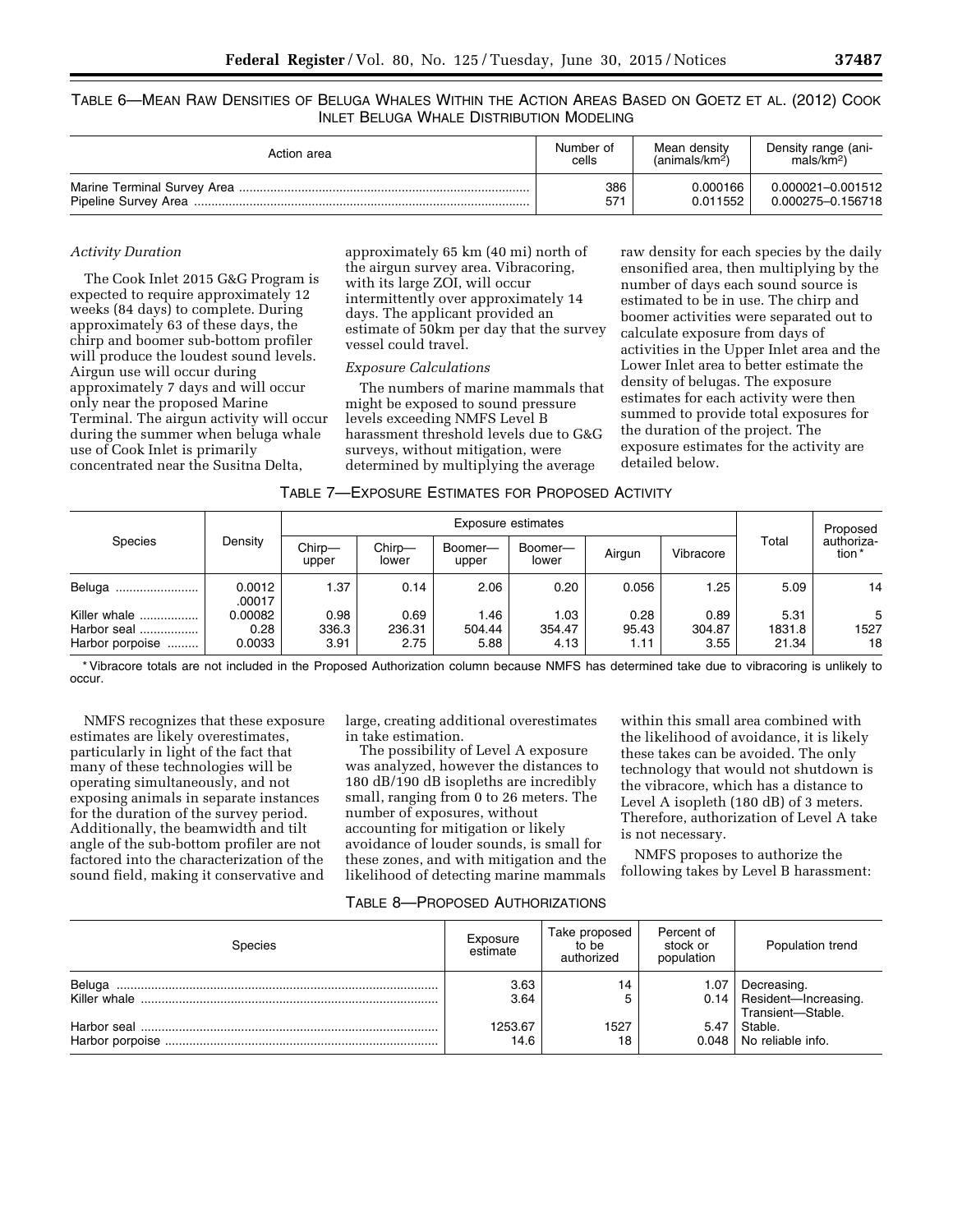TABLE 6—MEAN RAW DENSITIES OF BELUGA WHALES WITHIN THE ACTION AREAS BASED ON GOETZ ET AL. (2012) COOK INLET BELUGA WHALE DISTRIBUTION MODELING

| Action area | Number of cells | Mean density (animals/km$^2$) | Density range (animals/km$^2$) |
|---|---|---|---|
| Marine Terminal Survey Area | 386 | 0.000166 | 0.000021–0.001512 |
| Pipeline Survey Area | 571 | 0.011552 | 0.000275–0.156718 |

*Activity Duration*

The Cook Inlet 2015 G&G Program is expected to require approximately 12 weeks (84 days) to complete. During approximately 63 of these days, the chirp and boomer sub-bottom profiler will produce the loudest sound levels. Airgun use will occur during approximately 7 days and will occur only near the proposed Marine Terminal. The airgun activity will occur during the summer when beluga whale use of Cook Inlet is primarily concentrated near the Susitna Delta, approximately 65 km (40 mi) north of the airgun survey area. Vibracoring, with its large ZOI, will occur intermittently over approximately 14 days. The applicant provided an estimate of 50km per day that the survey vessel could travel.

*Exposure Calculations*

The numbers of marine mammals that might be exposed to sound pressure levels exceeding NMFS Level B harassment threshold levels due to G&G surveys, without mitigation, were determined by multiplying the average raw density for each species by the daily ensonified area, then multiplying by the number of days each sound source is estimated to be in use. The chirp and boomer activities were separated out to calculate exposure from days of activities in the Upper Inlet area and the Lower Inlet area to better estimate the density of belugas. The exposure estimates for each activity were then summed to provide total exposures for the duration of the project. The exposure estimates for the activity are detailed below.

TABLE 7—EXPOSURE ESTIMATES FOR PROPOSED ACTIVITY

| Species | Density | Exposure estimates | | | | | | Total | Proposed authorization* |
|---|---|---|---|---|---|---|---|---|---|
| | | Chirp—upper | Chirp—lower | Boomer—upper | Boomer—lower | Airgun | Vibracore | | |
| Beluga | 0.0012 .00017 | 1.37 | 0.14 | 2.06 | 0.20 | 0.056 | 1.25 | 5.09 | 14 |
| Killer whale | 0.00082 | 0.98 | 0.69 | 1.46 | 1.03 | 0.28 | 0.89 | 5.31 | 5 |
| Harbor seal | 0.28 | 336.3 | 236.31 | 504.44 | 354.47 | 95.43 | 304.87 | 1831.8 | 1527 |
| Harbor porpoise | 0.0033 | 3.91 | 2.75 | 5.88 | 4.13 | 1.11 | 3.55 | 21.34 | 18 |

* Vibracore totals are not included in the Proposed Authorization column because NMFS has determined take due to vibracoring is unlikely to occur.

NMFS recognizes that these exposure estimates are likely overestimates, particularly in light of the fact that many of these technologies will be operating simultaneously, and not exposing animals in separate instances for the duration of the survey period. Additionally, the beamwidth and tilt angle of the sub-bottom profiler are not factored into the characterization of the sound field, making it conservative and large, creating additional overestimates in take estimation.

The possibility of Level A exposure was analyzed, however the distances to 180 dB/190 dB isopleths are incredibly small, ranging from 0 to 26 meters. The number of exposures, without accounting for mitigation or likely avoidance of louder sounds, is small for these zones, and with mitigation and the likelihood of detecting marine mammals within this small area combined with the likelihood of avoidance, it is likely these takes can be avoided. The only technology that would not shutdown is the vibracore, which has a distance to Level A isopleth (180 dB) of 3 meters. Therefore, authorization of Level A take is not necessary.

NMFS proposes to authorize the following takes by Level B harassment:

TABLE 8—PROPOSED AUTHORIZATIONS

| Species | Exposure estimate | Take proposed to be authorized | Percent of stock or population | Population trend |
|---|---|---|---|---|
| Beluga | 3.63 | 14 | 1.07 | Decreasing. |
| Killer whale | 3.64 | 5 | 0.14 | Resident—Increasing. Transient—Stable. |
| Harbor seal | 1253.67 | 1527 | 5.47 | Stable. |
| Harbor porpoise | 14.6 | 18 | 0.048 | No reliable info. |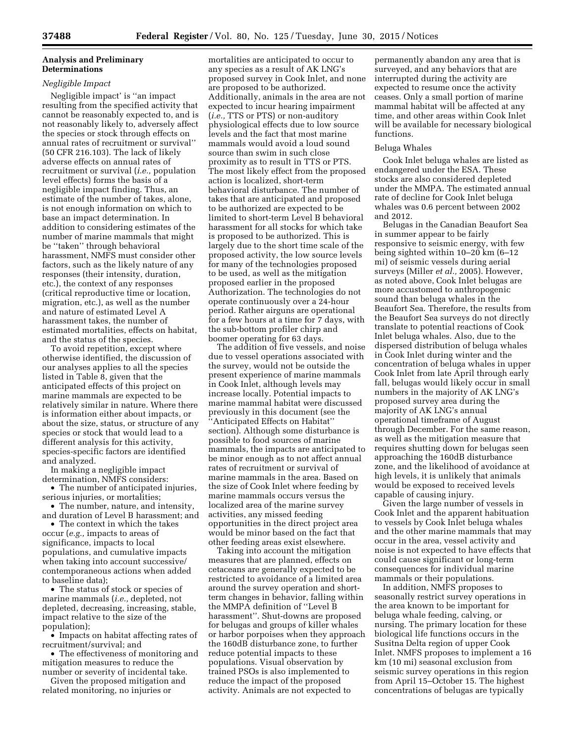## Analysis and Preliminary Determinations

### *Negligible Impact*

Negligible impact' is "an impact resulting from the specified activity that cannot be reasonably expected to, and is not reasonably likely to, adversely affect the species or stock through effects on annual rates of recruitment or survival" (50 CFR 216.103). The lack of likely adverse effects on annual rates of recruitment or survival (*i.e.,* population level effects) forms the basis of a negligible impact finding. Thus, an estimate of the number of takes, alone, is not enough information on which to base an impact determination. In addition to considering estimates of the number of marine mammals that might be "taken" through behavioral harassment, NMFS must consider other factors, such as the likely nature of any responses (their intensity, duration, etc.), the context of any responses (critical reproductive time or location, migration, etc.), as well as the number and nature of estimated Level A harassment takes, the number of estimated mortalities, effects on habitat, and the status of the species.

To avoid repetition, except where otherwise identified, the discussion of our analyses applies to all the species listed in Table 8, given that the anticipated effects of this project on marine mammals are expected to be relatively similar in nature. Where there is information either about impacts, or about the size, status, or structure of any species or stock that would lead to a different analysis for this activity, species-specific factors are identified and analyzed.

In making a negligible impact determination, NMFS considers:

- The number of anticipated injuries, serious injuries, or mortalities;
- The number, nature, and intensity, and duration of Level B harassment; and
- The context in which the takes occur (*e.g.,* impacts to areas of significance, impacts to local populations, and cumulative impacts when taking into account successive/contemporaneous actions when added to baseline data);
- The status of stock or species of marine mammals (*i.e.,* depleted, not depleted, decreasing, increasing, stable, impact relative to the size of the population);
- Impacts on habitat affecting rates of recruitment/survival; and
- The effectiveness of monitoring and mitigation measures to reduce the number or severity of incidental take.

Given the proposed mitigation and related monitoring, no injuries or mortalities are anticipated to occur to any species as a result of AK LNG's proposed survey in Cook Inlet, and none are proposed to be authorized. Additionally, animals in the area are not expected to incur hearing impairment (*i.e.,* TTS or PTS) or non-auditory physiological effects due to low source levels and the fact that most marine mammals would avoid a loud sound source than swim in such close proximity as to result in TTS or PTS. The most likely effect from the proposed action is localized, short-term behavioral disturbance. The number of takes that are anticipated and proposed to be authorized are expected to be limited to short-term Level B behavioral harassment for all stocks for which take is proposed to be authorized. This is largely due to the short time scale of the proposed activity, the low source levels for many of the technologies proposed to be used, as well as the mitigation proposed earlier in the proposed Authorization. The technologies do not operate continuously over a 24-hour period. Rather airguns are operational for a few hours at a time for 7 days, with the sub-bottom profiler chirp and boomer operating for 63 days.

The addition of five vessels, and noise due to vessel operations associated with the survey, would not be outside the present experience of marine mammals in Cook Inlet, although levels may increase locally. Potential impacts to marine mammal habitat were discussed previously in this document (see the "Anticipated Effects on Habitat" section). Although some disturbance is possible to food sources of marine mammals, the impacts are anticipated to be minor enough as to not affect annual rates of recruitment or survival of marine mammals in the area. Based on the size of Cook Inlet where feeding by marine mammals occurs versus the localized area of the marine survey activities, any missed feeding opportunities in the direct project area would be minor based on the fact that other feeding areas exist elsewhere.

Taking into account the mitigation measures that are planned, effects on cetaceans are generally expected to be restricted to avoidance of a limited area around the survey operation and short-term changes in behavior, falling within the MMPA definition of "Level B harassment". Shut-downs are proposed for belugas and groups of killer whales or harbor porpoises when they approach the 160dB disturbance zone, to further reduce potential impacts to these populations. Visual observation by trained PSOs is also implemented to reduce the impact of the proposed activity. Animals are not expected to permanently abandon any area that is surveyed, and any behaviors that are interrupted during the activity are expected to resume once the activity ceases. Only a small portion of marine mammal habitat will be affected at any time, and other areas within Cook Inlet will be available for necessary biological functions.

#### Beluga Whales

Cook Inlet beluga whales are listed as endangered under the ESA. These stocks are also considered depleted under the MMPA. The estimated annual rate of decline for Cook Inlet beluga whales was 0.6 percent between 2002 and 2012.

Belugas in the Canadian Beaufort Sea in summer appear to be fairly responsive to seismic energy, with few being sighted within 10–20 km (6–12 mi) of seismic vessels during aerial surveys (Miller *et al.,* 2005). However, as noted above, Cook Inlet belugas are more accustomed to anthropogenic sound than beluga whales in the Beaufort Sea. Therefore, the results from the Beaufort Sea surveys do not directly translate to potential reactions of Cook Inlet beluga whales. Also, due to the dispersed distribution of beluga whales in Cook Inlet during winter and the concentration of beluga whales in upper Cook Inlet from late April through early fall, belugas would likely occur in small numbers in the majority of AK LNG's proposed survey area during the majority of AK LNG's annual operational timeframe of August through December. For the same reason, as well as the mitigation measure that requires shutting down for belugas seen approaching the 160dB disturbance zone, and the likelihood of avoidance at high levels, it is unlikely that animals would be exposed to received levels capable of causing injury.

Given the large number of vessels in Cook Inlet and the apparent habituation to vessels by Cook Inlet beluga whales and the other marine mammals that may occur in the area, vessel activity and noise is not expected to have effects that could cause significant or long-term consequences for individual marine mammals or their populations.

In addition, NMFS proposes to seasonally restrict survey operations in the area known to be important for beluga whale feeding, calving, or nursing. The primary location for these biological life functions occurs in the Susitna Delta region of upper Cook Inlet. NMFS proposes to implement a 16 km (10 mi) seasonal exclusion from seismic survey operations in this region from April 15–October 15. The highest concentrations of belugas are typically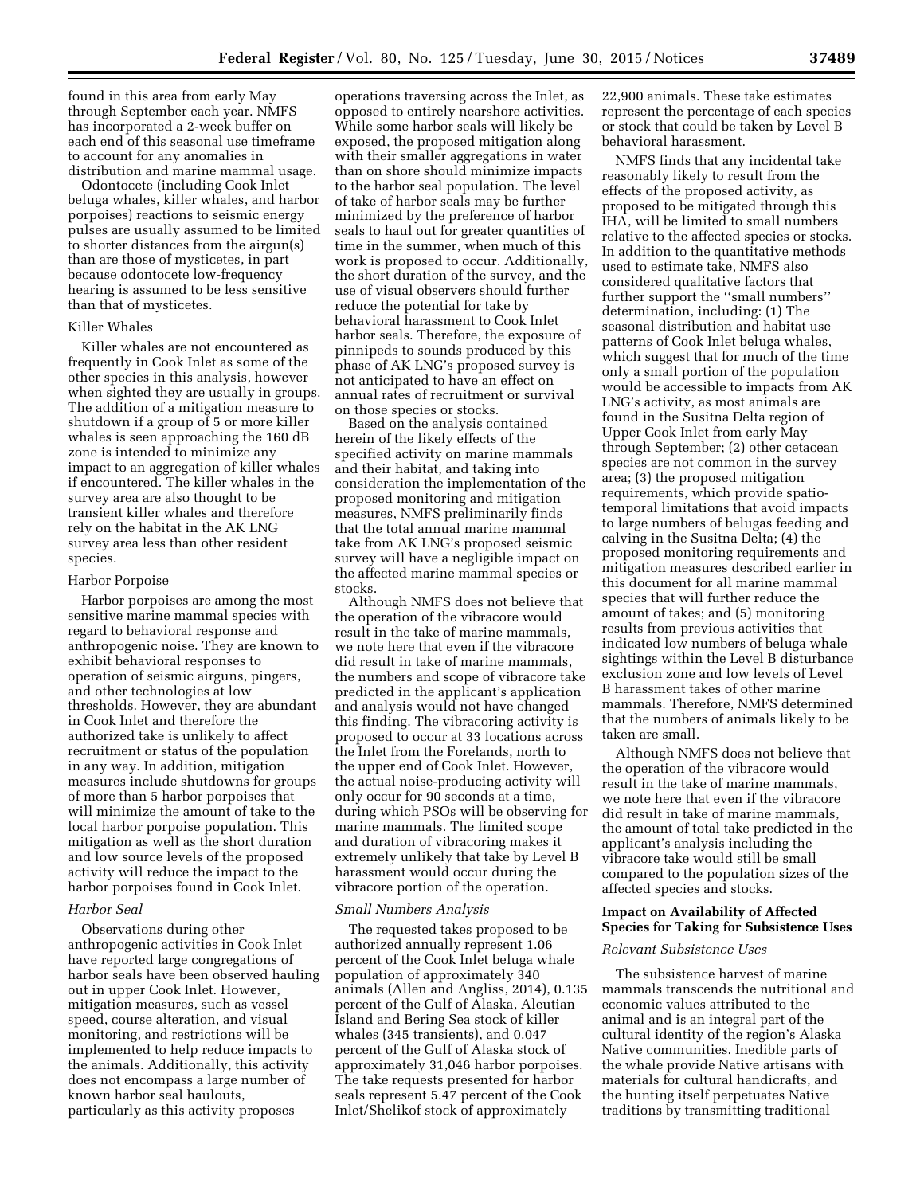found in this area from early May through September each year. NMFS has incorporated a 2-week buffer on each end of this seasonal use timeframe to account for any anomalies in distribution and marine mammal usage.

Odontocete (including Cook Inlet beluga whales, killer whales, and harbor porpoises) reactions to seismic energy pulses are usually assumed to be limited to shorter distances from the airgun(s) than are those of mysticetes, in part because odontocete low-frequency hearing is assumed to be less sensitive than that of mysticetes.

Killer Whales

Killer whales are not encountered as frequently in Cook Inlet as some of the other species in this analysis, however when sighted they are usually in groups. The addition of a mitigation measure to shutdown if a group of 5 or more killer whales is seen approaching the 160 dB zone is intended to minimize any impact to an aggregation of killer whales if encountered. The killer whales in the survey area are also thought to be transient killer whales and therefore rely on the habitat in the AK LNG survey area less than other resident species.

Harbor Porpoise

Harbor porpoises are among the most sensitive marine mammal species with regard to behavioral response and anthropogenic noise. They are known to exhibit behavioral responses to operation of seismic airguns, pingers, and other technologies at low thresholds. However, they are abundant in Cook Inlet and therefore the authorized take is unlikely to affect recruitment or status of the population in any way. In addition, mitigation measures include shutdowns for groups of more than 5 harbor porpoises that will minimize the amount of take to the local harbor porpoise population. This mitigation as well as the short duration and low source levels of the proposed activity will reduce the impact to the harbor porpoises found in Cook Inlet.

*Harbor Seal*

Observations during other anthropogenic activities in Cook Inlet have reported large congregations of harbor seals have been observed hauling out in upper Cook Inlet. However, mitigation measures, such as vessel speed, course alteration, and visual monitoring, and restrictions will be implemented to help reduce impacts to the animals. Additionally, this activity does not encompass a large number of known harbor seal haulouts, particularly as this activity proposes operations traversing across the Inlet, as opposed to entirely nearshore activities. While some harbor seals will likely be exposed, the proposed mitigation along with their smaller aggregations in water than on shore should minimize impacts to the harbor seal population. The level of take of harbor seals may be further minimized by the preference of harbor seals to haul out for greater quantities of time in the summer, when much of this work is proposed to occur. Additionally, the short duration of the survey, and the use of visual observers should further reduce the potential for take by behavioral harassment to Cook Inlet harbor seals. Therefore, the exposure of pinnipeds to sounds produced by this phase of AK LNG's proposed survey is not anticipated to have an effect on annual rates of recruitment or survival on those species or stocks.

Based on the analysis contained herein of the likely effects of the specified activity on marine mammals and their habitat, and taking into consideration the implementation of the proposed monitoring and mitigation measures, NMFS preliminarily finds that the total annual marine mammal take from AK LNG's proposed seismic survey will have a negligible impact on the affected marine mammal species or stocks.

Although NMFS does not believe that the operation of the vibracore would result in the take of marine mammals, we note here that even if the vibracore did result in take of marine mammals, the numbers and scope of vibracore take predicted in the applicant's application and analysis would not have changed this finding. The vibracoring activity is proposed to occur at 33 locations across the Inlet from the Forelands, north to the upper end of Cook Inlet. However, the actual noise-producing activity will only occur for 90 seconds at a time, during which PSOs will be observing for marine mammals. The limited scope and duration of vibracoring makes it extremely unlikely that take by Level B harassment would occur during the vibracore portion of the operation.

*Small Numbers Analysis*

The requested takes proposed to be authorized annually represent 1.06 percent of the Cook Inlet beluga whale population of approximately 340 animals (Allen and Angliss, 2014), 0.135 percent of the Gulf of Alaska, Aleutian Island and Bering Sea stock of killer whales (345 transients), and 0.047 percent of the Gulf of Alaska stock of approximately 31,046 harbor porpoises. The take requests presented for harbor seals represent 5.47 percent of the Cook Inlet/Shelikof stock of approximately 22,900 animals. These take estimates represent the percentage of each species or stock that could be taken by Level B behavioral harassment.

NMFS finds that any incidental take reasonably likely to result from the effects of the proposed activity, as proposed to be mitigated through this IHA, will be limited to small numbers relative to the affected species or stocks. In addition to the quantitative methods used to estimate take, NMFS also considered qualitative factors that further support the ''small numbers'' determination, including: (1) The seasonal distribution and habitat use patterns of Cook Inlet beluga whales, which suggest that for much of the time only a small portion of the population would be accessible to impacts from AK LNG's activity, as most animals are found in the Susitna Delta region of Upper Cook Inlet from early May through September; (2) other cetacean species are not common in the survey area; (3) the proposed mitigation requirements, which provide spatio-temporal limitations that avoid impacts to large numbers of belugas feeding and calving in the Susitna Delta; (4) the proposed monitoring requirements and mitigation measures described earlier in this document for all marine mammal species that will further reduce the amount of takes; and (5) monitoring results from previous activities that indicated low numbers of beluga whale sightings within the Level B disturbance exclusion zone and low levels of Level B harassment takes of other marine mammals. Therefore, NMFS determined that the numbers of animals likely to be taken are small.

Although NMFS does not believe that the operation of the vibracore would result in the take of marine mammals, we note here that even if the vibracore did result in take of marine mammals, the amount of total take predicted in the applicant's analysis including the vibracore take would still be small compared to the population sizes of the affected species and stocks.

## Impact on Availability of Affected Species for Taking for Subsistence Uses

*Relevant Subsistence Uses*

The subsistence harvest of marine mammals transcends the nutritional and economic values attributed to the animal and is an integral part of the cultural identity of the region's Alaska Native communities. Inedible parts of the whale provide Native artisans with materials for cultural handicrafts, and the hunting itself perpetuates Native traditions by transmitting traditional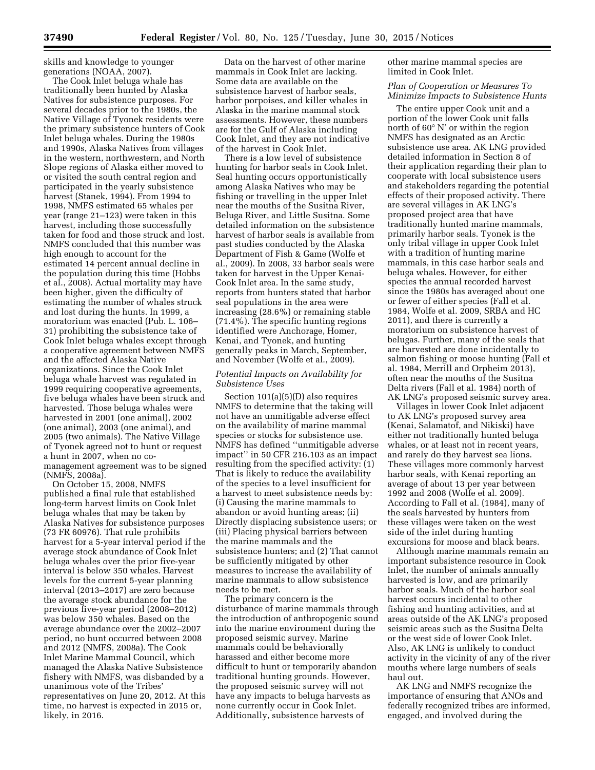skills and knowledge to younger generations (NOAA, 2007).

The Cook Inlet beluga whale has traditionally been hunted by Alaska Natives for subsistence purposes. For several decades prior to the 1980s, the Native Village of Tyonek residents were the primary subsistence hunters of Cook Inlet beluga whales. During the 1980s and 1990s, Alaska Natives from villages in the western, northwestern, and North Slope regions of Alaska either moved to or visited the south central region and participated in the yearly subsistence harvest (Stanek, 1994). From 1994 to 1998, NMFS estimated 65 whales per year (range 21–123) were taken in this harvest, including those successfully taken for food and those struck and lost. NMFS concluded that this number was high enough to account for the estimated 14 percent annual decline in the population during this time (Hobbs et al., 2008). Actual mortality may have been higher, given the difficulty of estimating the number of whales struck and lost during the hunts. In 1999, a moratorium was enacted (Pub. L. 106–31) prohibiting the subsistence take of Cook Inlet beluga whales except through a cooperative agreement between NMFS and the affected Alaska Native organizations. Since the Cook Inlet beluga whale harvest was regulated in 1999 requiring cooperative agreements, five beluga whales have been struck and harvested. Those beluga whales were harvested in 2001 (one animal), 2002 (one animal), 2003 (one animal), and 2005 (two animals). The Native Village of Tyonek agreed not to hunt or request a hunt in 2007, when no co-management agreement was to be signed (NMFS, 2008a).

On October 15, 2008, NMFS published a final rule that established long-term harvest limits on Cook Inlet beluga whales that may be taken by Alaska Natives for subsistence purposes (73 FR 60976). That rule prohibits harvest for a 5-year interval period if the average stock abundance of Cook Inlet beluga whales over the prior five-year interval is below 350 whales. Harvest levels for the current 5-year planning interval (2013–2017) are zero because the average stock abundance for the previous five-year period (2008–2012) was below 350 whales. Based on the average abundance over the 2002–2007 period, no hunt occurred between 2008 and 2012 (NMFS, 2008a). The Cook Inlet Marine Mammal Council, which managed the Alaska Native Subsistence fishery with NMFS, was disbanded by a unanimous vote of the Tribes' representatives on June 20, 2012. At this time, no harvest is expected in 2015 or, likely, in 2016.

Data on the harvest of other marine mammals in Cook Inlet are lacking. Some data are available on the subsistence harvest of harbor seals, harbor porpoises, and killer whales in Alaska in the marine mammal stock assessments. However, these numbers are for the Gulf of Alaska including Cook Inlet, and they are not indicative of the harvest in Cook Inlet.

There is a low level of subsistence hunting for harbor seals in Cook Inlet. Seal hunting occurs opportunistically among Alaska Natives who may be fishing or travelling in the upper Inlet near the mouths of the Susitna River, Beluga River, and Little Susitna. Some detailed information on the subsistence harvest of harbor seals is available from past studies conducted by the Alaska Department of Fish & Game (Wolfe et al., 2009). In 2008, 33 harbor seals were taken for harvest in the Upper Kenai-Cook Inlet area. In the same study, reports from hunters stated that harbor seal populations in the area were increasing (28.6%) or remaining stable (71.4%). The specific hunting regions identified were Anchorage, Homer, Kenai, and Tyonek, and hunting generally peaks in March, September, and November (Wolfe et al., 2009).

*Potential Impacts on Availability for Subsistence Uses*

Section 101(a)(5)(D) also requires NMFS to determine that the taking will not have an unmitigable adverse effect on the availability of marine mammal species or stocks for subsistence use. NMFS has defined ''unmitigable adverse impact'' in 50 CFR 216.103 as an impact resulting from the specified activity: (1) That is likely to reduce the availability of the species to a level insufficient for a harvest to meet subsistence needs by: (i) Causing the marine mammals to abandon or avoid hunting areas; (ii) Directly displacing subsistence users; or (iii) Placing physical barriers between the marine mammals and the subsistence hunters; and (2) That cannot be sufficiently mitigated by other measures to increase the availability of marine mammals to allow subsistence needs to be met.

The primary concern is the disturbance of marine mammals through the introduction of anthropogenic sound into the marine environment during the proposed seismic survey. Marine mammals could be behaviorally harassed and either become more difficult to hunt or temporarily abandon traditional hunting grounds. However, the proposed seismic survey will not have any impacts to beluga harvests as none currently occur in Cook Inlet. Additionally, subsistence harvests of other marine mammal species are limited in Cook Inlet.

*Plan of Cooperation or Measures To Minimize Impacts to Subsistence Hunts*

The entire upper Cook unit and a portion of the lower Cook unit falls north of 60° N' or within the region NMFS has designated as an Arctic subsistence use area. AK LNG provided detailed information in Section 8 of their application regarding their plan to cooperate with local subsistence users and stakeholders regarding the potential effects of their proposed activity. There are several villages in AK LNG's proposed project area that have traditionally hunted marine mammals, primarily harbor seals. Tyonek is the only tribal village in upper Cook Inlet with a tradition of hunting marine mammals, in this case harbor seals and beluga whales. However, for either species the annual recorded harvest since the 1980s has averaged about one or fewer of either species (Fall et al. 1984, Wolfe et al. 2009, SRBA and HC 2011), and there is currently a moratorium on subsistence harvest of belugas. Further, many of the seals that are harvested are done incidentally to salmon fishing or moose hunting (Fall et al. 1984, Merrill and Orpheim 2013), often near the mouths of the Susitna Delta rivers (Fall et al. 1984) north of AK LNG's proposed seismic survey area.

Villages in lower Cook Inlet adjacent to AK LNG's proposed survey area (Kenai, Salamatof, and Nikiski) have either not traditionally hunted beluga whales, or at least not in recent years, and rarely do they harvest sea lions. These villages more commonly harvest harbor seals, with Kenai reporting an average of about 13 per year between 1992 and 2008 (Wolfe et al. 2009). According to Fall et al. (1984), many of the seals harvested by hunters from these villages were taken on the west side of the inlet during hunting excursions for moose and black bears.

Although marine mammals remain an important subsistence resource in Cook Inlet, the number of animals annually harvested is low, and are primarily harbor seals. Much of the harbor seal harvest occurs incidental to other fishing and hunting activities, and at areas outside of the AK LNG's proposed seismic areas such as the Susitna Delta or the west side of lower Cook Inlet. Also, AK LNG is unlikely to conduct activity in the vicinity of any of the river mouths where large numbers of seals haul out.

AK LNG and NMFS recognize the importance of ensuring that ANOs and federally recognized tribes are informed, engaged, and involved during the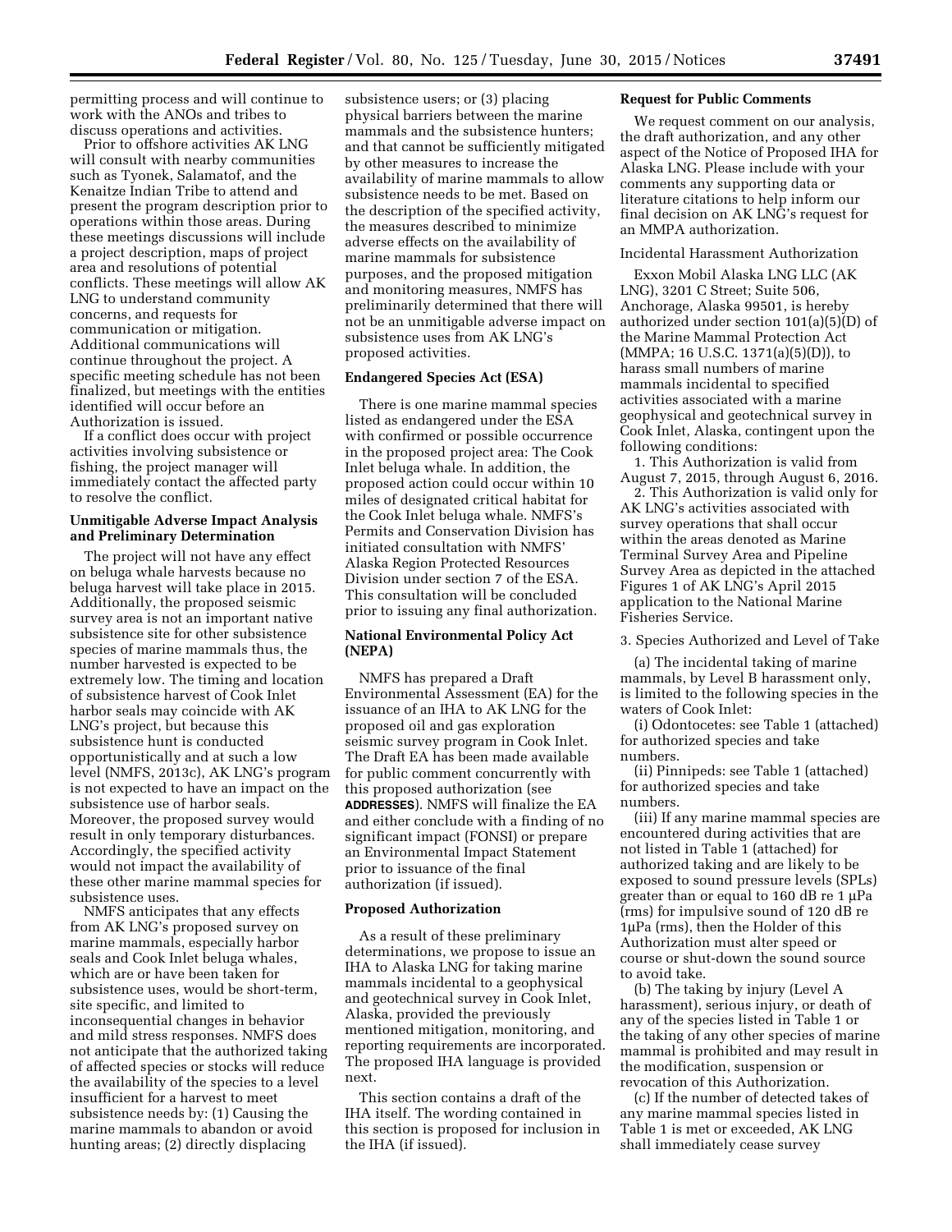permitting process and will continue to work with the ANOs and tribes to discuss operations and activities.

Prior to offshore activities AK LNG will consult with nearby communities such as Tyonek, Salamatof, and the Kenaitze Indian Tribe to attend and present the program description prior to operations within those areas. During these meetings discussions will include a project description, maps of project area and resolutions of potential conflicts. These meetings will allow AK LNG to understand community concerns, and requests for communication or mitigation. Additional communications will continue throughout the project. A specific meeting schedule has not been finalized, but meetings with the entities identified will occur before an Authorization is issued.

If a conflict does occur with project activities involving subsistence or fishing, the project manager will immediately contact the affected party to resolve the conflict.

## Unmitigable Adverse Impact Analysis and Preliminary Determination

The project will not have any effect on beluga whale harvests because no beluga harvest will take place in 2015. Additionally, the proposed seismic survey area is not an important native subsistence site for other subsistence species of marine mammals thus, the number harvested is expected to be extremely low. The timing and location of subsistence harvest of Cook Inlet harbor seals may coincide with AK LNG's project, but because this subsistence hunt is conducted opportunistically and at such a low level (NMFS, 2013c), AK LNG's program is not expected to have an impact on the subsistence use of harbor seals. Moreover, the proposed survey would result in only temporary disturbances. Accordingly, the specified activity would not impact the availability of these other marine mammal species for subsistence uses.

NMFS anticipates that any effects from AK LNG's proposed survey on marine mammals, especially harbor seals and Cook Inlet beluga whales, which are or have been taken for subsistence uses, would be short-term, site specific, and limited to inconsequential changes in behavior and mild stress responses. NMFS does not anticipate that the authorized taking of affected species or stocks will reduce the availability of the species to a level insufficient for a harvest to meet subsistence needs by: (1) Causing the marine mammals to abandon or avoid hunting areas; (2) directly displacing subsistence users; or (3) placing physical barriers between the marine mammals and the subsistence hunters; and that cannot be sufficiently mitigated by other measures to increase the availability of marine mammals to allow subsistence needs to be met. Based on the description of the specified activity, the measures described to minimize adverse effects on the availability of marine mammals for subsistence purposes, and the proposed mitigation and monitoring measures, NMFS has preliminarily determined that there will not be an unmitigable adverse impact on subsistence uses from AK LNG's proposed activities.

## Endangered Species Act (ESA)

There is one marine mammal species listed as endangered under the ESA with confirmed or possible occurrence in the proposed project area: The Cook Inlet beluga whale. In addition, the proposed action could occur within 10 miles of designated critical habitat for the Cook Inlet beluga whale. NMFS's Permits and Conservation Division has initiated consultation with NMFS' Alaska Region Protected Resources Division under section 7 of the ESA. This consultation will be concluded prior to issuing any final authorization.

## National Environmental Policy Act (NEPA)

NMFS has prepared a Draft Environmental Assessment (EA) for the issuance of an IHA to AK LNG for the proposed oil and gas exploration seismic survey program in Cook Inlet. The Draft EA has been made available for public comment concurrently with this proposed authorization (see **ADDRESSES**). NMFS will finalize the EA and either conclude with a finding of no significant impact (FONSI) or prepare an Environmental Impact Statement prior to issuance of the final authorization (if issued).

## Proposed Authorization

As a result of these preliminary determinations, we propose to issue an IHA to Alaska LNG for taking marine mammals incidental to a geophysical and geotechnical survey in Cook Inlet, Alaska, provided the previously mentioned mitigation, monitoring, and reporting requirements are incorporated. The proposed IHA language is provided next.

This section contains a draft of the IHA itself. The wording contained in this section is proposed for inclusion in the IHA (if issued).

## Request for Public Comments

We request comment on our analysis, the draft authorization, and any other aspect of the Notice of Proposed IHA for Alaska LNG. Please include with your comments any supporting data or literature citations to help inform our final decision on AK LNG's request for an MMPA authorization.

Incidental Harassment Authorization

Exxon Mobil Alaska LNG LLC (AK LNG), 3201 C Street; Suite 506, Anchorage, Alaska 99501, is hereby authorized under section 101(a)(5)(D) of the Marine Mammal Protection Act (MMPA; 16 U.S.C. 1371(a)(5)(D)), to harass small numbers of marine mammals incidental to specified activities associated with a marine geophysical and geotechnical survey in Cook Inlet, Alaska, contingent upon the following conditions:

1. This Authorization is valid from August 7, 2015, through August 6, 2016.

2. This Authorization is valid only for AK LNG's activities associated with survey operations that shall occur within the areas denoted as Marine Terminal Survey Area and Pipeline Survey Area as depicted in the attached Figures 1 of AK LNG's April 2015 application to the National Marine Fisheries Service.

3. Species Authorized and Level of Take

(a) The incidental taking of marine mammals, by Level B harassment only, is limited to the following species in the waters of Cook Inlet:

(i) Odontocetes: see Table 1 (attached) for authorized species and take numbers.

(ii) Pinnipeds: see Table 1 (attached) for authorized species and take numbers.

(iii) If any marine mammal species are encountered during activities that are not listed in Table 1 (attached) for authorized taking and are likely to be exposed to sound pressure levels (SPLs) greater than or equal to 160 dB re 1 μPa (rms) for impulsive sound of 120 dB re 1μPa (rms), then the Holder of this Authorization must alter speed or course or shut-down the sound source to avoid take.

(b) The taking by injury (Level A harassment), serious injury, or death of any of the species listed in Table 1 or the taking of any other species of marine mammal is prohibited and may result in the modification, suspension or revocation of this Authorization.

(c) If the number of detected takes of any marine mammal species listed in Table 1 is met or exceeded, AK LNG shall immediately cease survey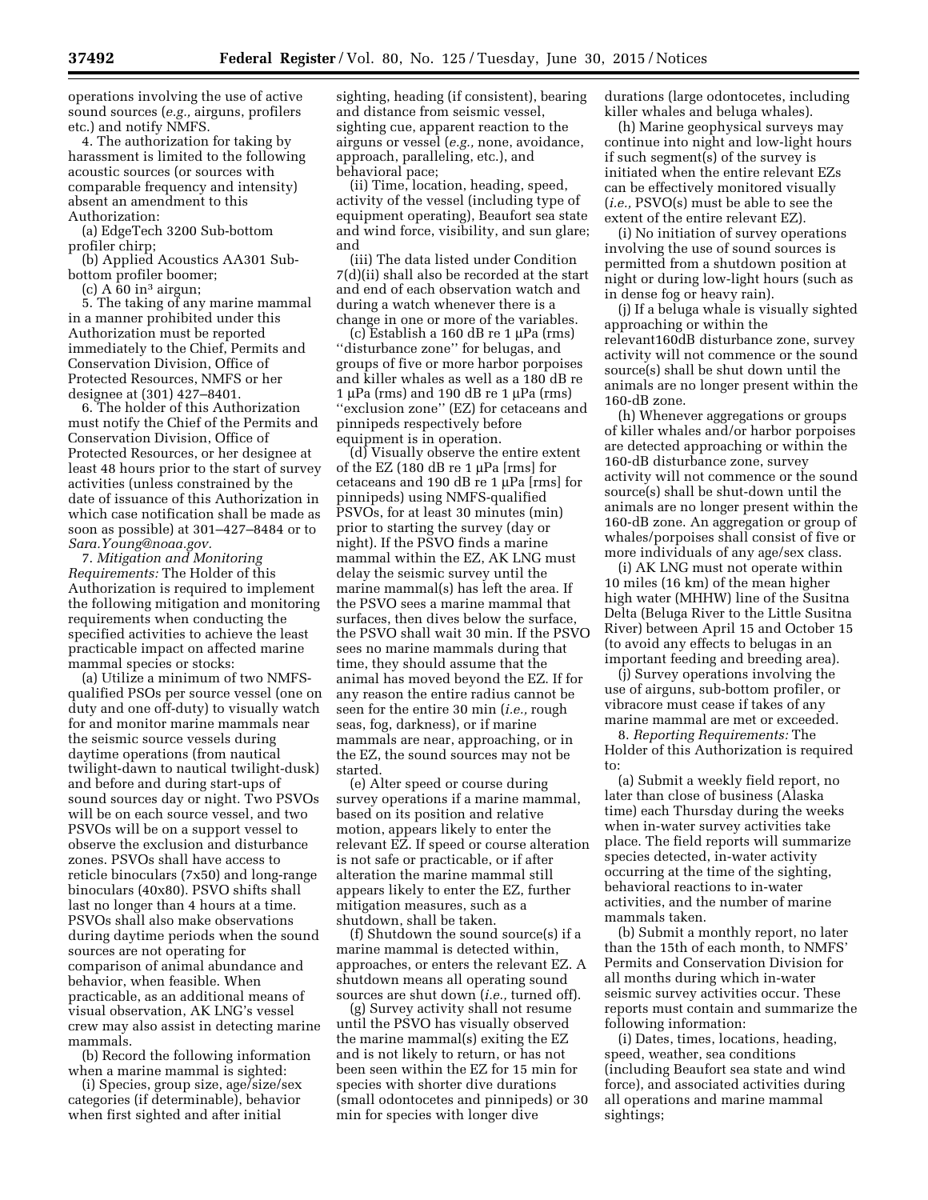operations involving the use of active sound sources (*e.g.,* airguns, profilers etc.) and notify NMFS.

4. The authorization for taking by harassment is limited to the following acoustic sources (or sources with comparable frequency and intensity) absent an amendment to this Authorization:

(a) EdgeTech 3200 Sub-bottom profiler chirp;

(b) Applied Acoustics AA301 Sub-bottom profiler boomer;

(c) A 60 in$^3$ airgun;

5. The taking of any marine mammal in a manner prohibited under this Authorization must be reported immediately to the Chief, Permits and Conservation Division, Office of Protected Resources, NMFS or her designee at (301) 427–8401.

6. The holder of this Authorization must notify the Chief of the Permits and Conservation Division, Office of Protected Resources, or her designee at least 48 hours prior to the start of survey activities (unless constrained by the date of issuance of this Authorization in which case notification shall be made as soon as possible) at 301–427–8484 or to *Sara.Young@noaa.gov.*

7. *Mitigation and Monitoring Requirements:* The Holder of this Authorization is required to implement the following mitigation and monitoring requirements when conducting the specified activities to achieve the least practicable impact on affected marine mammal species or stocks:

(a) Utilize a minimum of two NMFS-qualified PSOs per source vessel (one on duty and one off-duty) to visually watch for and monitor marine mammals near the seismic source vessels during daytime operations (from nautical twilight-dawn to nautical twilight-dusk) and before and during start-ups of sound sources day or night. Two PSVOs will be on each source vessel, and two PSVOs will be on a support vessel to observe the exclusion and disturbance zones. PSVOs shall have access to reticle binoculars (7x50) and long-range binoculars (40x80). PSVO shifts shall last no longer than 4 hours at a time. PSVOs shall also make observations during daytime periods when the sound sources are not operating for comparison of animal abundance and behavior, when feasible. When practicable, as an additional means of visual observation, AK LNG's vessel crew may also assist in detecting marine mammals.

(b) Record the following information when a marine mammal is sighted:

(i) Species, group size, age/size/sex categories (if determinable), behavior when first sighted and after initial sighting, heading (if consistent), bearing and distance from seismic vessel, sighting cue, apparent reaction to the airguns or vessel (*e.g.,* none, avoidance, approach, paralleling, etc.), and behavioral pace;

(ii) Time, location, heading, speed, activity of the vessel (including type of equipment operating), Beaufort sea state and wind force, visibility, and sun glare; and

(iii) The data listed under Condition 7(d)(ii) shall also be recorded at the start and end of each observation watch and during a watch whenever there is a change in one or more of the variables.

(c) Establish a 160 dB re 1 µPa (rms) "disturbance zone" for belugas, and groups of five or more harbor porpoises and killer whales as well as a 180 dB re 1 µPa (rms) and 190 dB re 1 µPa (rms) "exclusion zone" (EZ) for cetaceans and pinnipeds respectively before equipment is in operation.

(d) Visually observe the entire extent of the EZ (180 dB re 1 µPa [rms] for cetaceans and 190 dB re 1 µPa [rms] for pinnipeds) using NMFS-qualified PSVOs, for at least 30 minutes (min) prior to starting the survey (day or night). If the PSVO finds a marine mammal within the EZ, AK LNG must delay the seismic survey until the marine mammal(s) has left the area. If the PSVO sees a marine mammal that surfaces, then dives below the surface, the PSVO shall wait 30 min. If the PSVO sees no marine mammals during that time, they should assume that the animal has moved beyond the EZ. If for any reason the entire radius cannot be seen for the entire 30 min (*i.e.,* rough seas, fog, darkness), or if marine mammals are near, approaching, or in the EZ, the sound sources may not be started.

(e) Alter speed or course during survey operations if a marine mammal, based on its position and relative motion, appears likely to enter the relevant EZ. If speed or course alteration is not safe or practicable, or if after alteration the marine mammal still appears likely to enter the EZ, further mitigation measures, such as a shutdown, shall be taken.

(f) Shutdown the sound source(s) if a marine mammal is detected within, approaches, or enters the relevant EZ. A shutdown means all operating sound sources are shut down (*i.e.,* turned off).

(g) Survey activity shall not resume until the PSVO has visually observed the marine mammal(s) exiting the EZ and is not likely to return, or has not been seen within the EZ for 15 min for species with shorter dive durations (small odontocetes and pinnipeds) or 30 min for species with longer dive durations (large odontocetes, including killer whales and beluga whales).

(h) Marine geophysical surveys may continue into night and low-light hours if such segment(s) of the survey is initiated when the entire relevant EZs can be effectively monitored visually (*i.e.,* PSVO(s) must be able to see the extent of the entire relevant EZ).

(i) No initiation of survey operations involving the use of sound sources is permitted from a shutdown position at night or during low-light hours (such as in dense fog or heavy rain).

(j) If a beluga whale is visually sighted approaching or within the relevant160dB disturbance zone, survey activity will not commence or the sound source(s) shall be shut down until the animals are no longer present within the 160-dB zone.

(h) Whenever aggregations or groups of killer whales and/or harbor porpoises are detected approaching or within the 160-dB disturbance zone, survey activity will not commence or the sound source(s) shall be shut-down until the animals are no longer present within the 160-dB zone. An aggregation or group of whales/porpoises shall consist of five or more individuals of any age/sex class.

(i) AK LNG must not operate within 10 miles (16 km) of the mean higher high water (MHHW) line of the Susitna Delta (Beluga River to the Little Susitna River) between April 15 and October 15 (to avoid any effects to belugas in an important feeding and breeding area).

(j) Survey operations involving the use of airguns, sub-bottom profiler, or vibracore must cease if takes of any marine mammal are met or exceeded.

8. *Reporting Requirements:* The Holder of this Authorization is required to:

(a) Submit a weekly field report, no later than close of business (Alaska time) each Thursday during the weeks when in-water survey activities take place. The field reports will summarize species detected, in-water activity occurring at the time of the sighting, behavioral reactions to in-water activities, and the number of marine mammals taken.

(b) Submit a monthly report, no later than the 15th of each month, to NMFS' Permits and Conservation Division for all months during which in-water seismic survey activities occur. These reports must contain and summarize the following information:

(i) Dates, times, locations, heading, speed, weather, sea conditions (including Beaufort sea state and wind force), and associated activities during all operations and marine mammal sightings;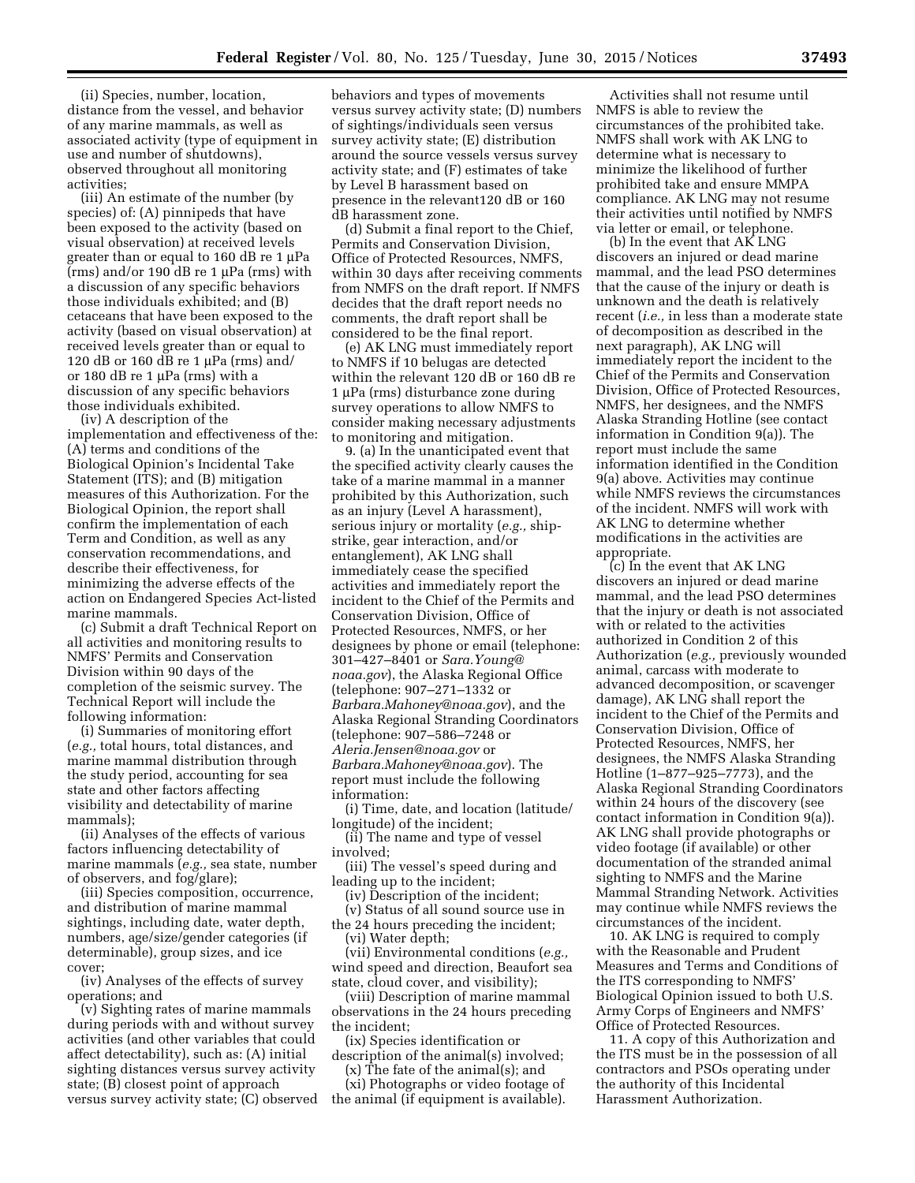(ii) Species, number, location, distance from the vessel, and behavior of any marine mammals, as well as associated activity (type of equipment in use and number of shutdowns), observed throughout all monitoring activities;

(iii) An estimate of the number (by species) of: (A) pinnipeds that have been exposed to the activity (based on visual observation) at received levels greater than or equal to 160 dB re 1 µPa (rms) and/or 190 dB re 1 µPa (rms) with a discussion of any specific behaviors those individuals exhibited; and (B) cetaceans that have been exposed to the activity (based on visual observation) at received levels greater than or equal to 120 dB or 160 dB re 1 µPa (rms) and/ or 180 dB re 1 µPa (rms) with a discussion of any specific behaviors those individuals exhibited.

(iv) A description of the implementation and effectiveness of the: (A) terms and conditions of the Biological Opinion's Incidental Take Statement (ITS); and (B) mitigation measures of this Authorization. For the Biological Opinion, the report shall confirm the implementation of each Term and Condition, as well as any conservation recommendations, and describe their effectiveness, for minimizing the adverse effects of the action on Endangered Species Act-listed marine mammals.

(c) Submit a draft Technical Report on all activities and monitoring results to NMFS' Permits and Conservation Division within 90 days of the completion of the seismic survey. The Technical Report will include the following information:

(i) Summaries of monitoring effort (*e.g.,* total hours, total distances, and marine mammal distribution through the study period, accounting for sea state and other factors affecting visibility and detectability of marine mammals);

(ii) Analyses of the effects of various factors influencing detectability of marine mammals (*e.g.,* sea state, number of observers, and fog/glare);

(iii) Species composition, occurrence, and distribution of marine mammal sightings, including date, water depth, numbers, age/size/gender categories (if determinable), group sizes, and ice cover;

(iv) Analyses of the effects of survey operations; and

(v) Sighting rates of marine mammals during periods with and without survey activities (and other variables that could affect detectability), such as: (A) initial sighting distances versus survey activity state; (B) closest point of approach versus survey activity state; (C) observed behaviors and types of movements versus survey activity state; (D) numbers of sightings/individuals seen versus survey activity state; (E) distribution around the source vessels versus survey activity state; and (F) estimates of take by Level B harassment based on presence in the relevant120 dB or 160 dB harassment zone.

(d) Submit a final report to the Chief, Permits and Conservation Division, Office of Protected Resources, NMFS, within 30 days after receiving comments from NMFS on the draft report. If NMFS decides that the draft report needs no comments, the draft report shall be considered to be the final report.

(e) AK LNG must immediately report to NMFS if 10 belugas are detected within the relevant 120 dB or 160 dB re 1 µPa (rms) disturbance zone during survey operations to allow NMFS to consider making necessary adjustments to monitoring and mitigation.

9. (a) In the unanticipated event that the specified activity clearly causes the take of a marine mammal in a manner prohibited by this Authorization, such as an injury (Level A harassment), serious injury or mortality (*e.g.,* ship-strike, gear interaction, and/or entanglement), AK LNG shall immediately cease the specified activities and immediately report the incident to the Chief of the Permits and Conservation Division, Office of Protected Resources, NMFS, or her designees by phone or email (telephone: 301–427–8401 or *Sara.Young@noaa.gov*), the Alaska Regional Office (telephone: 907–271–1332 or *Barbara.Mahoney@noaa.gov*), and the Alaska Regional Stranding Coordinators (telephone: 907–586–7248 or *Aleria.Jensen@noaa.gov* or *Barbara.Mahoney@noaa.gov*). The report must include the following information:

(i) Time, date, and location (latitude/ longitude) of the incident;

(ii) The name and type of vessel involved;

(iii) The vessel's speed during and leading up to the incident;

(iv) Description of the incident;

(v) Status of all sound source use in the 24 hours preceding the incident;

(vi) Water depth;

(vii) Environmental conditions (*e.g.,* wind speed and direction, Beaufort sea state, cloud cover, and visibility);

(viii) Description of marine mammal observations in the 24 hours preceding the incident;

(ix) Species identification or description of the animal(s) involved;

(x) The fate of the animal(s); and

(xi) Photographs or video footage of the animal (if equipment is available).

Activities shall not resume until NMFS is able to review the circumstances of the prohibited take. NMFS shall work with AK LNG to determine what is necessary to minimize the likelihood of further prohibited take and ensure MMPA compliance. AK LNG may not resume their activities until notified by NMFS via letter or email, or telephone.

(b) In the event that AK LNG discovers an injured or dead marine mammal, and the lead PSO determines that the cause of the injury or death is unknown and the death is relatively recent (*i.e.,* in less than a moderate state of decomposition as described in the next paragraph), AK LNG will immediately report the incident to the Chief of the Permits and Conservation Division, Office of Protected Resources, NMFS, her designees, and the NMFS Alaska Stranding Hotline (see contact information in Condition 9(a)). The report must include the same information identified in the Condition 9(a) above. Activities may continue while NMFS reviews the circumstances of the incident. NMFS will work with AK LNG to determine whether modifications in the activities are appropriate.

(c) In the event that AK LNG discovers an injured or dead marine mammal, and the lead PSO determines that the injury or death is not associated with or related to the activities authorized in Condition 2 of this Authorization (*e.g.,* previously wounded animal, carcass with moderate to advanced decomposition, or scavenger damage), AK LNG shall report the incident to the Chief of the Permits and Conservation Division, Office of Protected Resources, NMFS, her designees, the NMFS Alaska Stranding Hotline (1–877–925–7773), and the Alaska Regional Stranding Coordinators within 24 hours of the discovery (see contact information in Condition 9(a)). AK LNG shall provide photographs or video footage (if available) or other documentation of the stranded animal sighting to NMFS and the Marine Mammal Stranding Network. Activities may continue while NMFS reviews the circumstances of the incident.

10. AK LNG is required to comply with the Reasonable and Prudent Measures and Terms and Conditions of the ITS corresponding to NMFS' Biological Opinion issued to both U.S. Army Corps of Engineers and NMFS' Office of Protected Resources.

11. A copy of this Authorization and the ITS must be in the possession of all contractors and PSOs operating under the authority of this Incidental Harassment Authorization.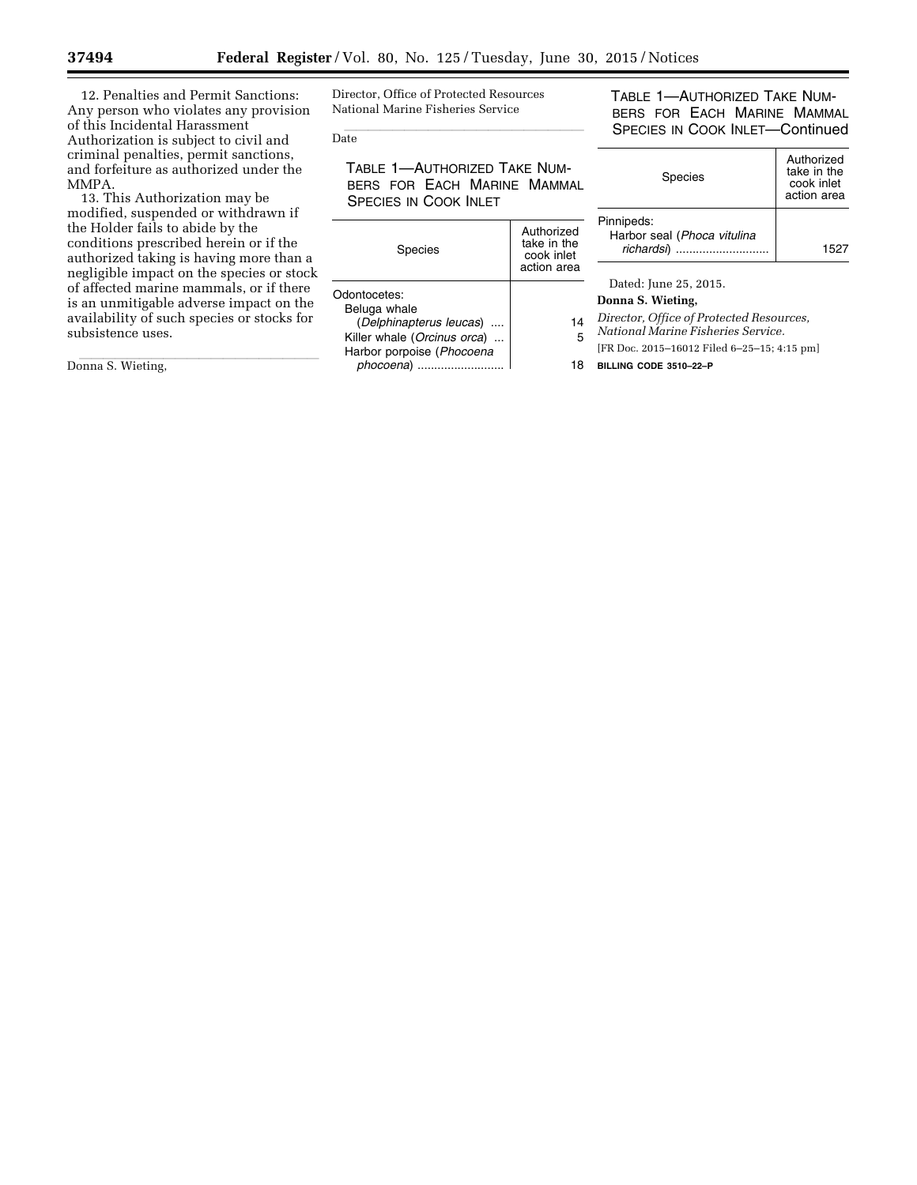12. Penalties and Permit Sanctions: Any person who violates any provision of this Incidental Harassment Authorization is subject to civil and criminal penalties, permit sanctions, and forfeiture as authorized under the MMPA.

13. This Authorization may be modified, suspended or withdrawn if the Holder fails to abide by the conditions prescribed herein or if the authorized taking is having more than a negligible impact on the species or stock of affected marine mammals, or if there is an unmitigable adverse impact on the availability of such species or stocks for subsistence uses.

---

Donna S. Wieting,

Director, Office of Protected Resources National Marine Fisheries Service

---

Date

TABLE 1—AUTHORIZED TAKE NUMBERS FOR EACH MARINE MAMMAL SPECIES IN COOK INLET

| Species | Authorized take in the cook inlet action area |
| --- | --- |
| Odontocetes: | |
| Beluga whale (*Delphinapterus leucas*) | 14 |
| Killer whale (*Orcinus orca*) | 5 |
| Harbor porpoise (*Phocoena phocoena*) | 18 |
| Pinnipeds: | |
| Harbor seal (*Phoca vitulina richardsi*) | 1527 |

Dated: June 25, 2015.

**Donna S. Wieting,**

*Director, Office of Protected Resources, National Marine Fisheries Service.*

[FR Doc. 2015–16012 Filed 6–25–15; 4:15 pm]

**BILLING CODE 3510–22–P**